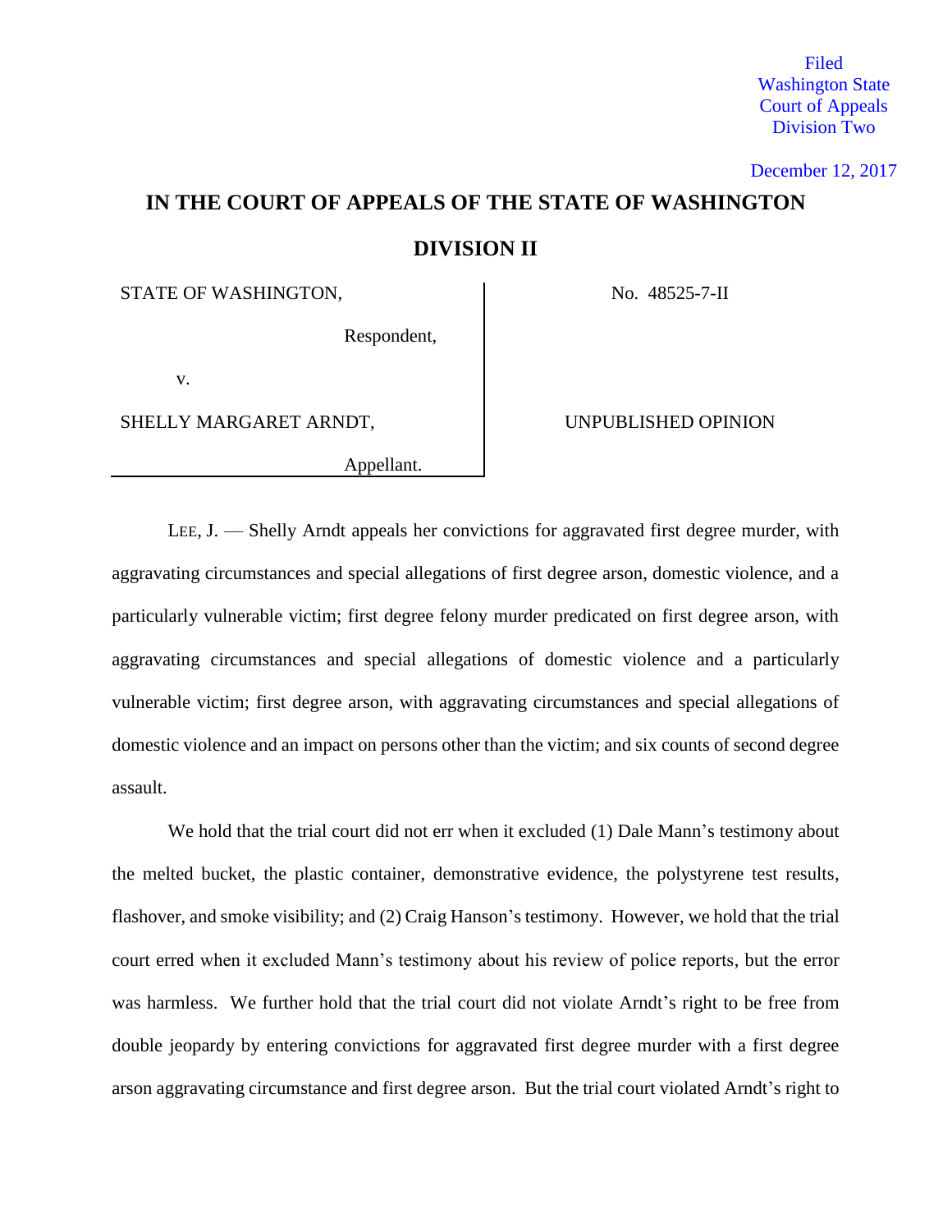Filed
Washington State
Court of Appeals
Division Two

December 12, 2017

# IN THE COURT OF APPEALS OF THE STATE OF WASHINGTON

## DIVISION II

| | |
|---|---|
| STATE OF WASHINGTON, <br> Respondent, <br> v. <br> SHELLY MARGARET ARNDT, <br> Appellant. | No. 48525-7-II <br><br> UNPUBLISHED OPINION |

LEE, J. — Shelly Arndt appeals her convictions for aggravated first degree murder, with aggravating circumstances and special allegations of first degree arson, domestic violence, and a particularly vulnerable victim; first degree felony murder predicated on first degree arson, with aggravating circumstances and special allegations of domestic violence and a particularly vulnerable victim; first degree arson, with aggravating circumstances and special allegations of domestic violence and an impact on persons other than the victim; and six counts of second degree assault.

We hold that the trial court did not err when it excluded (1) Dale Mann's testimony about the melted bucket, the plastic container, demonstrative evidence, the polystyrene test results, flashover, and smoke visibility; and (2) Craig Hanson's testimony. However, we hold that the trial court erred when it excluded Mann's testimony about his review of police reports, but the error was harmless. We further hold that the trial court did not violate Arndt's right to be free from double jeopardy by entering convictions for aggravated first degree murder with a first degree arson aggravating circumstance and first degree arson. But the trial court violated Arndt's right to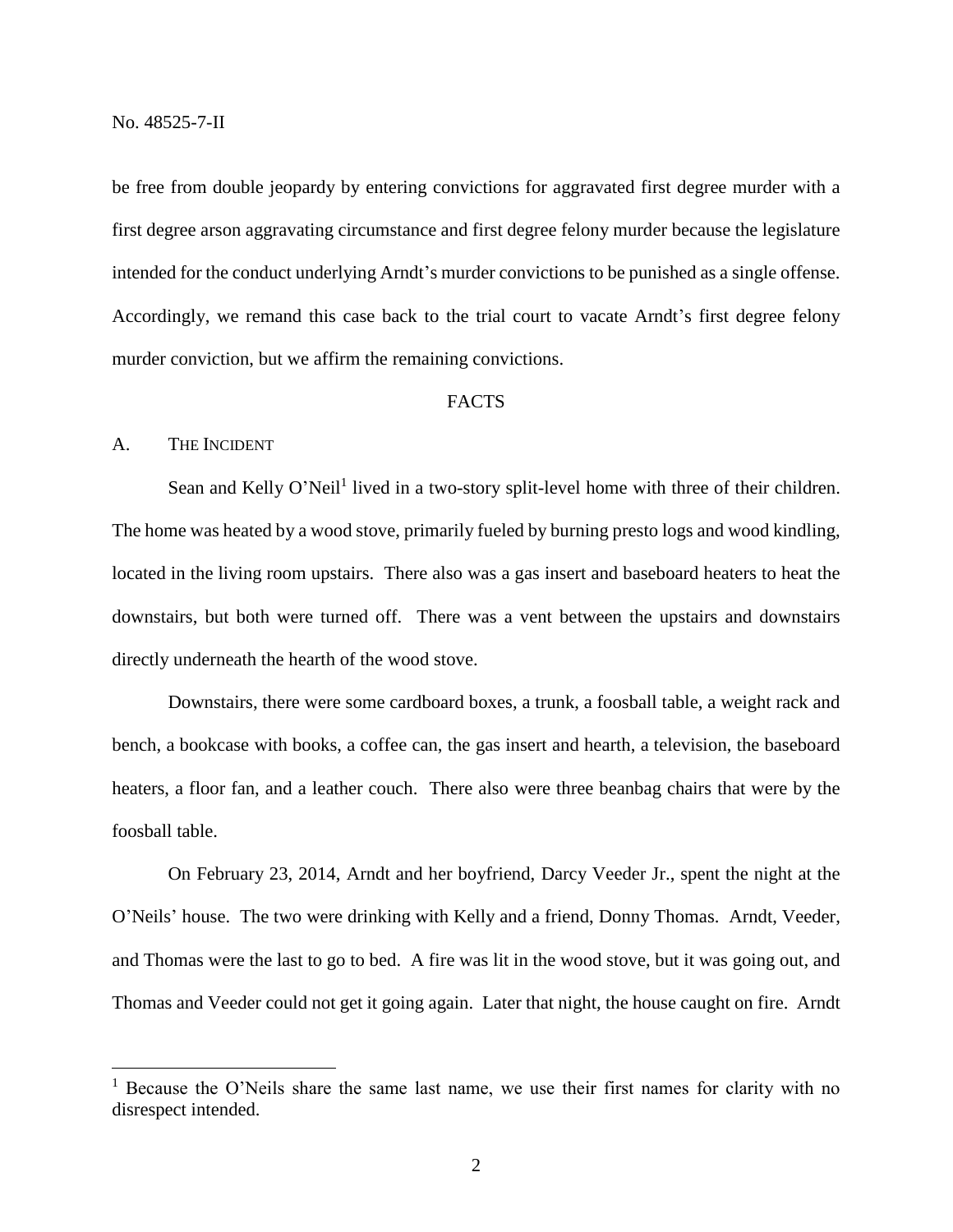be free from double jeopardy by entering convictions for aggravated first degree murder with a first degree arson aggravating circumstance and first degree felony murder because the legislature intended for the conduct underlying Arndt's murder convictions to be punished as a single offense. Accordingly, we remand this case back to the trial court to vacate Arndt's first degree felony murder conviction, but we affirm the remaining convictions.

## FACTS

### A. The Incident

Sean and Kelly O'Neil[1] lived in a two-story split-level home with three of their children. The home was heated by a wood stove, primarily fueled by burning presto logs and wood kindling, located in the living room upstairs. There also was a gas insert and baseboard heaters to heat the downstairs, but both were turned off. There was a vent between the upstairs and downstairs directly underneath the hearth of the wood stove.

Downstairs, there were some cardboard boxes, a trunk, a foosball table, a weight rack and bench, a bookcase with books, a coffee can, the gas insert and hearth, a television, the baseboard heaters, a floor fan, and a leather couch. There also were three beanbag chairs that were by the foosball table.

On February 23, 2014, Arndt and her boyfriend, Darcy Veeder Jr., spent the night at the O'Neils' house. The two were drinking with Kelly and a friend, Donny Thomas. Arndt, Veeder, and Thomas were the last to go to bed. A fire was lit in the wood stove, but it was going out, and Thomas and Veeder could not get it going again. Later that night, the house caught on fire. Arndt

[1] Because the O'Neils share the same last name, we use their first names for clarity with no disrespect intended.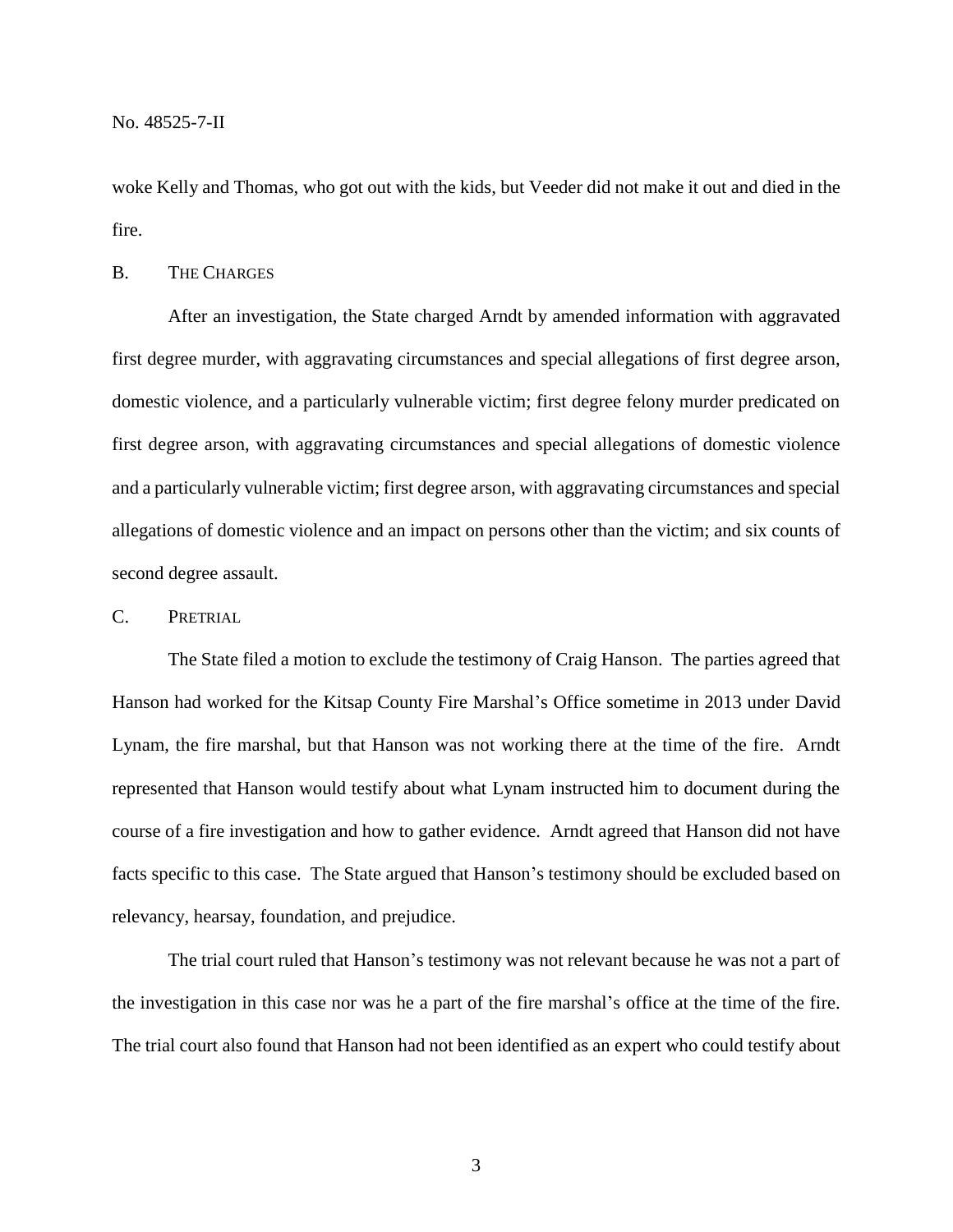woke Kelly and Thomas, who got out with the kids, but Veeder did not make it out and died in the fire.

### B. The Charges

After an investigation, the State charged Arndt by amended information with aggravated first degree murder, with aggravating circumstances and special allegations of first degree arson, domestic violence, and a particularly vulnerable victim; first degree felony murder predicated on first degree arson, with aggravating circumstances and special allegations of domestic violence and a particularly vulnerable victim; first degree arson, with aggravating circumstances and special allegations of domestic violence and an impact on persons other than the victim; and six counts of second degree assault.

### C. Pretrial

The State filed a motion to exclude the testimony of Craig Hanson. The parties agreed that Hanson had worked for the Kitsap County Fire Marshal's Office sometime in 2013 under David Lynam, the fire marshal, but that Hanson was not working there at the time of the fire. Arndt represented that Hanson would testify about what Lynam instructed him to document during the course of a fire investigation and how to gather evidence. Arndt agreed that Hanson did not have facts specific to this case. The State argued that Hanson's testimony should be excluded based on relevancy, hearsay, foundation, and prejudice.

The trial court ruled that Hanson's testimony was not relevant because he was not a part of the investigation in this case nor was he a part of the fire marshal's office at the time of the fire. The trial court also found that Hanson had not been identified as an expert who could testify about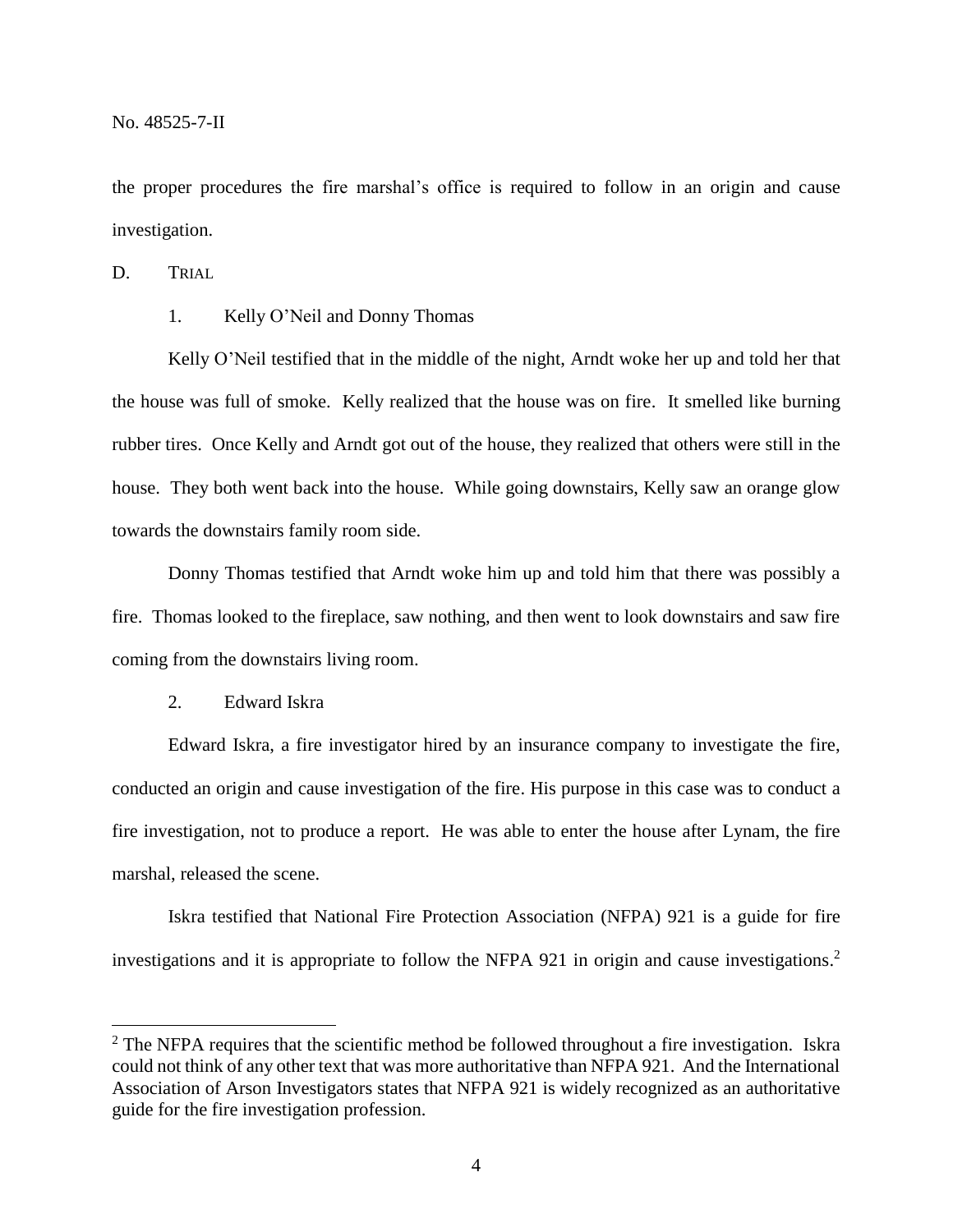the proper procedures the fire marshal's office is required to follow in an origin and cause investigation.

## D. Trial

### 1. Kelly O'Neil and Donny Thomas

Kelly O'Neil testified that in the middle of the night, Arndt woke her up and told her that the house was full of smoke. Kelly realized that the house was on fire. It smelled like burning rubber tires. Once Kelly and Arndt got out of the house, they realized that others were still in the house. They both went back into the house. While going downstairs, Kelly saw an orange glow towards the downstairs family room side.

Donny Thomas testified that Arndt woke him up and told him that there was possibly a fire. Thomas looked to the fireplace, saw nothing, and then went to look downstairs and saw fire coming from the downstairs living room.

### 2. Edward Iskra

Edward Iskra, a fire investigator hired by an insurance company to investigate the fire, conducted an origin and cause investigation of the fire. His purpose in this case was to conduct a fire investigation, not to produce a report. He was able to enter the house after Lynam, the fire marshal, released the scene.

Iskra testified that National Fire Protection Association (NFPA) 921 is a guide for fire investigations and it is appropriate to follow the NFPA 921 in origin and cause investigations.[2]

---

[2] The NFPA requires that the scientific method be followed throughout a fire investigation. Iskra could not think of any other text that was more authoritative than NFPA 921. And the International Association of Arson Investigators states that NFPA 921 is widely recognized as an authoritative guide for the fire investigation profession.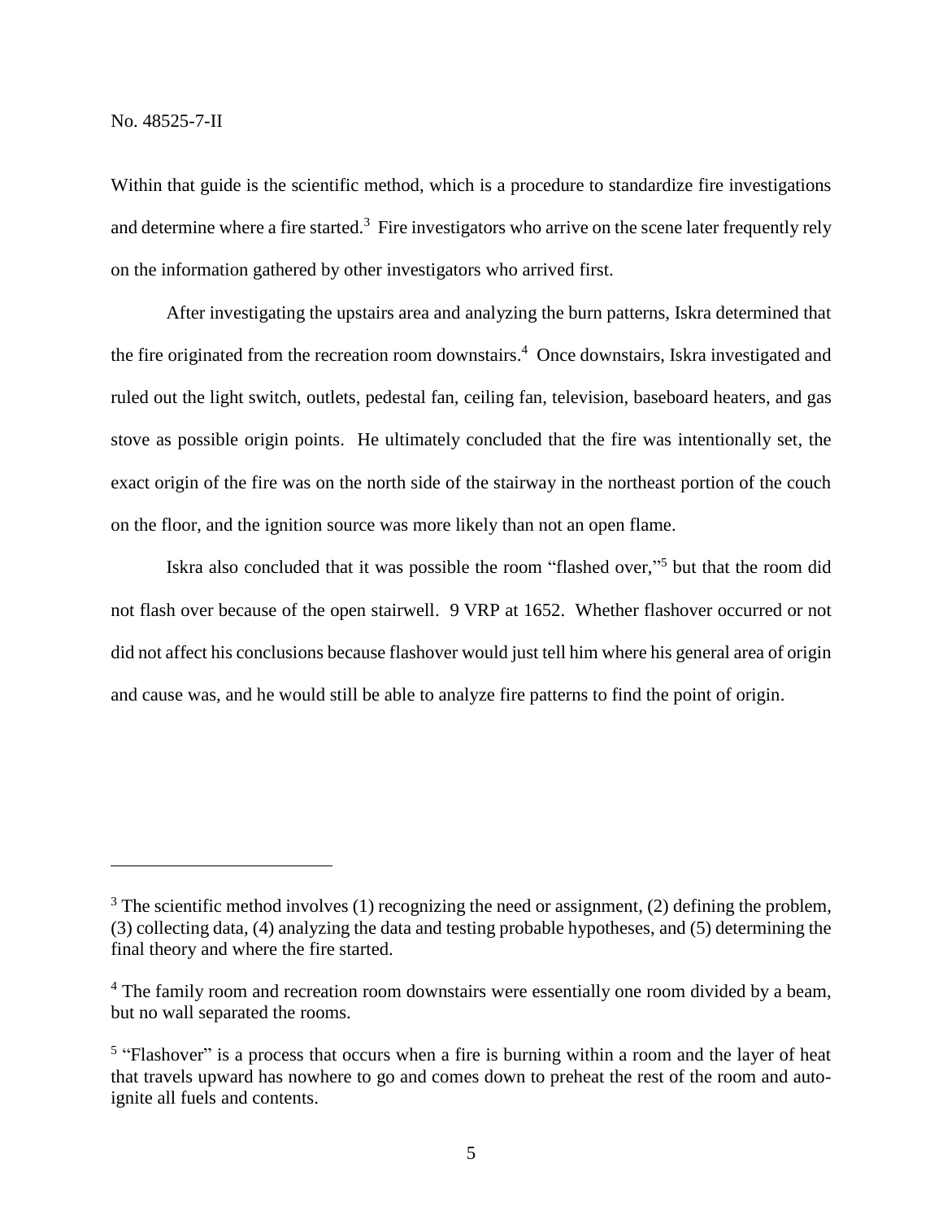Within that guide is the scientific method, which is a procedure to standardize fire investigations and determine where a fire started.[3] Fire investigators who arrive on the scene later frequently rely on the information gathered by other investigators who arrived first.

After investigating the upstairs area and analyzing the burn patterns, Iskra determined that the fire originated from the recreation room downstairs.[4] Once downstairs, Iskra investigated and ruled out the light switch, outlets, pedestal fan, ceiling fan, television, baseboard heaters, and gas stove as possible origin points. He ultimately concluded that the fire was intentionally set, the exact origin of the fire was on the north side of the stairway in the northeast portion of the couch on the floor, and the ignition source was more likely than not an open flame.

Iskra also concluded that it was possible the room "flashed over,"[5] but that the room did not flash over because of the open stairwell. 9 VRP at 1652. Whether flashover occurred or not did not affect his conclusions because flashover would just tell him where his general area of origin and cause was, and he would still be able to analyze fire patterns to find the point of origin.

---

[3] The scientific method involves (1) recognizing the need or assignment, (2) defining the problem, (3) collecting data, (4) analyzing the data and testing probable hypotheses, and (5) determining the final theory and where the fire started.

[4] The family room and recreation room downstairs were essentially one room divided by a beam, but no wall separated the rooms.

[5] "Flashover" is a process that occurs when a fire is burning within a room and the layer of heat that travels upward has nowhere to go and comes down to preheat the rest of the room and auto-ignite all fuels and contents.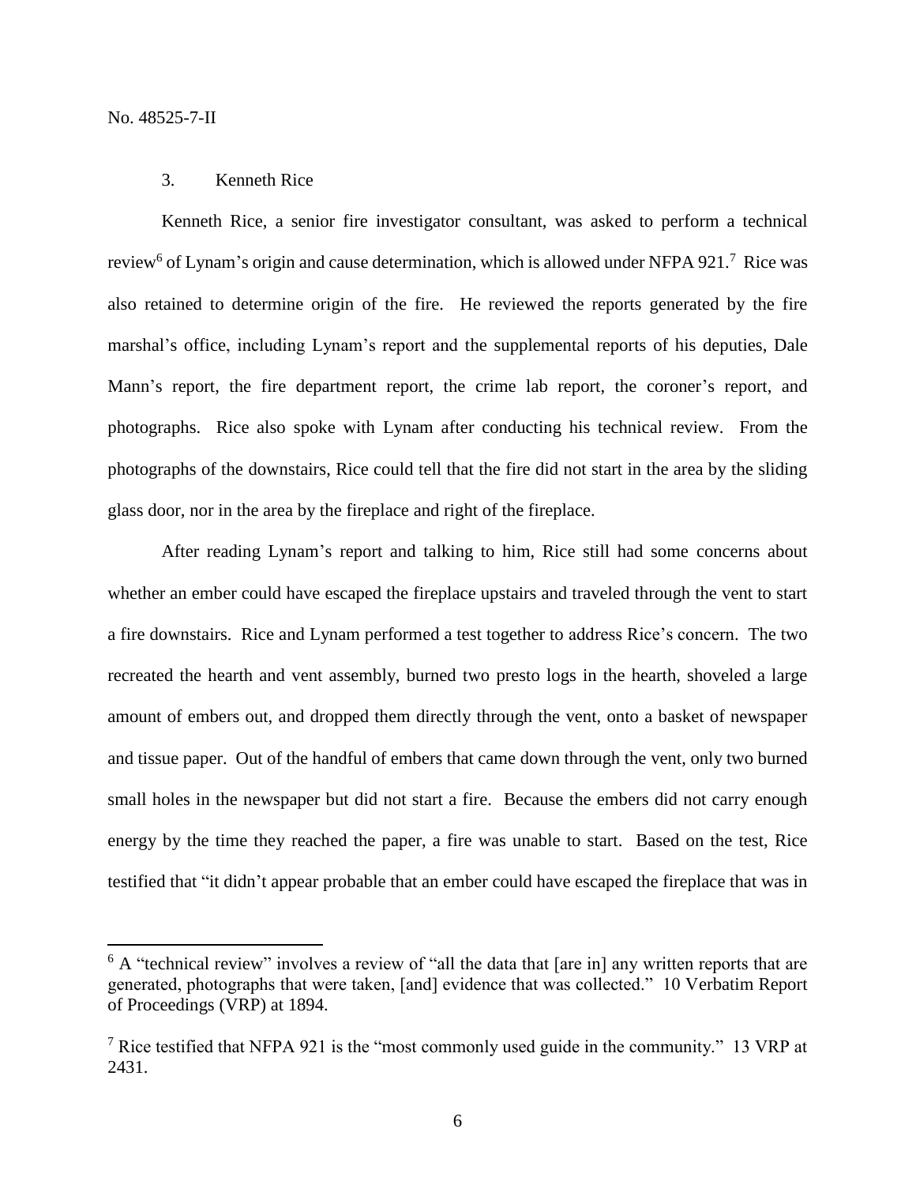3. Kenneth Rice

Kenneth Rice, a senior fire investigator consultant, was asked to perform a technical review[6] of Lynam's origin and cause determination, which is allowed under NFPA 921.[7] Rice was also retained to determine origin of the fire. He reviewed the reports generated by the fire marshal's office, including Lynam's report and the supplemental reports of his deputies, Dale Mann's report, the fire department report, the crime lab report, the coroner's report, and photographs. Rice also spoke with Lynam after conducting his technical review. From the photographs of the downstairs, Rice could tell that the fire did not start in the area by the sliding glass door, nor in the area by the fireplace and right of the fireplace.

After reading Lynam's report and talking to him, Rice still had some concerns about whether an ember could have escaped the fireplace upstairs and traveled through the vent to start a fire downstairs. Rice and Lynam performed a test together to address Rice's concern. The two recreated the hearth and vent assembly, burned two presto logs in the hearth, shoveled a large amount of embers out, and dropped them directly through the vent, onto a basket of newspaper and tissue paper. Out of the handful of embers that came down through the vent, only two burned small holes in the newspaper but did not start a fire. Because the embers did not carry enough energy by the time they reached the paper, a fire was unable to start. Based on the test, Rice testified that "it didn't appear probable that an ember could have escaped the fireplace that was in

---

[6] A "technical review" involves a review of "all the data that [are in] any written reports that are generated, photographs that were taken, [and] evidence that was collected." 10 Verbatim Report of Proceedings (VRP) at 1894.

[7] Rice testified that NFPA 921 is the "most commonly used guide in the community." 13 VRP at 2431.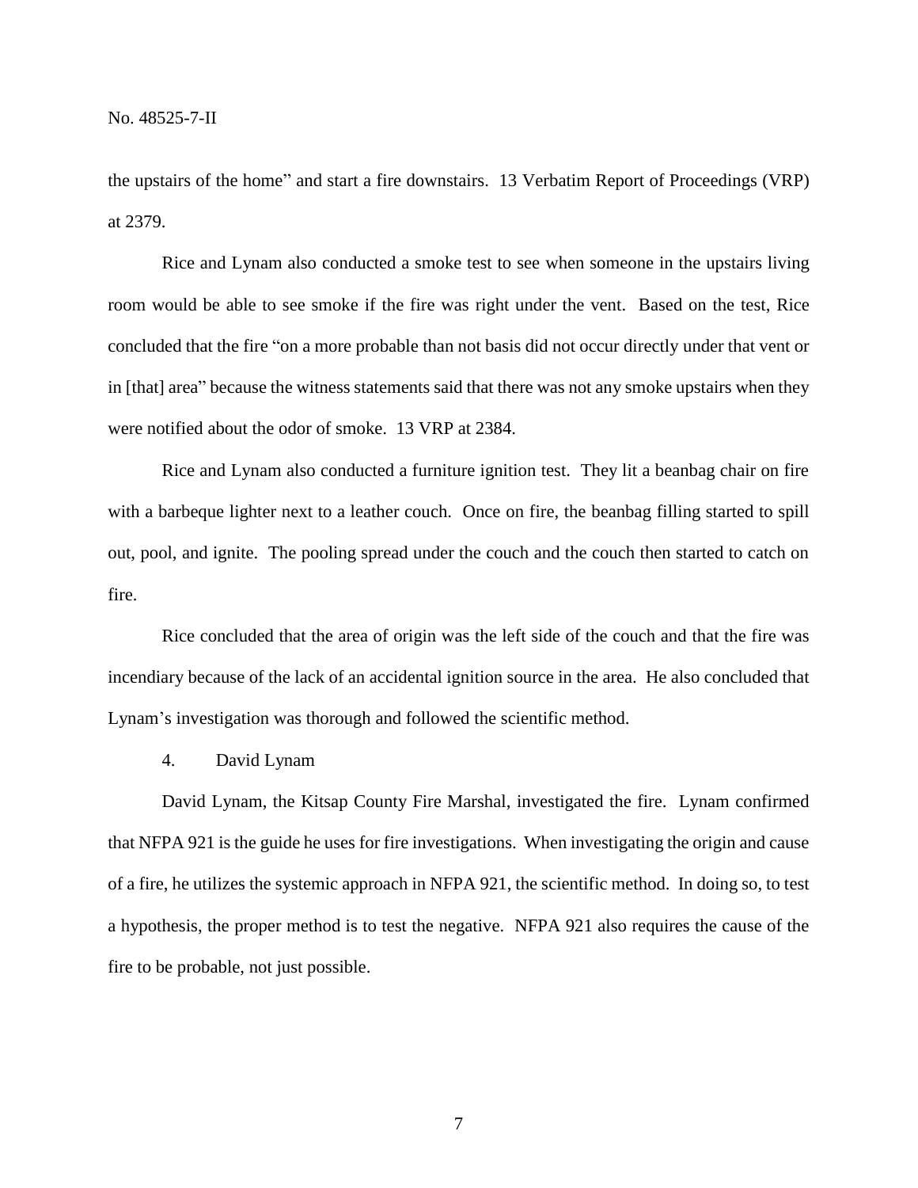the upstairs of the home" and start a fire downstairs. 13 Verbatim Report of Proceedings (VRP) at 2379.

Rice and Lynam also conducted a smoke test to see when someone in the upstairs living room would be able to see smoke if the fire was right under the vent. Based on the test, Rice concluded that the fire "on a more probable than not basis did not occur directly under that vent or in [that] area" because the witness statements said that there was not any smoke upstairs when they were notified about the odor of smoke. 13 VRP at 2384.

Rice and Lynam also conducted a furniture ignition test. They lit a beanbag chair on fire with a barbeque lighter next to a leather couch. Once on fire, the beanbag filling started to spill out, pool, and ignite. The pooling spread under the couch and the couch then started to catch on fire.

Rice concluded that the area of origin was the left side of the couch and that the fire was incendiary because of the lack of an accidental ignition source in the area. He also concluded that Lynam's investigation was thorough and followed the scientific method.

4. David Lynam

David Lynam, the Kitsap County Fire Marshal, investigated the fire. Lynam confirmed that NFPA 921 is the guide he uses for fire investigations. When investigating the origin and cause of a fire, he utilizes the systemic approach in NFPA 921, the scientific method. In doing so, to test a hypothesis, the proper method is to test the negative. NFPA 921 also requires the cause of the fire to be probable, not just possible.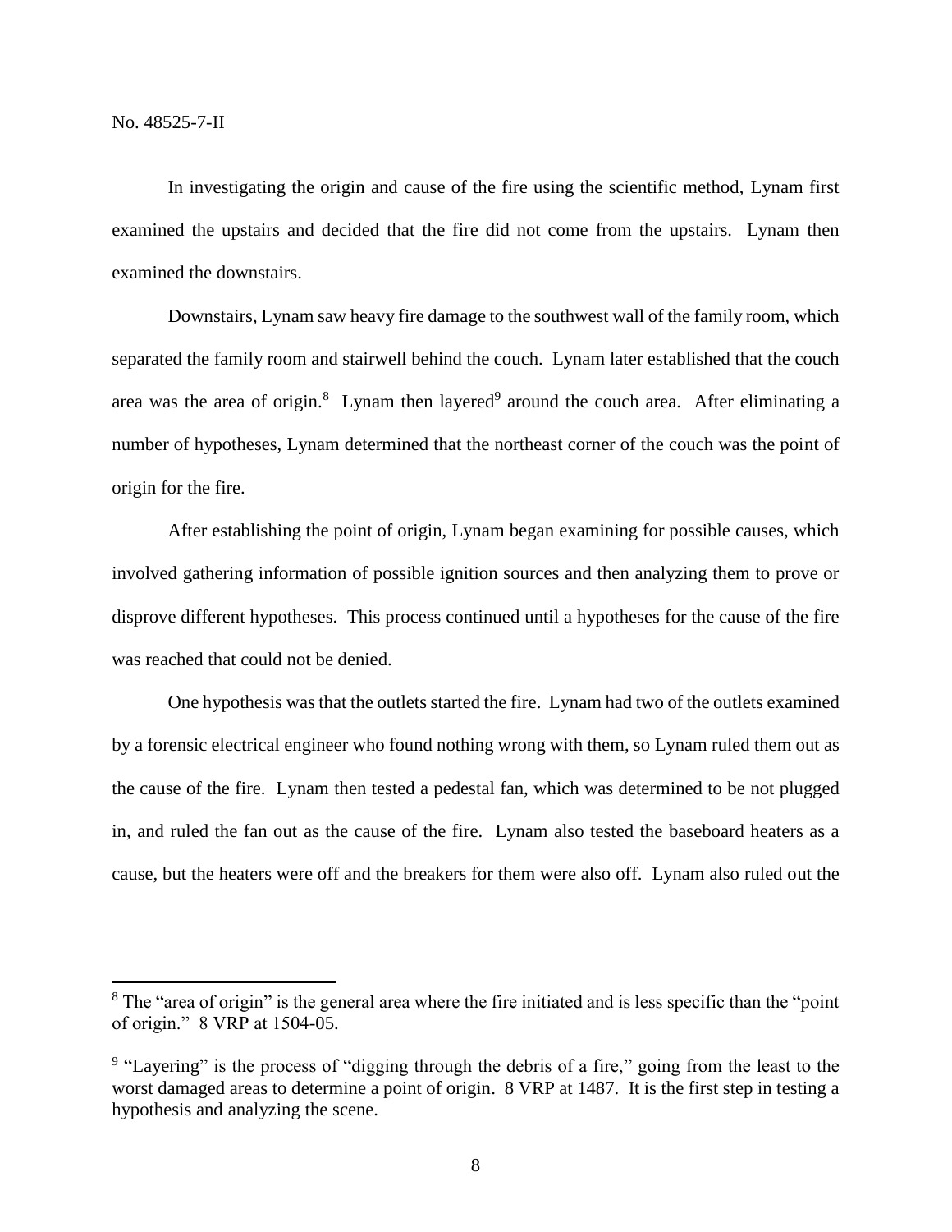In investigating the origin and cause of the fire using the scientific method, Lynam first examined the upstairs and decided that the fire did not come from the upstairs. Lynam then examined the downstairs.

Downstairs, Lynam saw heavy fire damage to the southwest wall of the family room, which separated the family room and stairwell behind the couch. Lynam later established that the couch area was the area of origin.[8] Lynam then layered[9] around the couch area. After eliminating a number of hypotheses, Lynam determined that the northeast corner of the couch was the point of origin for the fire.

After establishing the point of origin, Lynam began examining for possible causes, which involved gathering information of possible ignition sources and then analyzing them to prove or disprove different hypotheses. This process continued until a hypotheses for the cause of the fire was reached that could not be denied.

One hypothesis was that the outlets started the fire. Lynam had two of the outlets examined by a forensic electrical engineer who found nothing wrong with them, so Lynam ruled them out as the cause of the fire. Lynam then tested a pedestal fan, which was determined to be not plugged in, and ruled the fan out as the cause of the fire. Lynam also tested the baseboard heaters as a cause, but the heaters were off and the breakers for them were also off. Lynam also ruled out the

---

[8] The "area of origin" is the general area where the fire initiated and is less specific than the "point of origin." 8 VRP at 1504-05.

[9] "Layering" is the process of "digging through the debris of a fire," going from the least to the worst damaged areas to determine a point of origin. 8 VRP at 1487. It is the first step in testing a hypothesis and analyzing the scene.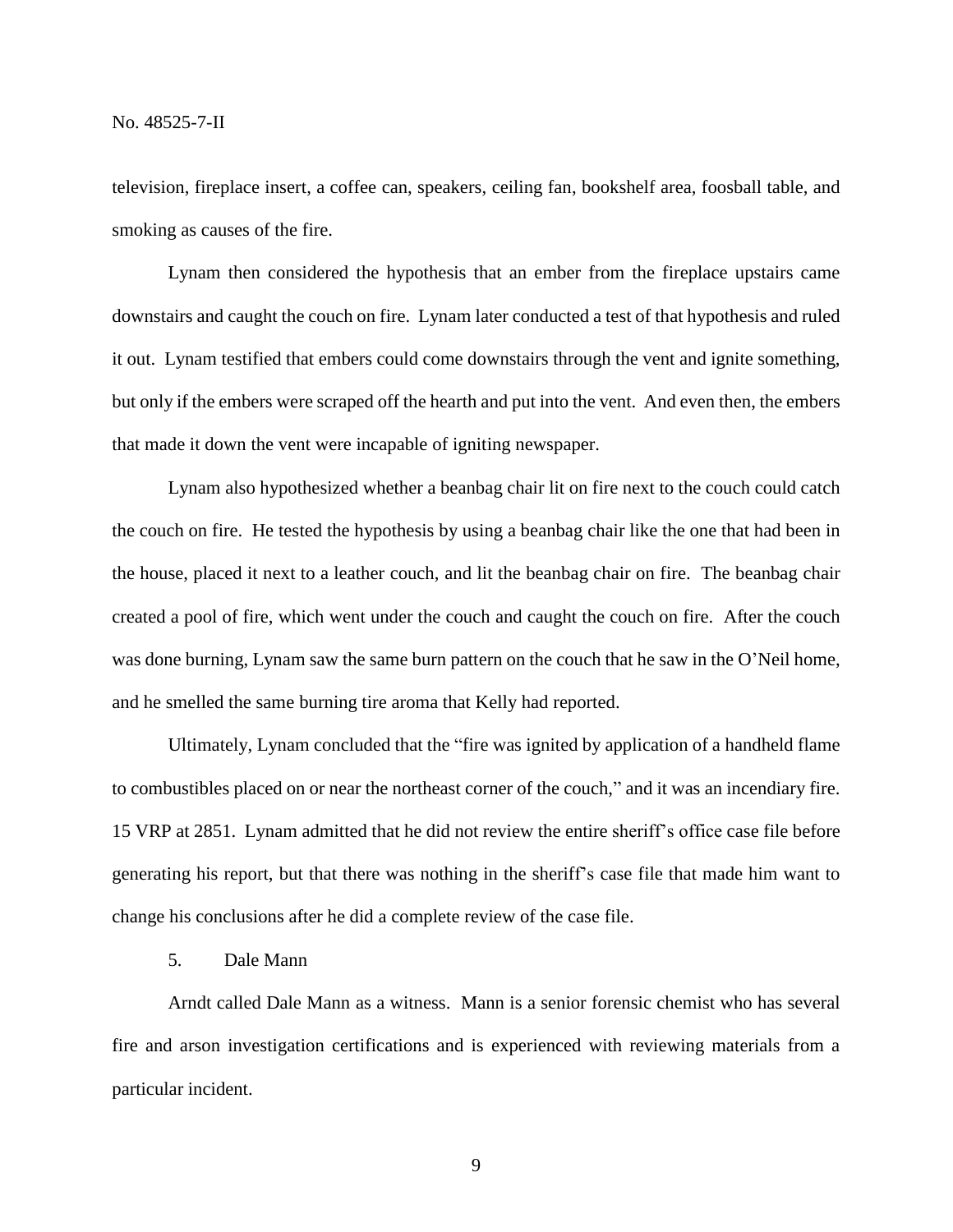television, fireplace insert, a coffee can, speakers, ceiling fan, bookshelf area, foosball table, and smoking as causes of the fire.

Lynam then considered the hypothesis that an ember from the fireplace upstairs came downstairs and caught the couch on fire. Lynam later conducted a test of that hypothesis and ruled it out. Lynam testified that embers could come downstairs through the vent and ignite something, but only if the embers were scraped off the hearth and put into the vent. And even then, the embers that made it down the vent were incapable of igniting newspaper.

Lynam also hypothesized whether a beanbag chair lit on fire next to the couch could catch the couch on fire. He tested the hypothesis by using a beanbag chair like the one that had been in the house, placed it next to a leather couch, and lit the beanbag chair on fire. The beanbag chair created a pool of fire, which went under the couch and caught the couch on fire. After the couch was done burning, Lynam saw the same burn pattern on the couch that he saw in the O'Neil home, and he smelled the same burning tire aroma that Kelly had reported.

Ultimately, Lynam concluded that the "fire was ignited by application of a handheld flame to combustibles placed on or near the northeast corner of the couch," and it was an incendiary fire. 15 VRP at 2851. Lynam admitted that he did not review the entire sheriff's office case file before generating his report, but that there was nothing in the sheriff's case file that made him want to change his conclusions after he did a complete review of the case file.

5. Dale Mann

Arndt called Dale Mann as a witness. Mann is a senior forensic chemist who has several fire and arson investigation certifications and is experienced with reviewing materials from a particular incident.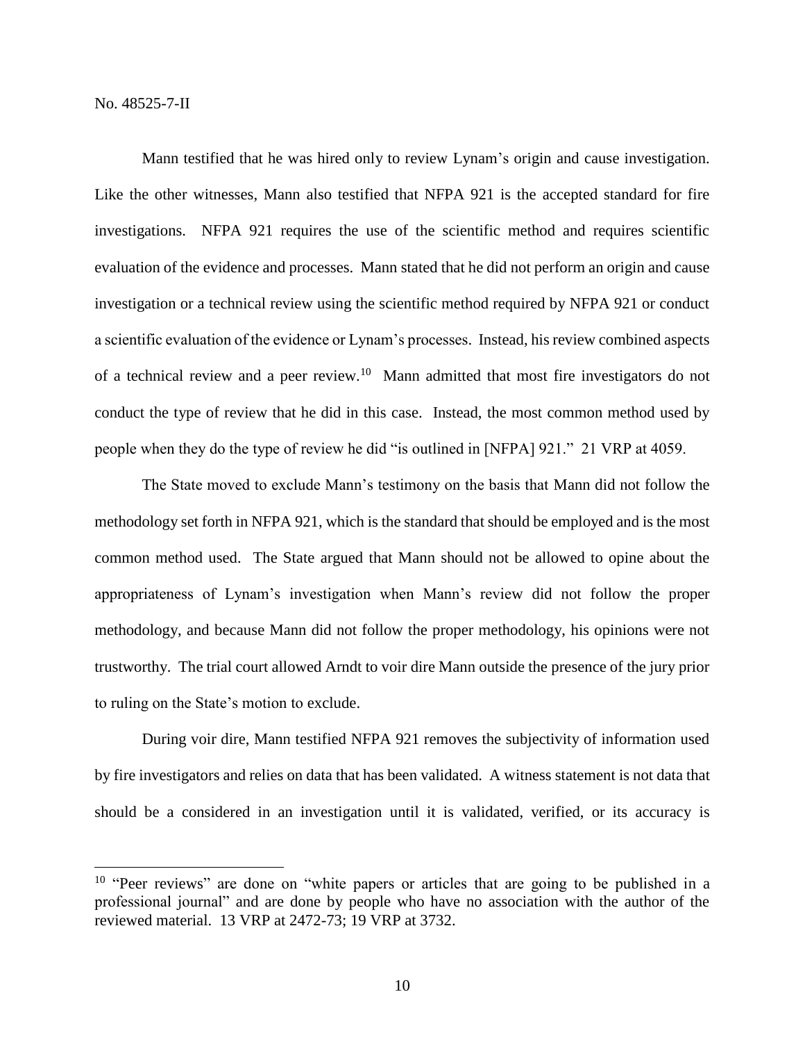Mann testified that he was hired only to review Lynam's origin and cause investigation. Like the other witnesses, Mann also testified that NFPA 921 is the accepted standard for fire investigations. NFPA 921 requires the use of the scientific method and requires scientific evaluation of the evidence and processes. Mann stated that he did not perform an origin and cause investigation or a technical review using the scientific method required by NFPA 921 or conduct a scientific evaluation of the evidence or Lynam's processes. Instead, his review combined aspects of a technical review and a peer review.[10] Mann admitted that most fire investigators do not conduct the type of review that he did in this case. Instead, the most common method used by people when they do the type of review he did "is outlined in [NFPA] 921." 21 VRP at 4059.

The State moved to exclude Mann's testimony on the basis that Mann did not follow the methodology set forth in NFPA 921, which is the standard that should be employed and is the most common method used. The State argued that Mann should not be allowed to opine about the appropriateness of Lynam's investigation when Mann's review did not follow the proper methodology, and because Mann did not follow the proper methodology, his opinions were not trustworthy. The trial court allowed Arndt to voir dire Mann outside the presence of the jury prior to ruling on the State's motion to exclude.

During voir dire, Mann testified NFPA 921 removes the subjectivity of information used by fire investigators and relies on data that has been validated. A witness statement is not data that should be a considered in an investigation until it is validated, verified, or its accuracy is

---

[10] "Peer reviews" are done on "white papers or articles that are going to be published in a professional journal" and are done by people who have no association with the author of the reviewed material. 13 VRP at 2472-73; 19 VRP at 3732.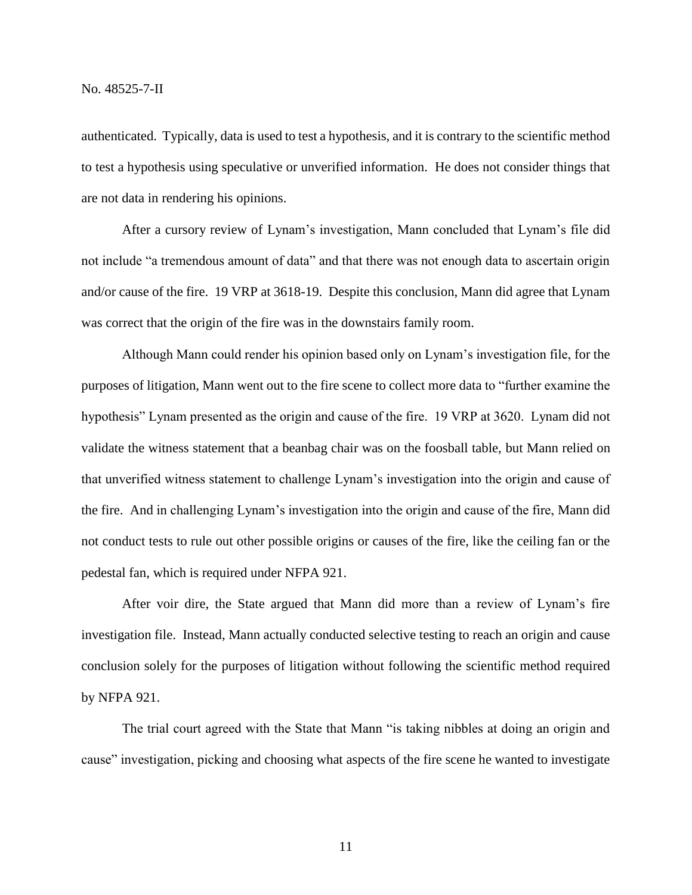authenticated. Typically, data is used to test a hypothesis, and it is contrary to the scientific method to test a hypothesis using speculative or unverified information. He does not consider things that are not data in rendering his opinions.

After a cursory review of Lynam's investigation, Mann concluded that Lynam's file did not include "a tremendous amount of data" and that there was not enough data to ascertain origin and/or cause of the fire. 19 VRP at 3618-19. Despite this conclusion, Mann did agree that Lynam was correct that the origin of the fire was in the downstairs family room.

Although Mann could render his opinion based only on Lynam's investigation file, for the purposes of litigation, Mann went out to the fire scene to collect more data to "further examine the hypothesis" Lynam presented as the origin and cause of the fire. 19 VRP at 3620. Lynam did not validate the witness statement that a beanbag chair was on the foosball table, but Mann relied on that unverified witness statement to challenge Lynam's investigation into the origin and cause of the fire. And in challenging Lynam's investigation into the origin and cause of the fire, Mann did not conduct tests to rule out other possible origins or causes of the fire, like the ceiling fan or the pedestal fan, which is required under NFPA 921.

After voir dire, the State argued that Mann did more than a review of Lynam's fire investigation file. Instead, Mann actually conducted selective testing to reach an origin and cause conclusion solely for the purposes of litigation without following the scientific method required by NFPA 921.

The trial court agreed with the State that Mann "is taking nibbles at doing an origin and cause" investigation, picking and choosing what aspects of the fire scene he wanted to investigate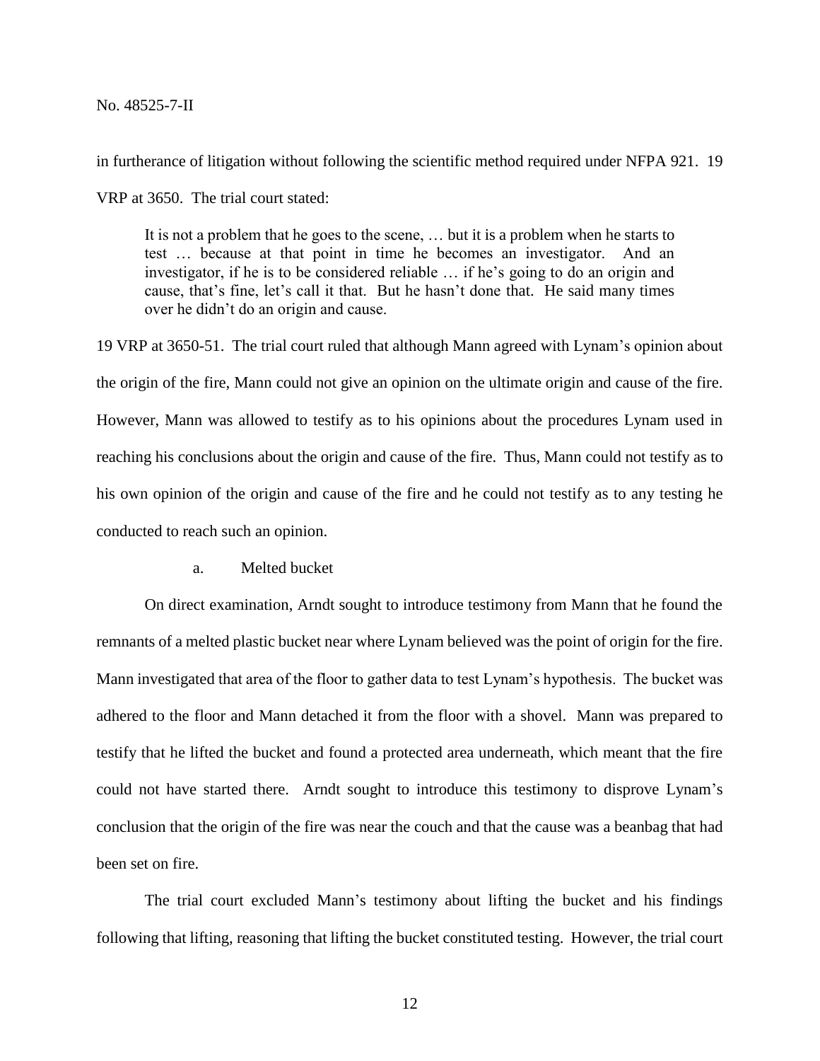in furtherance of litigation without following the scientific method required under NFPA 921. 19 VRP at 3650. The trial court stated:

> It is not a problem that he goes to the scene, … but it is a problem when he starts to test … because at that point in time he becomes an investigator. And an investigator, if he is to be considered reliable … if he's going to do an origin and cause, that's fine, let's call it that. But he hasn't done that. He said many times over he didn't do an origin and cause.

19 VRP at 3650-51. The trial court ruled that although Mann agreed with Lynam's opinion about the origin of the fire, Mann could not give an opinion on the ultimate origin and cause of the fire. However, Mann was allowed to testify as to his opinions about the procedures Lynam used in reaching his conclusions about the origin and cause of the fire. Thus, Mann could not testify as to his own opinion of the origin and cause of the fire and he could not testify as to any testing he conducted to reach such an opinion.

a. Melted bucket

On direct examination, Arndt sought to introduce testimony from Mann that he found the remnants of a melted plastic bucket near where Lynam believed was the point of origin for the fire. Mann investigated that area of the floor to gather data to test Lynam's hypothesis. The bucket was adhered to the floor and Mann detached it from the floor with a shovel. Mann was prepared to testify that he lifted the bucket and found a protected area underneath, which meant that the fire could not have started there. Arndt sought to introduce this testimony to disprove Lynam's conclusion that the origin of the fire was near the couch and that the cause was a beanbag that had been set on fire.

The trial court excluded Mann's testimony about lifting the bucket and his findings following that lifting, reasoning that lifting the bucket constituted testing. However, the trial court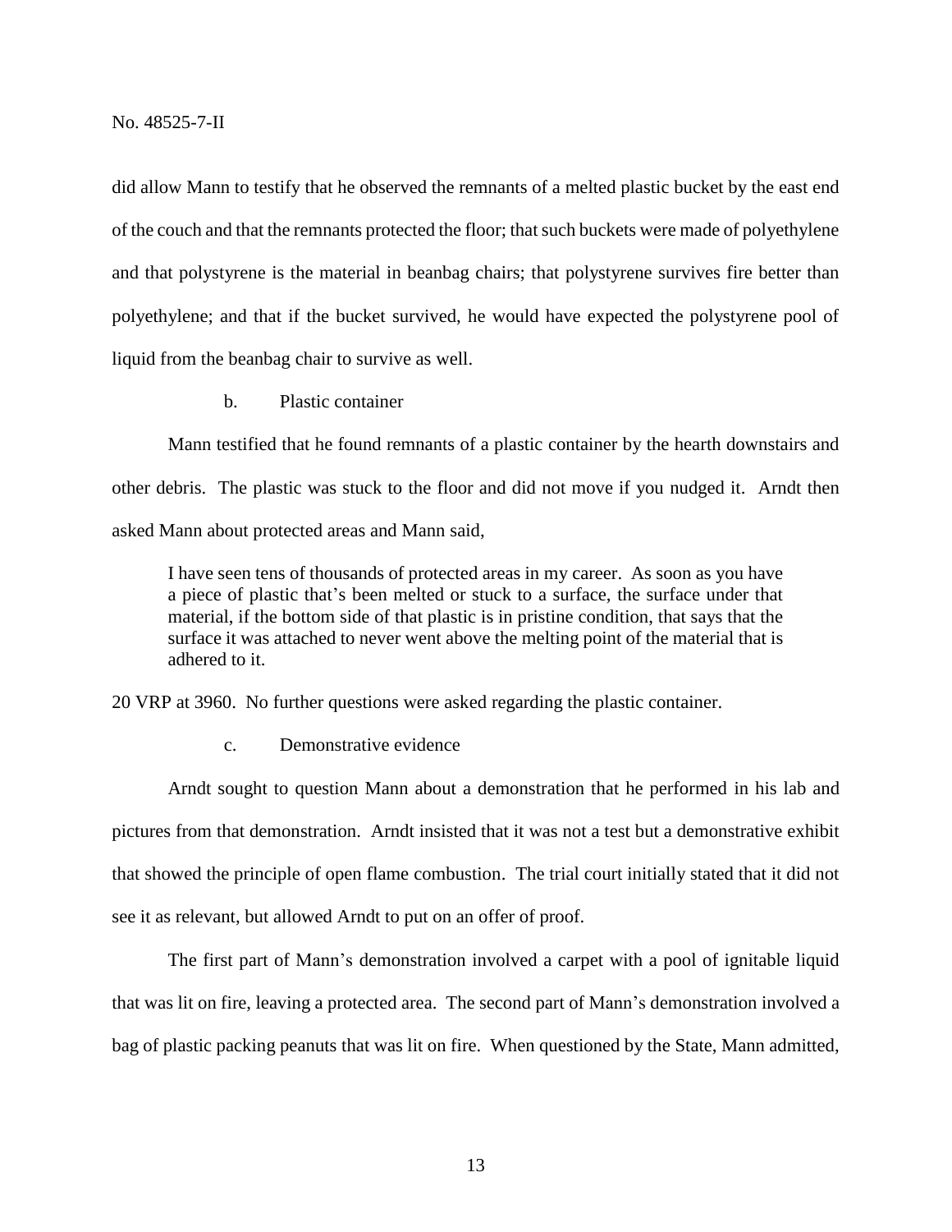did allow Mann to testify that he observed the remnants of a melted plastic bucket by the east end of the couch and that the remnants protected the floor; that such buckets were made of polyethylene and that polystyrene is the material in beanbag chairs; that polystyrene survives fire better than polyethylene; and that if the bucket survived, he would have expected the polystyrene pool of liquid from the beanbag chair to survive as well.

b. Plastic container

Mann testified that he found remnants of a plastic container by the hearth downstairs and other debris. The plastic was stuck to the floor and did not move if you nudged it. Arndt then asked Mann about protected areas and Mann said,

> I have seen tens of thousands of protected areas in my career. As soon as you have a piece of plastic that's been melted or stuck to a surface, the surface under that material, if the bottom side of that plastic is in pristine condition, that says that the surface it was attached to never went above the melting point of the material that is adhered to it.

20 VRP at 3960. No further questions were asked regarding the plastic container.

c. Demonstrative evidence

Arndt sought to question Mann about a demonstration that he performed in his lab and pictures from that demonstration. Arndt insisted that it was not a test but a demonstrative exhibit that showed the principle of open flame combustion. The trial court initially stated that it did not see it as relevant, but allowed Arndt to put on an offer of proof.

The first part of Mann's demonstration involved a carpet with a pool of ignitable liquid that was lit on fire, leaving a protected area. The second part of Mann's demonstration involved a bag of plastic packing peanuts that was lit on fire. When questioned by the State, Mann admitted,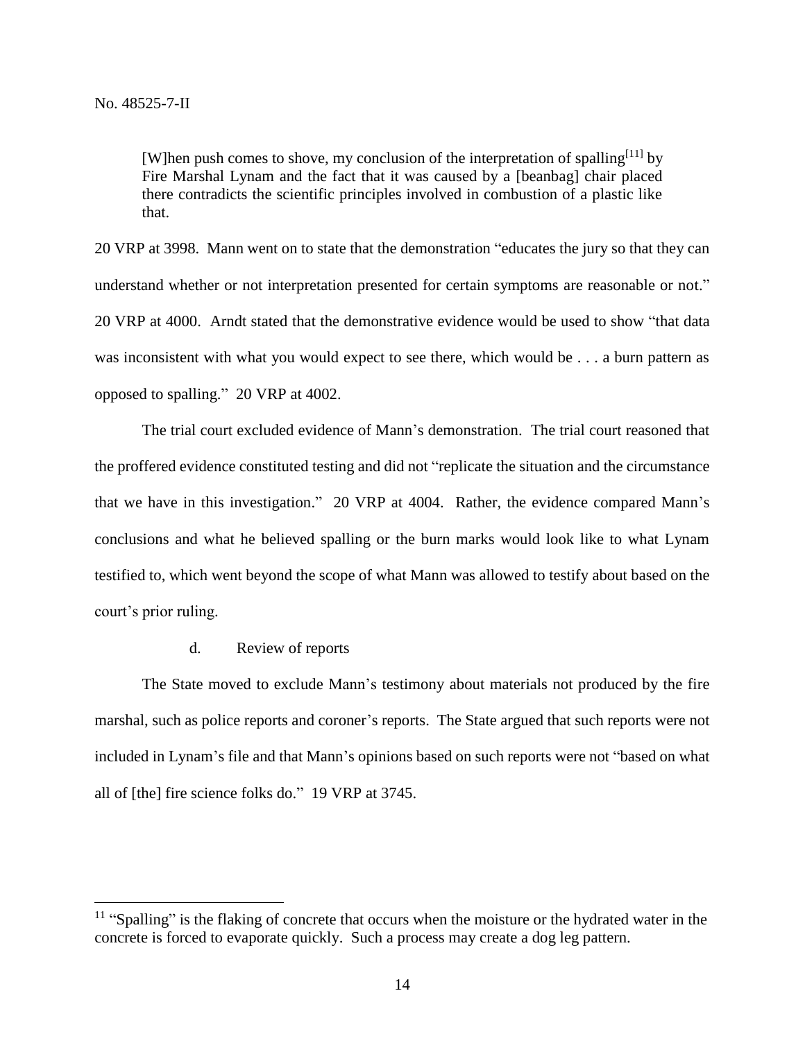> [W]hen push comes to shove, my conclusion of the interpretation of spalling[11] by Fire Marshal Lynam and the fact that it was caused by a [beanbag] chair placed there contradicts the scientific principles involved in combustion of a plastic like that.

20 VRP at 3998. Mann went on to state that the demonstration "educates the jury so that they can understand whether or not interpretation presented for certain symptoms are reasonable or not." 20 VRP at 4000. Arndt stated that the demonstrative evidence would be used to show "that data was inconsistent with what you would expect to see there, which would be . . . a burn pattern as opposed to spalling." 20 VRP at 4002.

The trial court excluded evidence of Mann's demonstration. The trial court reasoned that the proffered evidence constituted testing and did not "replicate the situation and the circumstance that we have in this investigation." 20 VRP at 4004. Rather, the evidence compared Mann's conclusions and what he believed spalling or the burn marks would look like to what Lynam testified to, which went beyond the scope of what Mann was allowed to testify about based on the court's prior ruling.

d. Review of reports

The State moved to exclude Mann's testimony about materials not produced by the fire marshal, such as police reports and coroner's reports. The State argued that such reports were not included in Lynam's file and that Mann's opinions based on such reports were not "based on what all of [the] fire science folks do." 19 VRP at 3745.

---

[11] "Spalling" is the flaking of concrete that occurs when the moisture or the hydrated water in the concrete is forced to evaporate quickly. Such a process may create a dog leg pattern.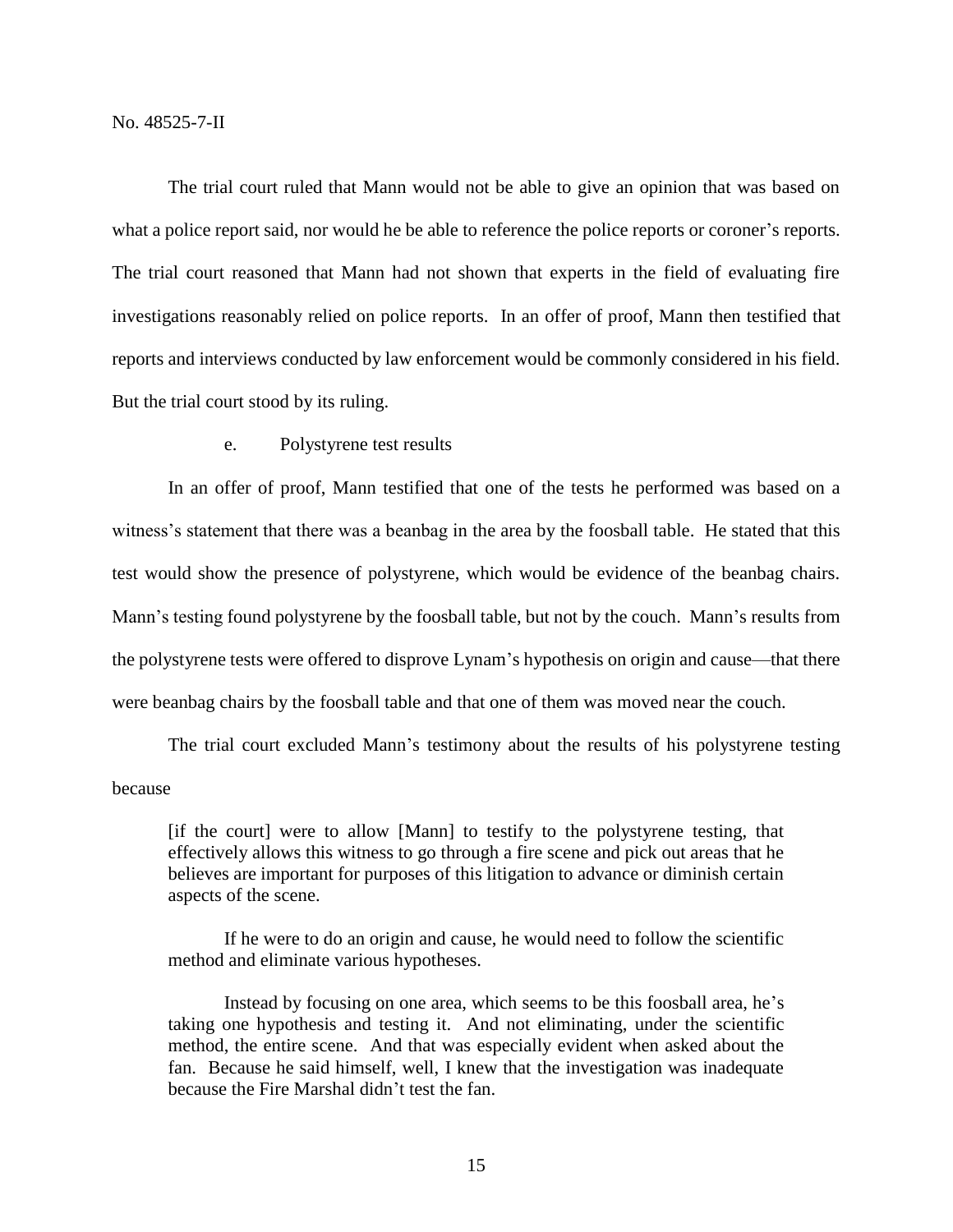The trial court ruled that Mann would not be able to give an opinion that was based on what a police report said, nor would he be able to reference the police reports or coroner's reports. The trial court reasoned that Mann had not shown that experts in the field of evaluating fire investigations reasonably relied on police reports. In an offer of proof, Mann then testified that reports and interviews conducted by law enforcement would be commonly considered in his field. But the trial court stood by its ruling.

e. Polystyrene test results

In an offer of proof, Mann testified that one of the tests he performed was based on a witness's statement that there was a beanbag in the area by the foosball table. He stated that this test would show the presence of polystyrene, which would be evidence of the beanbag chairs. Mann's testing found polystyrene by the foosball table, but not by the couch. Mann's results from the polystyrene tests were offered to disprove Lynam's hypothesis on origin and cause—that there were beanbag chairs by the foosball table and that one of them was moved near the couch.

The trial court excluded Mann's testimony about the results of his polystyrene testing because

> [if the court] were to allow [Mann] to testify to the polystyrene testing, that effectively allows this witness to go through a fire scene and pick out areas that he believes are important for purposes of this litigation to advance or diminish certain aspects of the scene.
>
> If he were to do an origin and cause, he would need to follow the scientific method and eliminate various hypotheses.
>
> Instead by focusing on one area, which seems to be this foosball area, he's taking one hypothesis and testing it. And not eliminating, under the scientific method, the entire scene. And that was especially evident when asked about the fan. Because he said himself, well, I knew that the investigation was inadequate because the Fire Marshal didn't test the fan.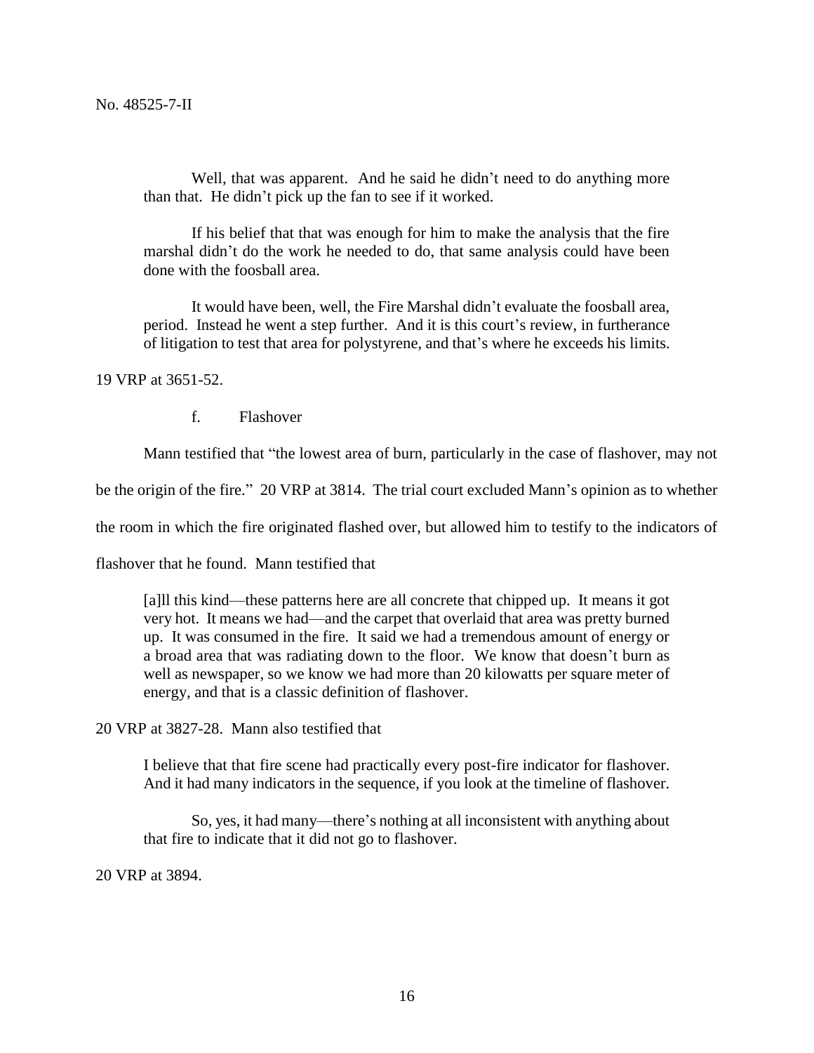> Well, that was apparent. And he said he didn't need to do anything more than that. He didn't pick up the fan to see if it worked.
>
> If his belief that that was enough for him to make the analysis that the fire marshal didn't do the work he needed to do, that same analysis could have been done with the foosball area.
>
> It would have been, well, the Fire Marshal didn't evaluate the foosball area, period. Instead he went a step further. And it is this court's review, in furtherance of litigation to test that area for polystyrene, and that's where he exceeds his limits.

19 VRP at 3651-52.

f. Flashover

Mann testified that "the lowest area of burn, particularly in the case of flashover, may not be the origin of the fire." 20 VRP at 3814. The trial court excluded Mann's opinion as to whether the room in which the fire originated flashed over, but allowed him to testify to the indicators of flashover that he found. Mann testified that

> [a]ll this kind—these patterns here are all concrete that chipped up. It means it got very hot. It means we had—and the carpet that overlaid that area was pretty burned up. It was consumed in the fire. It said we had a tremendous amount of energy or a broad area that was radiating down to the floor. We know that doesn't burn as well as newspaper, so we know we had more than 20 kilowatts per square meter of energy, and that is a classic definition of flashover.

20 VRP at 3827-28. Mann also testified that

> I believe that that fire scene had practically every post-fire indicator for flashover. And it had many indicators in the sequence, if you look at the timeline of flashover.
>
> So, yes, it had many—there's nothing at all inconsistent with anything about that fire to indicate that it did not go to flashover.

20 VRP at 3894.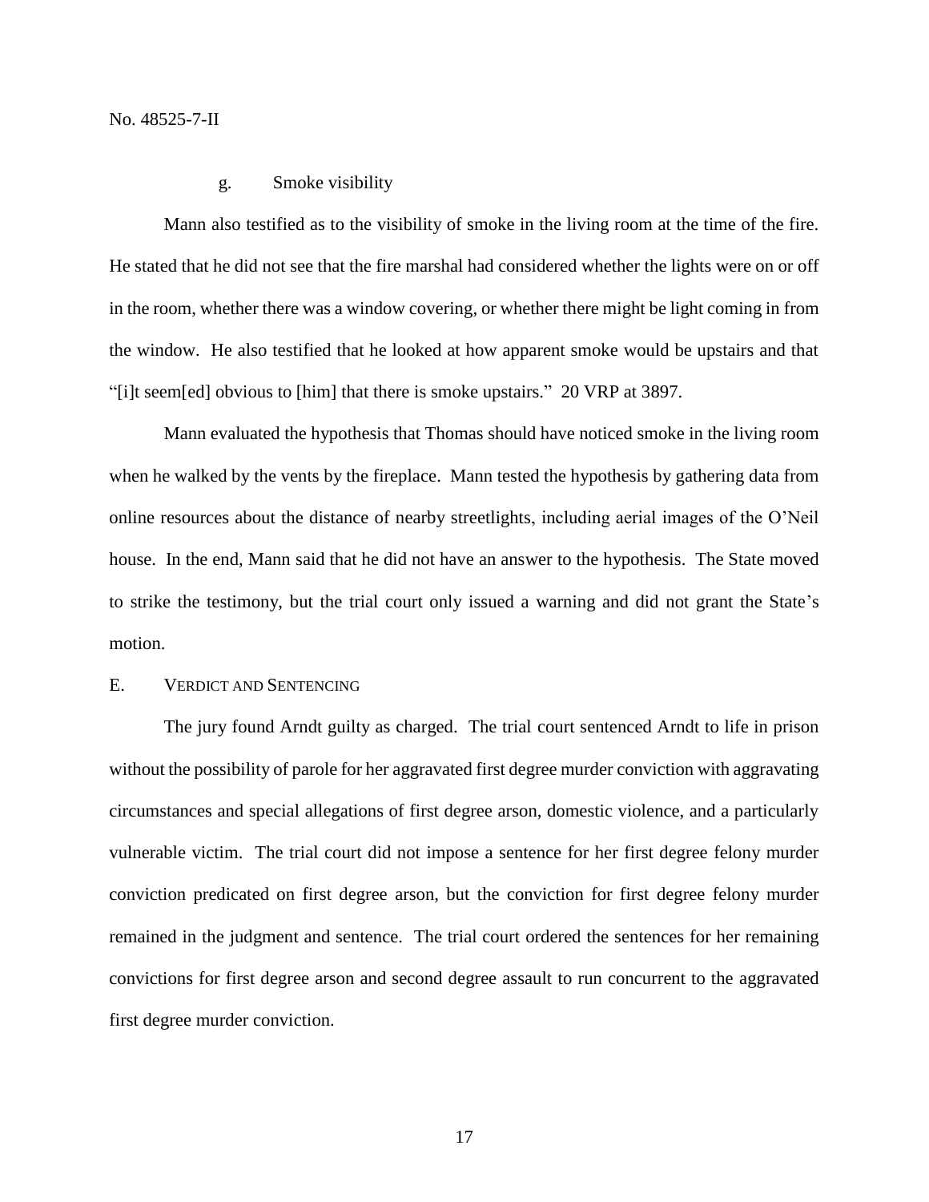#### g. Smoke visibility

Mann also testified as to the visibility of smoke in the living room at the time of the fire. He stated that he did not see that the fire marshal had considered whether the lights were on or off in the room, whether there was a window covering, or whether there might be light coming in from the window. He also testified that he looked at how apparent smoke would be upstairs and that "[i]t seem[ed] obvious to [him] that there is smoke upstairs." 20 VRP at 3897.

Mann evaluated the hypothesis that Thomas should have noticed smoke in the living room when he walked by the vents by the fireplace. Mann tested the hypothesis by gathering data from online resources about the distance of nearby streetlights, including aerial images of the O'Neil house. In the end, Mann said that he did not have an answer to the hypothesis. The State moved to strike the testimony, but the trial court only issued a warning and did not grant the State's motion.

### E. VERDICT AND SENTENCING

The jury found Arndt guilty as charged. The trial court sentenced Arndt to life in prison without the possibility of parole for her aggravated first degree murder conviction with aggravating circumstances and special allegations of first degree arson, domestic violence, and a particularly vulnerable victim. The trial court did not impose a sentence for her first degree felony murder conviction predicated on first degree arson, but the conviction for first degree felony murder remained in the judgment and sentence. The trial court ordered the sentences for her remaining convictions for first degree arson and second degree assault to run concurrent to the aggravated first degree murder conviction.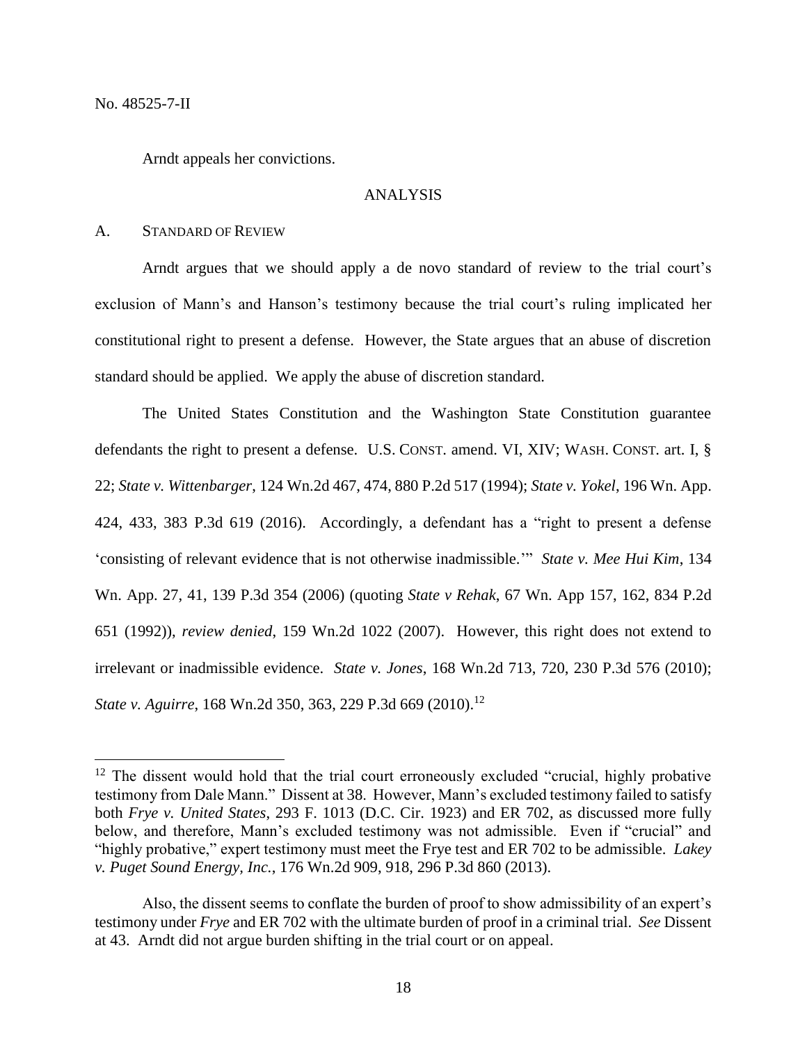No. 48525-7-II

Arndt appeals her convictions.

## ANALYSIS

### A. Standard of Review

Arndt argues that we should apply a de novo standard of review to the trial court's exclusion of Mann's and Hanson's testimony because the trial court's ruling implicated her constitutional right to present a defense. However, the State argues that an abuse of discretion standard should be applied. We apply the abuse of discretion standard.

The United States Constitution and the Washington State Constitution guarantee defendants the right to present a defense. U.S. CONST. amend. VI, XIV; WASH. CONST. art. I, § 22; *State v. Wittenbarger*, 124 Wn.2d 467, 474, 880 P.2d 517 (1994); *State v. Yokel*, 196 Wn. App. 424, 433, 383 P.3d 619 (2016). Accordingly, a defendant has a "right to present a defense 'consisting of relevant evidence that is not otherwise inadmissible.'" *State v. Mee Hui Kim*, 134 Wn. App. 27, 41, 139 P.3d 354 (2006) (quoting *State v Rehak*, 67 Wn. App 157, 162, 834 P.2d 651 (1992)), *review denied*, 159 Wn.2d 1022 (2007). However, this right does not extend to irrelevant or inadmissible evidence. *State v. Jones*, 168 Wn.2d 713, 720, 230 P.3d 576 (2010); *State v. Aguirre*, 168 Wn.2d 350, 363, 229 P.3d 669 (2010).[12]

---

[12] The dissent would hold that the trial court erroneously excluded "crucial, highly probative testimony from Dale Mann." Dissent at 38. However, Mann's excluded testimony failed to satisfy both *Frye v. United States*, 293 F. 1013 (D.C. Cir. 1923) and ER 702, as discussed more fully below, and therefore, Mann's excluded testimony was not admissible. Even if "crucial" and "highly probative," expert testimony must meet the Frye test and ER 702 to be admissible. *Lakey v. Puget Sound Energy, Inc.*, 176 Wn.2d 909, 918, 296 P.3d 860 (2013).

Also, the dissent seems to conflate the burden of proof to show admissibility of an expert's testimony under *Frye* and ER 702 with the ultimate burden of proof in a criminal trial. *See* Dissent at 43. Arndt did not argue burden shifting in the trial court or on appeal.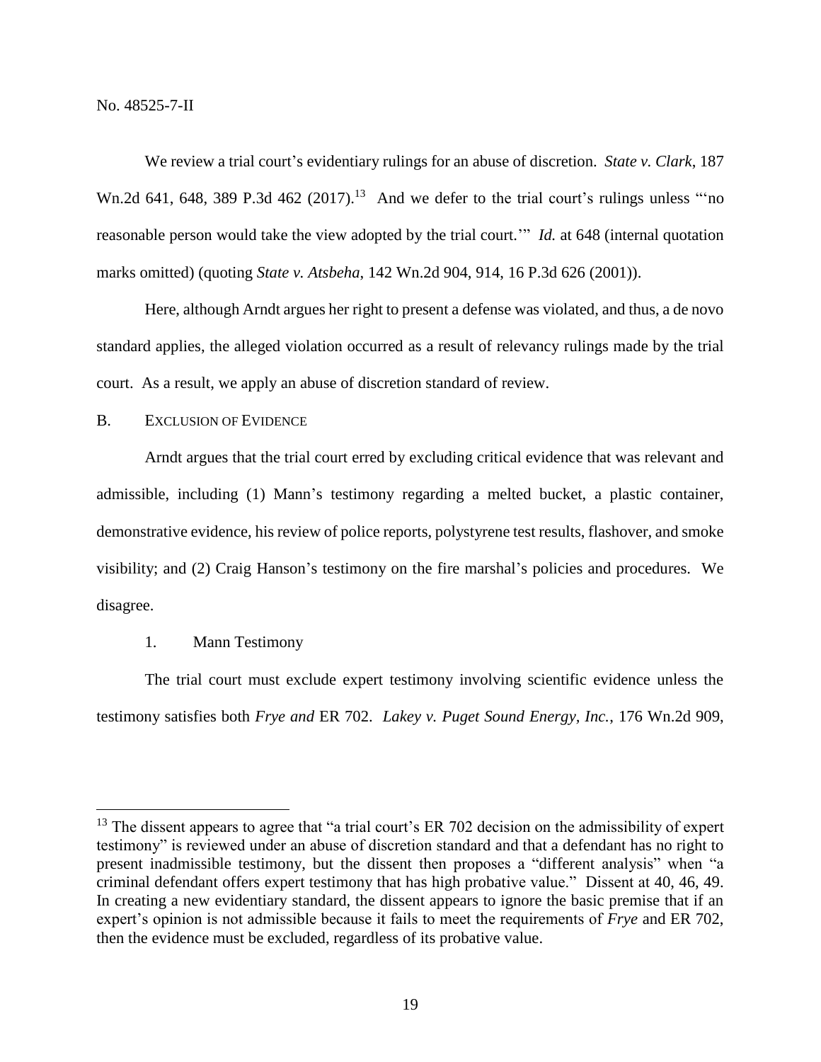We review a trial court's evidentiary rulings for an abuse of discretion. *State v. Clark*, 187 Wn.2d 641, 648, 389 P.3d 462 (2017).[13] And we defer to the trial court's rulings unless "'no reasonable person would take the view adopted by the trial court.'" *Id.* at 648 (internal quotation marks omitted) (quoting *State v. Atsbeha*, 142 Wn.2d 904, 914, 16 P.3d 626 (2001)).

Here, although Arndt argues her right to present a defense was violated, and thus, a de novo standard applies, the alleged violation occurred as a result of relevancy rulings made by the trial court. As a result, we apply an abuse of discretion standard of review.

### B. Exclusion of Evidence

Arndt argues that the trial court erred by excluding critical evidence that was relevant and admissible, including (1) Mann's testimony regarding a melted bucket, a plastic container, demonstrative evidence, his review of police reports, polystyrene test results, flashover, and smoke visibility; and (2) Craig Hanson's testimony on the fire marshal's policies and procedures. We disagree.

#### 1. Mann Testimony

The trial court must exclude expert testimony involving scientific evidence unless the testimony satisfies both *Frye and* ER 702. *Lakey v. Puget Sound Energy, Inc.*, 176 Wn.2d 909,

---

[13] The dissent appears to agree that "a trial court's ER 702 decision on the admissibility of expert testimony" is reviewed under an abuse of discretion standard and that a defendant has no right to present inadmissible testimony, but the dissent then proposes a "different analysis" when "a criminal defendant offers expert testimony that has high probative value." Dissent at 40, 46, 49. In creating a new evidentiary standard, the dissent appears to ignore the basic premise that if an expert's opinion is not admissible because it fails to meet the requirements of *Frye* and ER 702, then the evidence must be excluded, regardless of its probative value.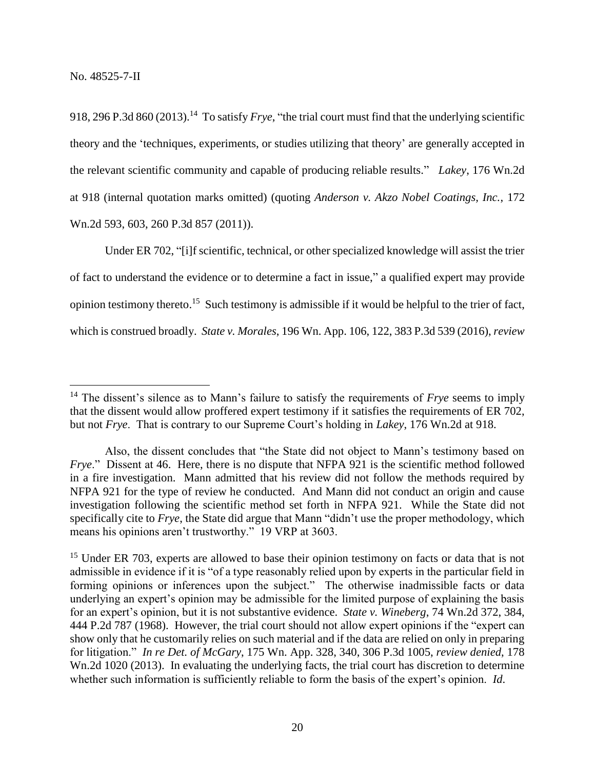918, 296 P.3d 860 (2013).[14] To satisfy *Frye*, "the trial court must find that the underlying scientific theory and the 'techniques, experiments, or studies utilizing that theory' are generally accepted in the relevant scientific community and capable of producing reliable results." *Lakey*, 176 Wn.2d at 918 (internal quotation marks omitted) (quoting *Anderson v. Akzo Nobel Coatings, Inc.*, 172 Wn.2d 593, 603, 260 P.3d 857 (2011)).

Under ER 702, "[i]f scientific, technical, or other specialized knowledge will assist the trier of fact to understand the evidence or to determine a fact in issue," a qualified expert may provide opinion testimony thereto.[15] Such testimony is admissible if it would be helpful to the trier of fact, which is construed broadly. *State v. Morales*, 196 Wn. App. 106, 122, 383 P.3d 539 (2016), *review*

---

[14] The dissent's silence as to Mann's failure to satisfy the requirements of *Frye* seems to imply that the dissent would allow proffered expert testimony if it satisfies the requirements of ER 702, but not *Frye*. That is contrary to our Supreme Court's holding in *Lakey*, 176 Wn.2d at 918.

Also, the dissent concludes that "the State did not object to Mann's testimony based on *Frye*." Dissent at 46. Here, there is no dispute that NFPA 921 is the scientific method followed in a fire investigation. Mann admitted that his review did not follow the methods required by NFPA 921 for the type of review he conducted. And Mann did not conduct an origin and cause investigation following the scientific method set forth in NFPA 921. While the State did not specifically cite to *Frye*, the State did argue that Mann "didn't use the proper methodology, which means his opinions aren't trustworthy." 19 VRP at 3603.

[15] Under ER 703, experts are allowed to base their opinion testimony on facts or data that is not admissible in evidence if it is "of a type reasonably relied upon by experts in the particular field in forming opinions or inferences upon the subject." The otherwise inadmissible facts or data underlying an expert's opinion may be admissible for the limited purpose of explaining the basis for an expert's opinion, but it is not substantive evidence. *State v. Wineberg*, 74 Wn.2d 372, 384, 444 P.2d 787 (1968). However, the trial court should not allow expert opinions if the "expert can show only that he customarily relies on such material and if the data are relied on only in preparing for litigation." *In re Det. of McGary*, 175 Wn. App. 328, 340, 306 P.3d 1005, *review denied*, 178 Wn.2d 1020 (2013). In evaluating the underlying facts, the trial court has discretion to determine whether such information is sufficiently reliable to form the basis of the expert's opinion. *Id*.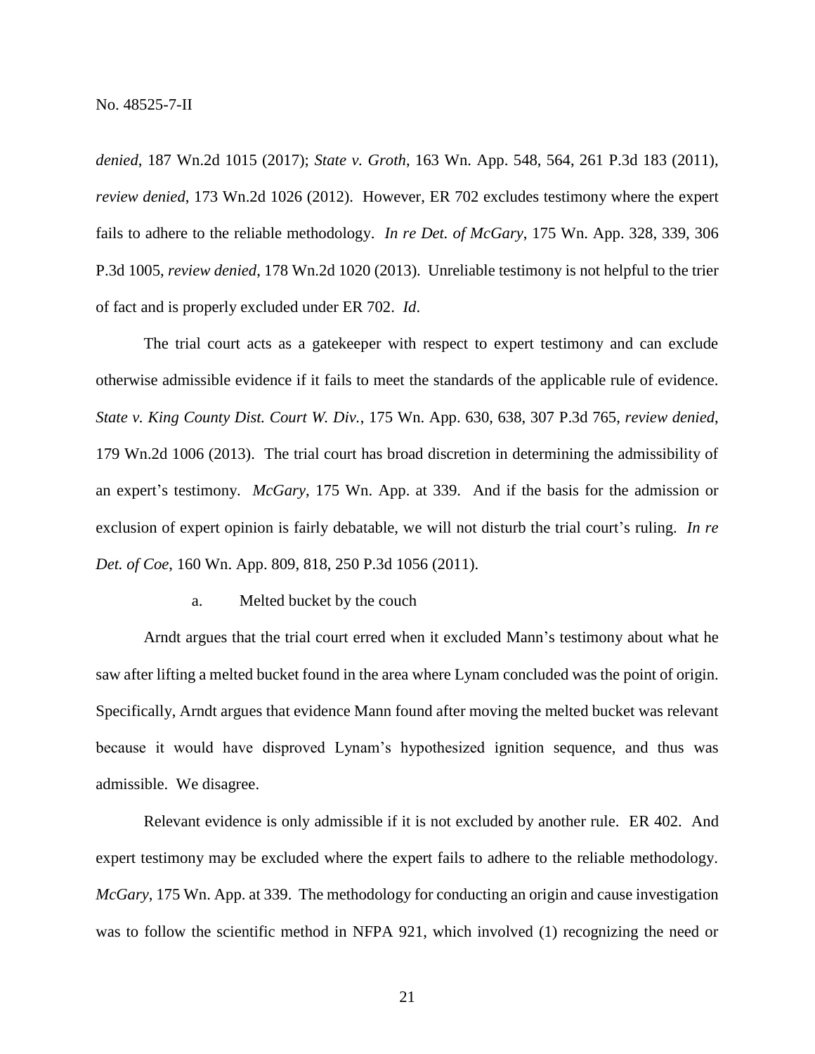*denied*, 187 Wn.2d 1015 (2017); *State v. Groth*, 163 Wn. App. 548, 564, 261 P.3d 183 (2011), *review denied*, 173 Wn.2d 1026 (2012). However, ER 702 excludes testimony where the expert fails to adhere to the reliable methodology. *In re Det. of McGary*, 175 Wn. App. 328, 339, 306 P.3d 1005, *review denied*, 178 Wn.2d 1020 (2013). Unreliable testimony is not helpful to the trier of fact and is properly excluded under ER 702. *Id*.

The trial court acts as a gatekeeper with respect to expert testimony and can exclude otherwise admissible evidence if it fails to meet the standards of the applicable rule of evidence. *State v. King County Dist. Court W. Div.*, 175 Wn. App. 630, 638, 307 P.3d 765, *review denied*, 179 Wn.2d 1006 (2013). The trial court has broad discretion in determining the admissibility of an expert's testimony. *McGary*, 175 Wn. App. at 339. And if the basis for the admission or exclusion of expert opinion is fairly debatable, we will not disturb the trial court's ruling. *In re Det. of Coe*, 160 Wn. App. 809, 818, 250 P.3d 1056 (2011).

a. Melted bucket by the couch

Arndt argues that the trial court erred when it excluded Mann's testimony about what he saw after lifting a melted bucket found in the area where Lynam concluded was the point of origin. Specifically, Arndt argues that evidence Mann found after moving the melted bucket was relevant because it would have disproved Lynam's hypothesized ignition sequence, and thus was admissible. We disagree.

Relevant evidence is only admissible if it is not excluded by another rule. ER 402. And expert testimony may be excluded where the expert fails to adhere to the reliable methodology. *McGary*, 175 Wn. App. at 339. The methodology for conducting an origin and cause investigation was to follow the scientific method in NFPA 921, which involved (1) recognizing the need or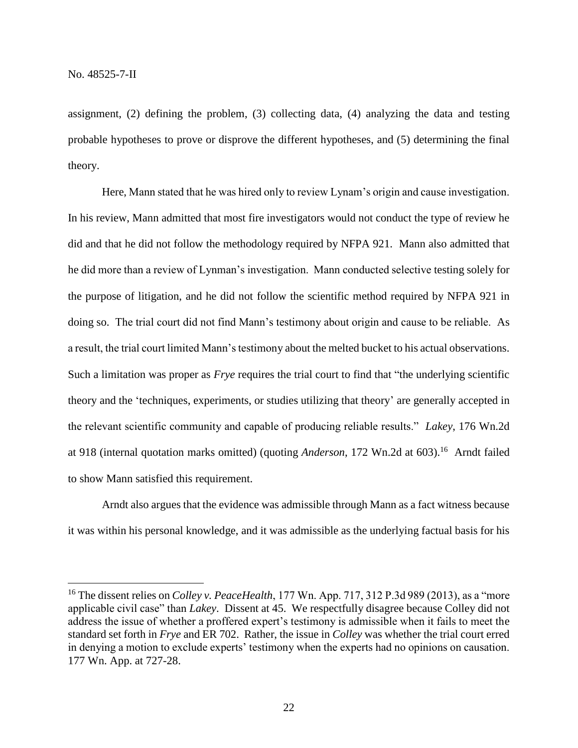assignment, (2) defining the problem, (3) collecting data, (4) analyzing the data and testing probable hypotheses to prove or disprove the different hypotheses, and (5) determining the final theory.

Here, Mann stated that he was hired only to review Lynam's origin and cause investigation. In his review, Mann admitted that most fire investigators would not conduct the type of review he did and that he did not follow the methodology required by NFPA 921. Mann also admitted that he did more than a review of Lynman's investigation. Mann conducted selective testing solely for the purpose of litigation, and he did not follow the scientific method required by NFPA 921 in doing so. The trial court did not find Mann's testimony about origin and cause to be reliable. As a result, the trial court limited Mann's testimony about the melted bucket to his actual observations. Such a limitation was proper as *Frye* requires the trial court to find that "the underlying scientific theory and the 'techniques, experiments, or studies utilizing that theory' are generally accepted in the relevant scientific community and capable of producing reliable results." *Lakey*, 176 Wn.2d at 918 (internal quotation marks omitted) (quoting *Anderson*, 172 Wn.2d at 603).[16] Arndt failed to show Mann satisfied this requirement.

Arndt also argues that the evidence was admissible through Mann as a fact witness because it was within his personal knowledge, and it was admissible as the underlying factual basis for his

---

[16] The dissent relies on *Colley v. PeaceHealth*, 177 Wn. App. 717, 312 P.3d 989 (2013), as a "more applicable civil case" than *Lakey*. Dissent at 45. We respectfully disagree because Colley did not address the issue of whether a proffered expert's testimony is admissible when it fails to meet the standard set forth in *Frye* and ER 702. Rather, the issue in *Colley* was whether the trial court erred in denying a motion to exclude experts' testimony when the experts had no opinions on causation. 177 Wn. App. at 727-28.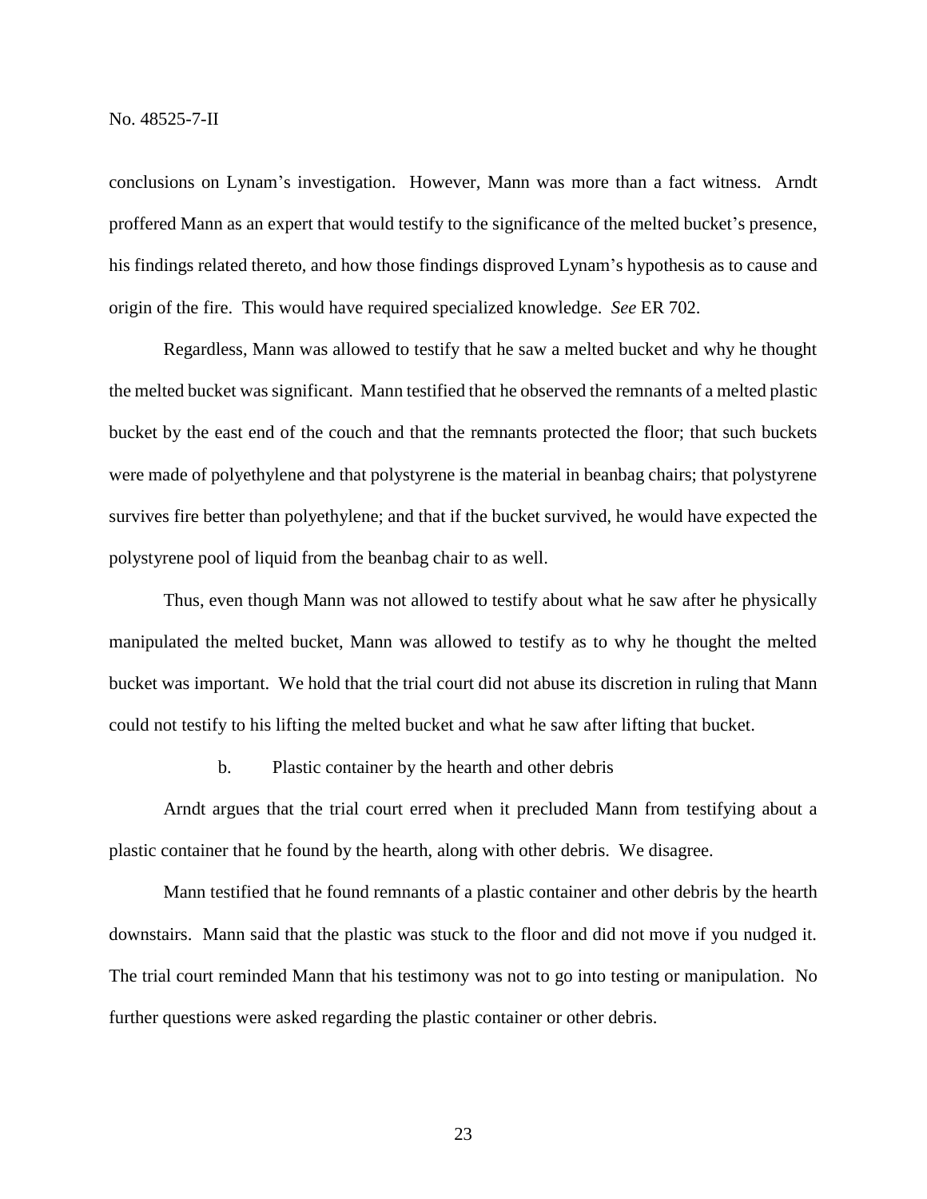conclusions on Lynam's investigation. However, Mann was more than a fact witness. Arndt proffered Mann as an expert that would testify to the significance of the melted bucket's presence, his findings related thereto, and how those findings disproved Lynam's hypothesis as to cause and origin of the fire. This would have required specialized knowledge. *See* ER 702.

Regardless, Mann was allowed to testify that he saw a melted bucket and why he thought the melted bucket was significant. Mann testified that he observed the remnants of a melted plastic bucket by the east end of the couch and that the remnants protected the floor; that such buckets were made of polyethylene and that polystyrene is the material in beanbag chairs; that polystyrene survives fire better than polyethylene; and that if the bucket survived, he would have expected the polystyrene pool of liquid from the beanbag chair to as well.

Thus, even though Mann was not allowed to testify about what he saw after he physically manipulated the melted bucket, Mann was allowed to testify as to why he thought the melted bucket was important. We hold that the trial court did not abuse its discretion in ruling that Mann could not testify to his lifting the melted bucket and what he saw after lifting that bucket.

b. Plastic container by the hearth and other debris

Arndt argues that the trial court erred when it precluded Mann from testifying about a plastic container that he found by the hearth, along with other debris. We disagree.

Mann testified that he found remnants of a plastic container and other debris by the hearth downstairs. Mann said that the plastic was stuck to the floor and did not move if you nudged it. The trial court reminded Mann that his testimony was not to go into testing or manipulation. No further questions were asked regarding the plastic container or other debris.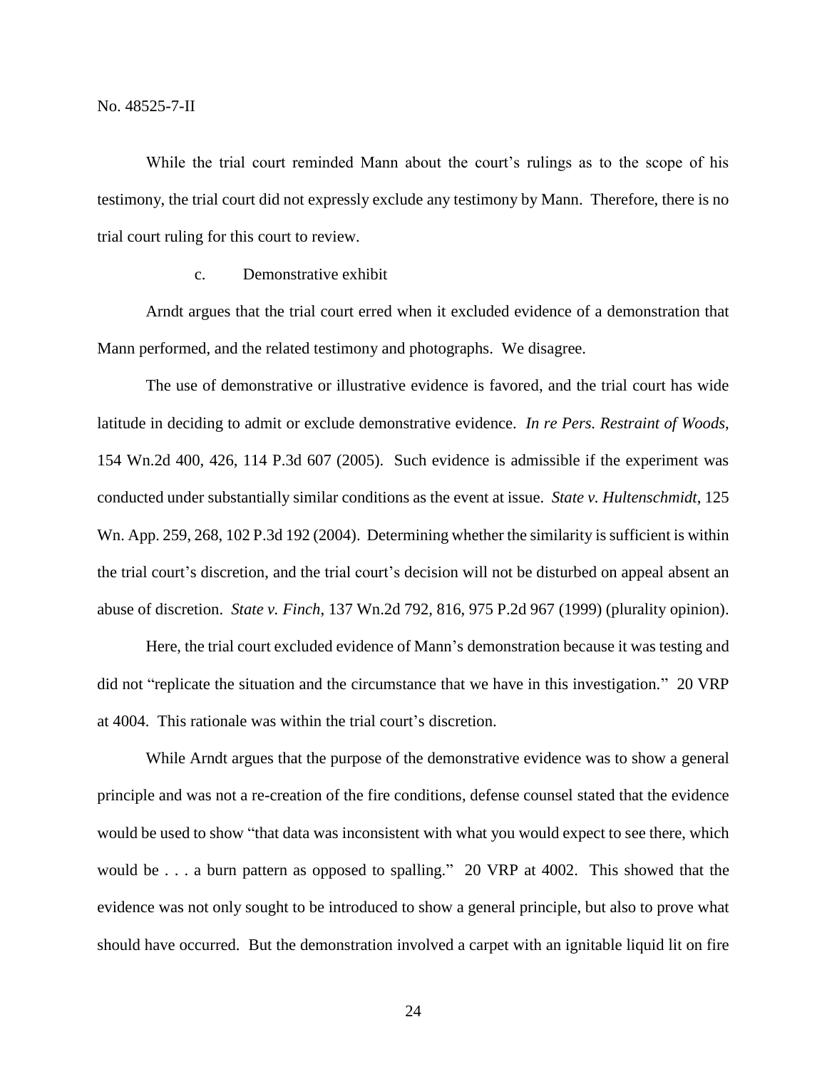While the trial court reminded Mann about the court's rulings as to the scope of his testimony, the trial court did not expressly exclude any testimony by Mann. Therefore, there is no trial court ruling for this court to review.

c. Demonstrative exhibit

Arndt argues that the trial court erred when it excluded evidence of a demonstration that Mann performed, and the related testimony and photographs. We disagree.

The use of demonstrative or illustrative evidence is favored, and the trial court has wide latitude in deciding to admit or exclude demonstrative evidence. *In re Pers. Restraint of Woods*, 154 Wn.2d 400, 426, 114 P.3d 607 (2005). Such evidence is admissible if the experiment was conducted under substantially similar conditions as the event at issue. *State v. Hultenschmidt*, 125 Wn. App. 259, 268, 102 P.3d 192 (2004). Determining whether the similarity is sufficient is within the trial court's discretion, and the trial court's decision will not be disturbed on appeal absent an abuse of discretion. *State v. Finch*, 137 Wn.2d 792, 816, 975 P.2d 967 (1999) (plurality opinion).

Here, the trial court excluded evidence of Mann's demonstration because it was testing and did not "replicate the situation and the circumstance that we have in this investigation." 20 VRP at 4004. This rationale was within the trial court's discretion.

While Arndt argues that the purpose of the demonstrative evidence was to show a general principle and was not a re-creation of the fire conditions, defense counsel stated that the evidence would be used to show "that data was inconsistent with what you would expect to see there, which would be . . . a burn pattern as opposed to spalling." 20 VRP at 4002. This showed that the evidence was not only sought to be introduced to show a general principle, but also to prove what should have occurred. But the demonstration involved a carpet with an ignitable liquid lit on fire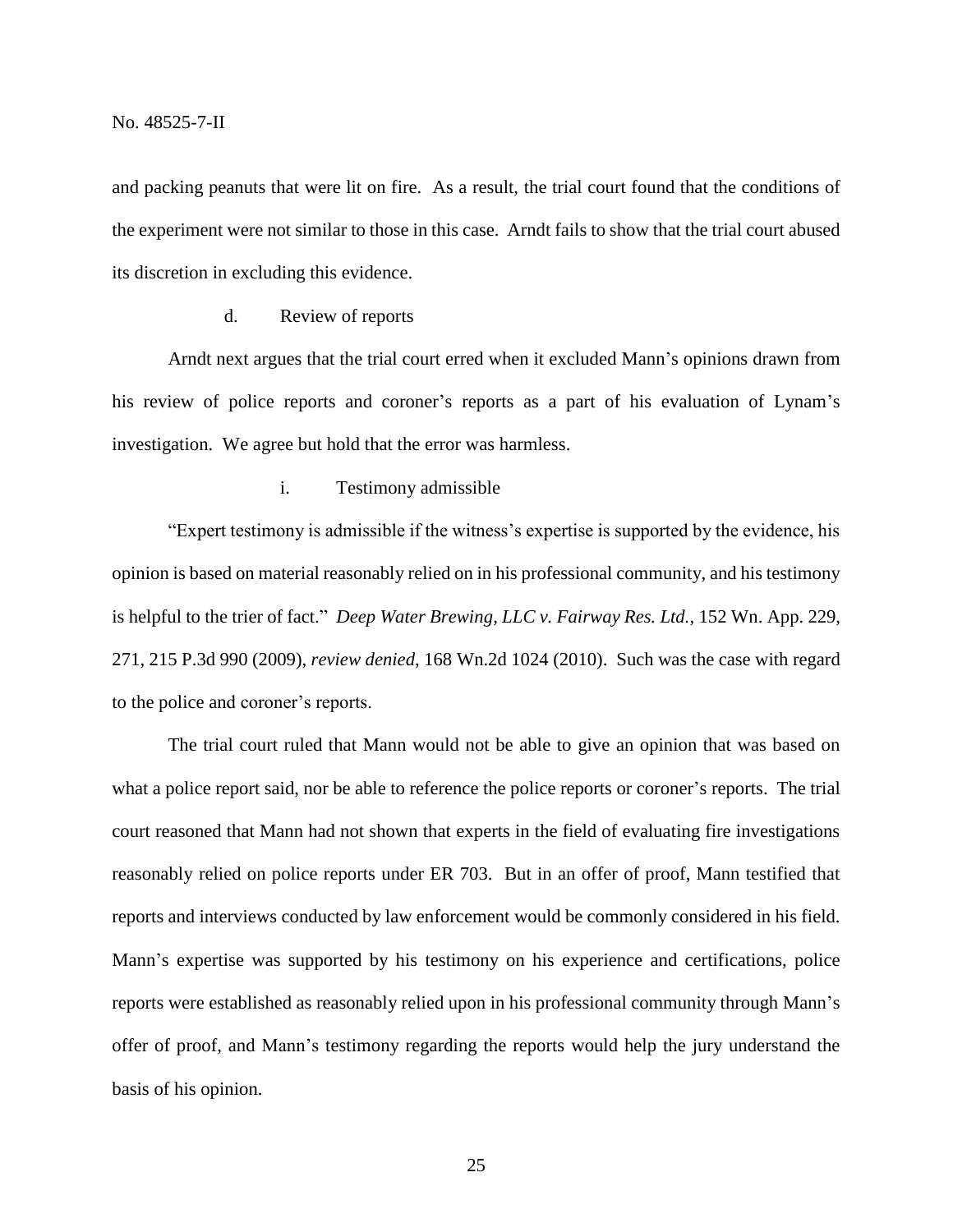and packing peanuts that were lit on fire. As a result, the trial court found that the conditions of the experiment were not similar to those in this case. Arndt fails to show that the trial court abused its discretion in excluding this evidence.

#### d. Review of reports

Arndt next argues that the trial court erred when it excluded Mann's opinions drawn from his review of police reports and coroner's reports as a part of his evaluation of Lynam's investigation. We agree but hold that the error was harmless.

##### i. Testimony admissible

"Expert testimony is admissible if the witness's expertise is supported by the evidence, his opinion is based on material reasonably relied on in his professional community, and his testimony is helpful to the trier of fact." *Deep Water Brewing, LLC v. Fairway Res. Ltd.*, 152 Wn. App. 229, 271, 215 P.3d 990 (2009), *review denied*, 168 Wn.2d 1024 (2010). Such was the case with regard to the police and coroner's reports.

The trial court ruled that Mann would not be able to give an opinion that was based on what a police report said, nor be able to reference the police reports or coroner's reports. The trial court reasoned that Mann had not shown that experts in the field of evaluating fire investigations reasonably relied on police reports under ER 703. But in an offer of proof, Mann testified that reports and interviews conducted by law enforcement would be commonly considered in his field. Mann's expertise was supported by his testimony on his experience and certifications, police reports were established as reasonably relied upon in his professional community through Mann's offer of proof, and Mann's testimony regarding the reports would help the jury understand the basis of his opinion.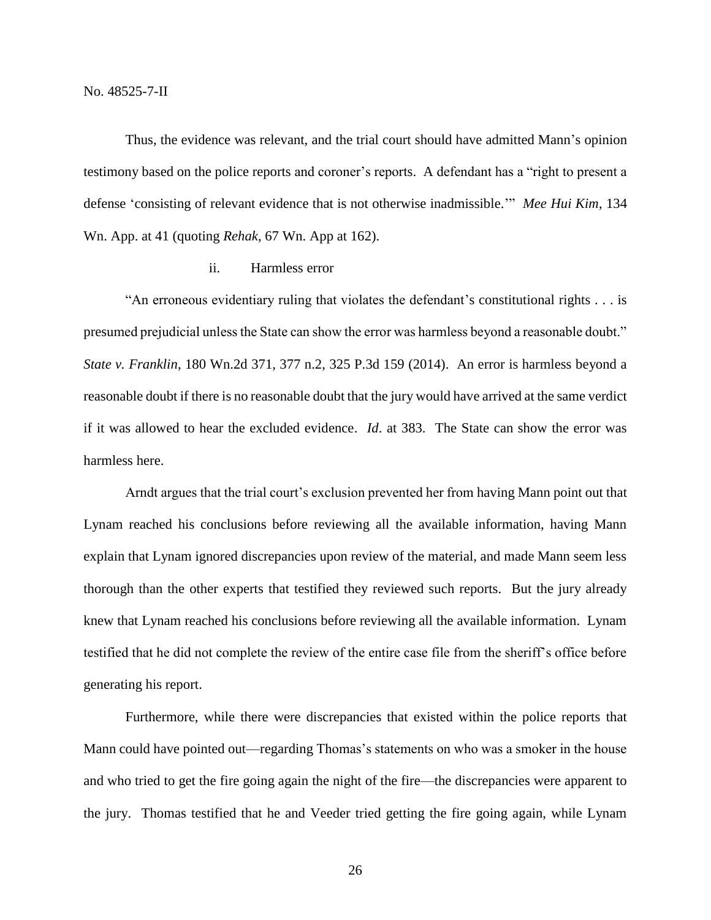Thus, the evidence was relevant, and the trial court should have admitted Mann's opinion testimony based on the police reports and coroner's reports. A defendant has a "right to present a defense 'consisting of relevant evidence that is not otherwise inadmissible.'" *Mee Hui Kim*, 134 Wn. App. at 41 (quoting *Rehak*, 67 Wn. App at 162).

ii. Harmless error

"An erroneous evidentiary ruling that violates the defendant's constitutional rights . . . is presumed prejudicial unless the State can show the error was harmless beyond a reasonable doubt." *State v. Franklin*, 180 Wn.2d 371, 377 n.2, 325 P.3d 159 (2014). An error is harmless beyond a reasonable doubt if there is no reasonable doubt that the jury would have arrived at the same verdict if it was allowed to hear the excluded evidence. *Id*. at 383. The State can show the error was harmless here.

Arndt argues that the trial court's exclusion prevented her from having Mann point out that Lynam reached his conclusions before reviewing all the available information, having Mann explain that Lynam ignored discrepancies upon review of the material, and made Mann seem less thorough than the other experts that testified they reviewed such reports. But the jury already knew that Lynam reached his conclusions before reviewing all the available information. Lynam testified that he did not complete the review of the entire case file from the sheriff's office before generating his report.

Furthermore, while there were discrepancies that existed within the police reports that Mann could have pointed out—regarding Thomas's statements on who was a smoker in the house and who tried to get the fire going again the night of the fire—the discrepancies were apparent to the jury. Thomas testified that he and Veeder tried getting the fire going again, while Lynam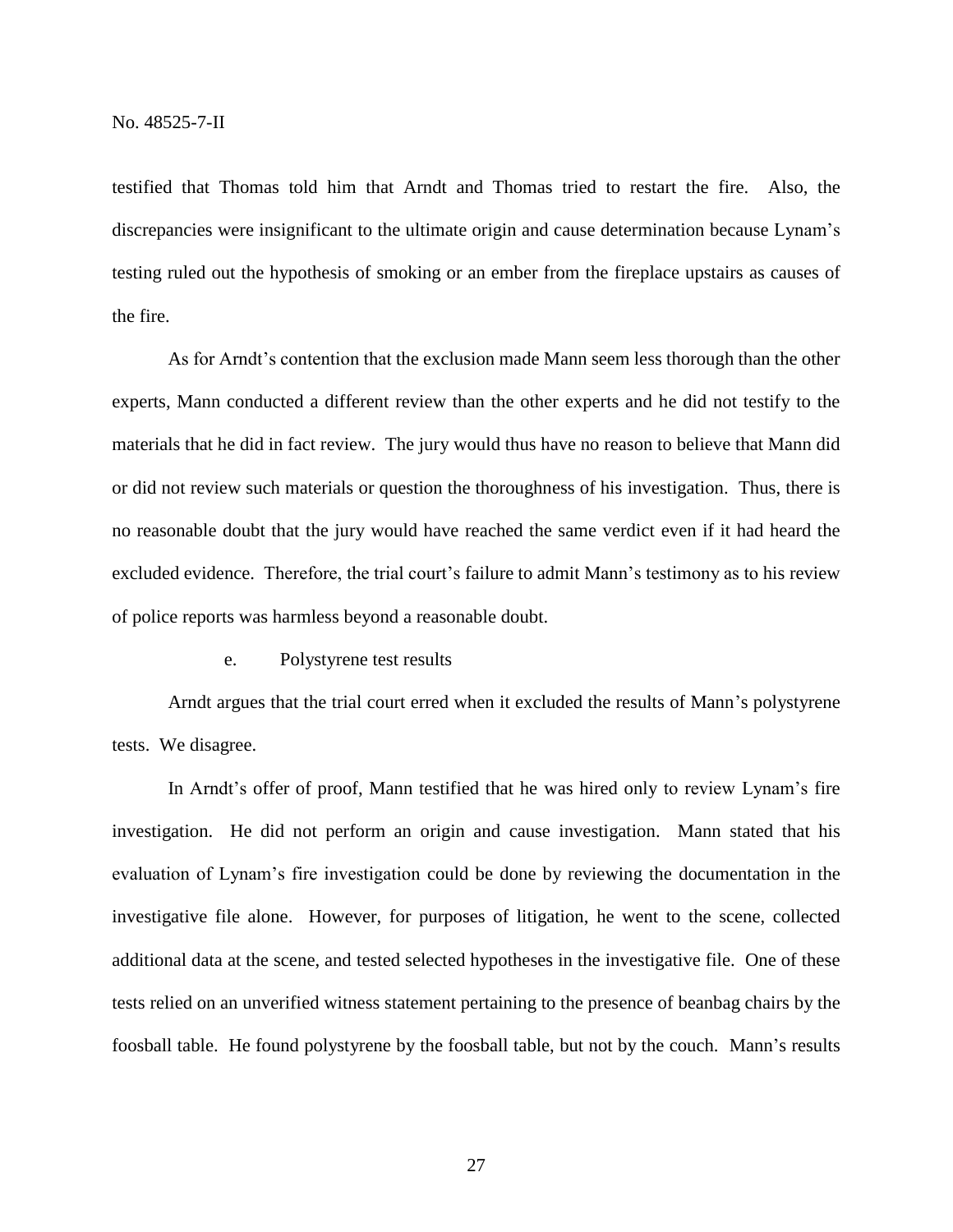testified that Thomas told him that Arndt and Thomas tried to restart the fire. Also, the discrepancies were insignificant to the ultimate origin and cause determination because Lynam's testing ruled out the hypothesis of smoking or an ember from the fireplace upstairs as causes of the fire.

As for Arndt's contention that the exclusion made Mann seem less thorough than the other experts, Mann conducted a different review than the other experts and he did not testify to the materials that he did in fact review. The jury would thus have no reason to believe that Mann did or did not review such materials or question the thoroughness of his investigation. Thus, there is no reasonable doubt that the jury would have reached the same verdict even if it had heard the excluded evidence. Therefore, the trial court's failure to admit Mann's testimony as to his review of police reports was harmless beyond a reasonable doubt.

e. Polystyrene test results

Arndt argues that the trial court erred when it excluded the results of Mann's polystyrene tests. We disagree.

In Arndt's offer of proof, Mann testified that he was hired only to review Lynam's fire investigation. He did not perform an origin and cause investigation. Mann stated that his evaluation of Lynam's fire investigation could be done by reviewing the documentation in the investigative file alone. However, for purposes of litigation, he went to the scene, collected additional data at the scene, and tested selected hypotheses in the investigative file. One of these tests relied on an unverified witness statement pertaining to the presence of beanbag chairs by the foosball table. He found polystyrene by the foosball table, but not by the couch. Mann's results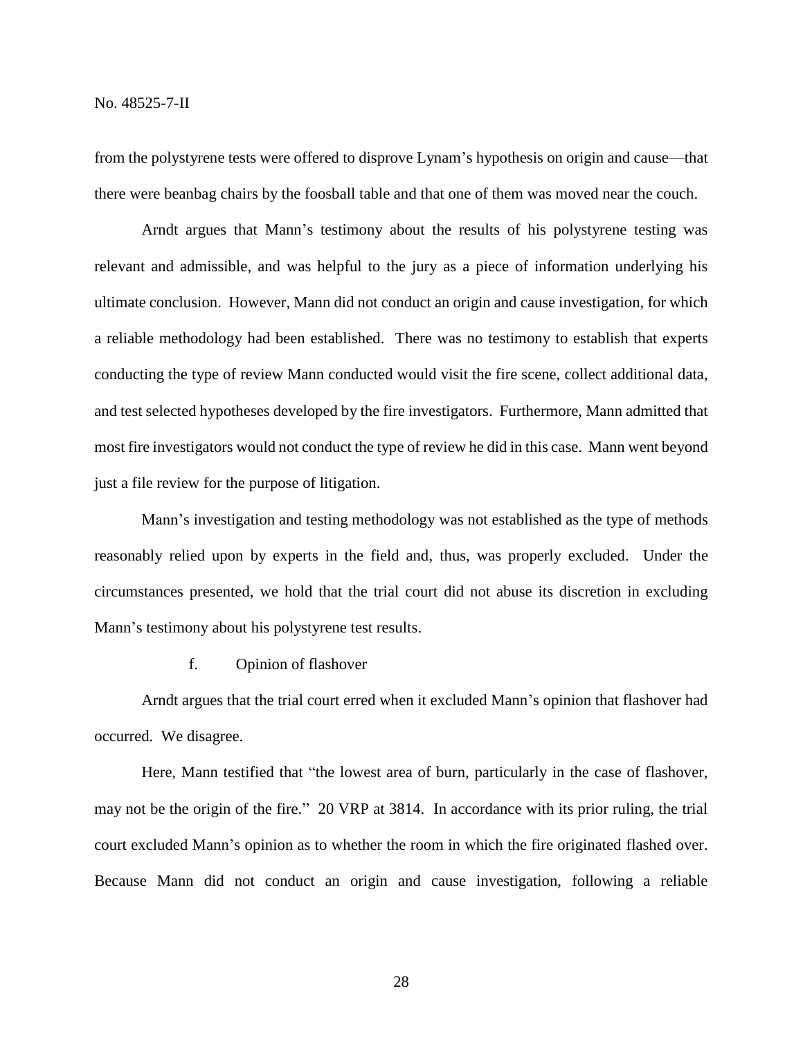from the polystyrene tests were offered to disprove Lynam's hypothesis on origin and cause—that there were beanbag chairs by the foosball table and that one of them was moved near the couch.

Arndt argues that Mann's testimony about the results of his polystyrene testing was relevant and admissible, and was helpful to the jury as a piece of information underlying his ultimate conclusion. However, Mann did not conduct an origin and cause investigation, for which a reliable methodology had been established. There was no testimony to establish that experts conducting the type of review Mann conducted would visit the fire scene, collect additional data, and test selected hypotheses developed by the fire investigators. Furthermore, Mann admitted that most fire investigators would not conduct the type of review he did in this case. Mann went beyond just a file review for the purpose of litigation.

Mann's investigation and testing methodology was not established as the type of methods reasonably relied upon by experts in the field and, thus, was properly excluded. Under the circumstances presented, we hold that the trial court did not abuse its discretion in excluding Mann's testimony about his polystyrene test results.

f. Opinion of flashover

Arndt argues that the trial court erred when it excluded Mann's opinion that flashover had occurred. We disagree.

Here, Mann testified that "the lowest area of burn, particularly in the case of flashover, may not be the origin of the fire." 20 VRP at 3814. In accordance with its prior ruling, the trial court excluded Mann's opinion as to whether the room in which the fire originated flashed over. Because Mann did not conduct an origin and cause investigation, following a reliable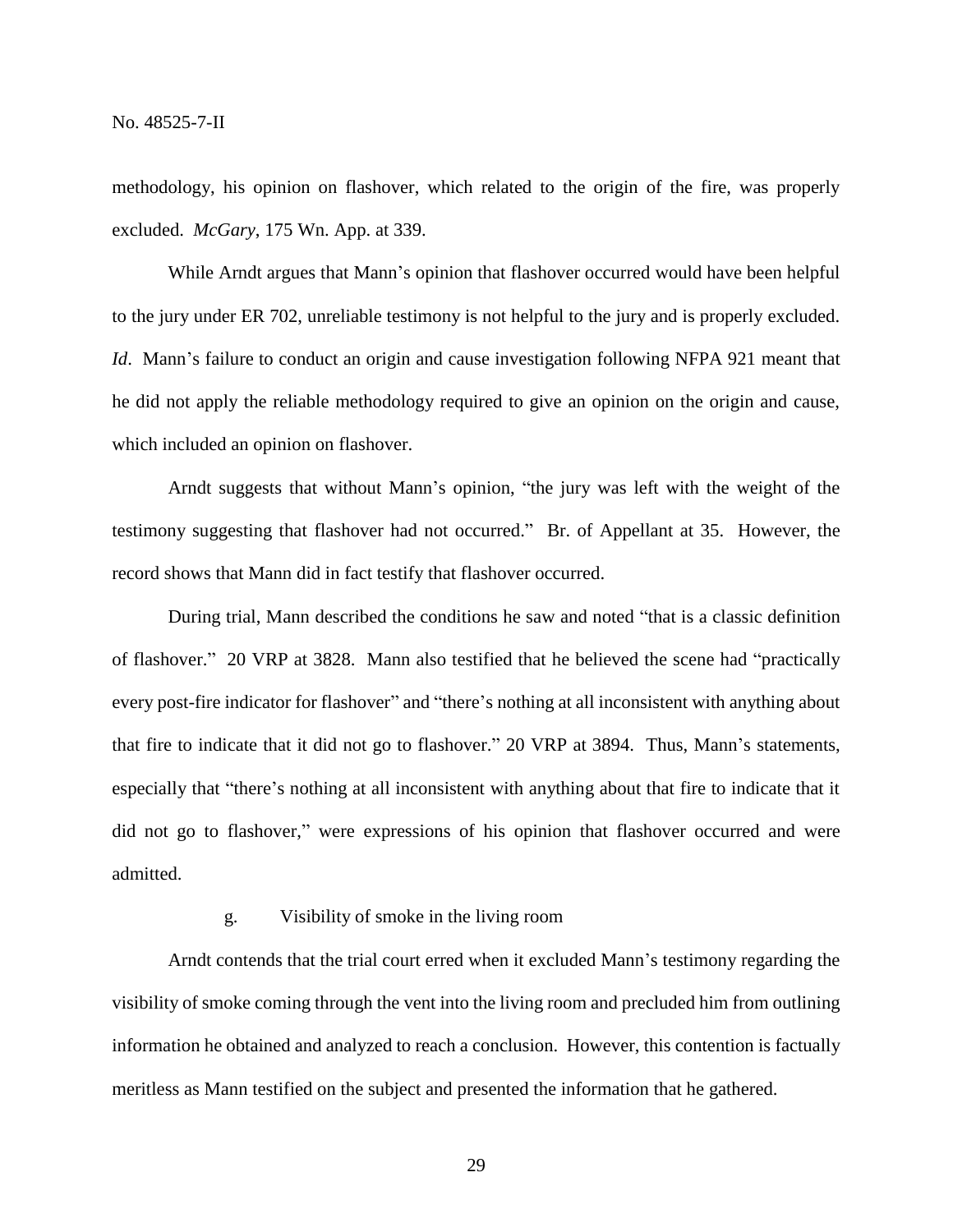methodology, his opinion on flashover, which related to the origin of the fire, was properly excluded. *McGary*, 175 Wn. App. at 339.

While Arndt argues that Mann's opinion that flashover occurred would have been helpful to the jury under ER 702, unreliable testimony is not helpful to the jury and is properly excluded. *Id*. Mann's failure to conduct an origin and cause investigation following NFPA 921 meant that he did not apply the reliable methodology required to give an opinion on the origin and cause, which included an opinion on flashover.

Arndt suggests that without Mann's opinion, "the jury was left with the weight of the testimony suggesting that flashover had not occurred." Br. of Appellant at 35. However, the record shows that Mann did in fact testify that flashover occurred.

During trial, Mann described the conditions he saw and noted "that is a classic definition of flashover." 20 VRP at 3828. Mann also testified that he believed the scene had "practically every post-fire indicator for flashover" and "there's nothing at all inconsistent with anything about that fire to indicate that it did not go to flashover." 20 VRP at 3894. Thus, Mann's statements, especially that "there's nothing at all inconsistent with anything about that fire to indicate that it did not go to flashover," were expressions of his opinion that flashover occurred and were admitted.

g. Visibility of smoke in the living room

Arndt contends that the trial court erred when it excluded Mann's testimony regarding the visibility of smoke coming through the vent into the living room and precluded him from outlining information he obtained and analyzed to reach a conclusion. However, this contention is factually meritless as Mann testified on the subject and presented the information that he gathered.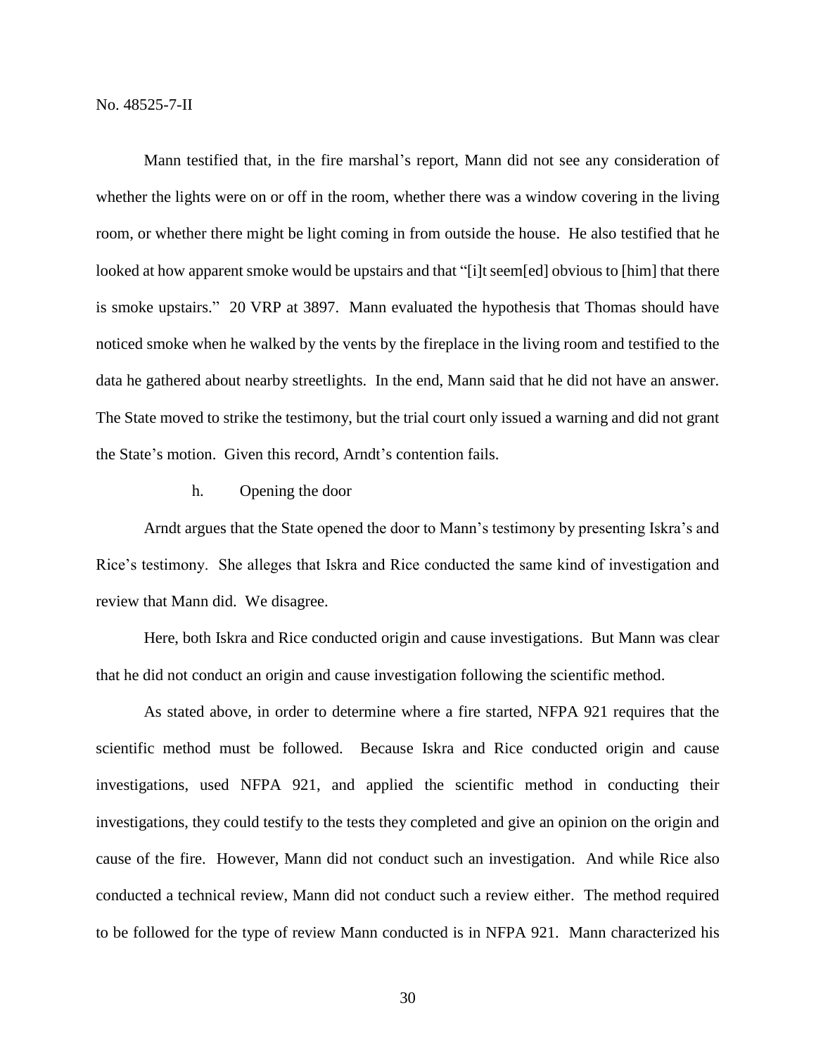Mann testified that, in the fire marshal's report, Mann did not see any consideration of whether the lights were on or off in the room, whether there was a window covering in the living room, or whether there might be light coming in from outside the house. He also testified that he looked at how apparent smoke would be upstairs and that "[i]t seem[ed] obvious to [him] that there is smoke upstairs." 20 VRP at 3897. Mann evaluated the hypothesis that Thomas should have noticed smoke when he walked by the vents by the fireplace in the living room and testified to the data he gathered about nearby streetlights. In the end, Mann said that he did not have an answer. The State moved to strike the testimony, but the trial court only issued a warning and did not grant the State's motion. Given this record, Arndt's contention fails.

h. Opening the door

Arndt argues that the State opened the door to Mann's testimony by presenting Iskra's and Rice's testimony. She alleges that Iskra and Rice conducted the same kind of investigation and review that Mann did. We disagree.

Here, both Iskra and Rice conducted origin and cause investigations. But Mann was clear that he did not conduct an origin and cause investigation following the scientific method.

As stated above, in order to determine where a fire started, NFPA 921 requires that the scientific method must be followed. Because Iskra and Rice conducted origin and cause investigations, used NFPA 921, and applied the scientific method in conducting their investigations, they could testify to the tests they completed and give an opinion on the origin and cause of the fire. However, Mann did not conduct such an investigation. And while Rice also conducted a technical review, Mann did not conduct such a review either. The method required to be followed for the type of review Mann conducted is in NFPA 921. Mann characterized his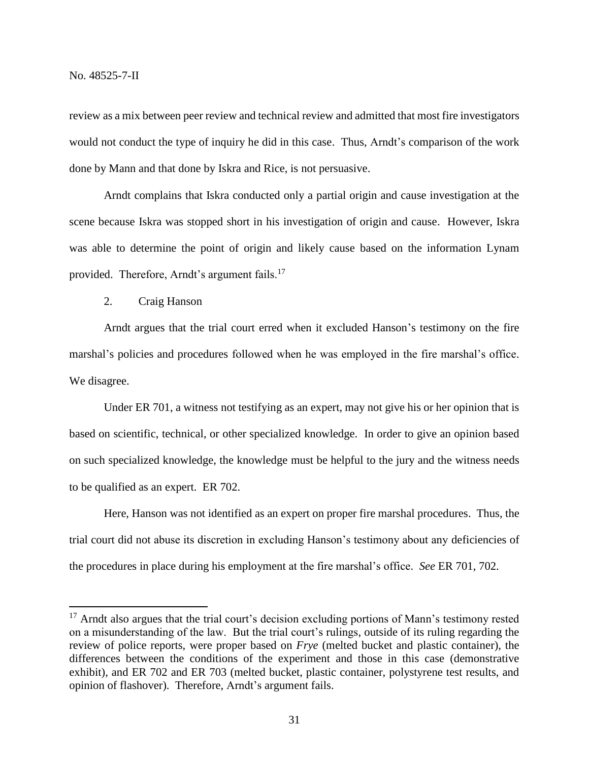review as a mix between peer review and technical review and admitted that most fire investigators would not conduct the type of inquiry he did in this case. Thus, Arndt's comparison of the work done by Mann and that done by Iskra and Rice, is not persuasive.

Arndt complains that Iskra conducted only a partial origin and cause investigation at the scene because Iskra was stopped short in his investigation of origin and cause. However, Iskra was able to determine the point of origin and likely cause based on the information Lynam provided. Therefore, Arndt's argument fails.[17]

2. Craig Hanson

Arndt argues that the trial court erred when it excluded Hanson's testimony on the fire marshal's policies and procedures followed when he was employed in the fire marshal's office. We disagree.

Under ER 701, a witness not testifying as an expert, may not give his or her opinion that is based on scientific, technical, or other specialized knowledge. In order to give an opinion based on such specialized knowledge, the knowledge must be helpful to the jury and the witness needs to be qualified as an expert. ER 702.

Here, Hanson was not identified as an expert on proper fire marshal procedures. Thus, the trial court did not abuse its discretion in excluding Hanson's testimony about any deficiencies of the procedures in place during his employment at the fire marshal's office. *See* ER 701, 702.

---

[17] Arndt also argues that the trial court's decision excluding portions of Mann's testimony rested on a misunderstanding of the law. But the trial court's rulings, outside of its ruling regarding the review of police reports, were proper based on *Frye* (melted bucket and plastic container), the differences between the conditions of the experiment and those in this case (demonstrative exhibit), and ER 702 and ER 703 (melted bucket, plastic container, polystyrene test results, and opinion of flashover). Therefore, Arndt's argument fails.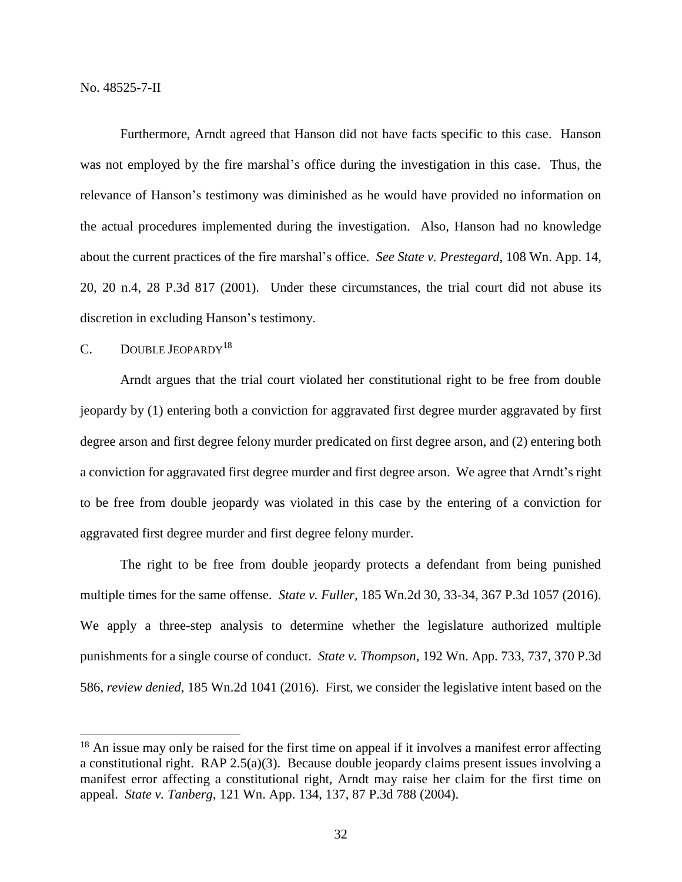Furthermore, Arndt agreed that Hanson did not have facts specific to this case. Hanson was not employed by the fire marshal's office during the investigation in this case. Thus, the relevance of Hanson's testimony was diminished as he would have provided no information on the actual procedures implemented during the investigation. Also, Hanson had no knowledge about the current practices of the fire marshal's office. *See State v. Prestegard*, 108 Wn. App. 14, 20, 20 n.4, 28 P.3d 817 (2001). Under these circumstances, the trial court did not abuse its discretion in excluding Hanson's testimony.

### C. DOUBLE JEOPARDY[18]

Arndt argues that the trial court violated her constitutional right to be free from double jeopardy by (1) entering both a conviction for aggravated first degree murder aggravated by first degree arson and first degree felony murder predicated on first degree arson, and (2) entering both a conviction for aggravated first degree murder and first degree arson. We agree that Arndt's right to be free from double jeopardy was violated in this case by the entering of a conviction for aggravated first degree murder and first degree felony murder.

The right to be free from double jeopardy protects a defendant from being punished multiple times for the same offense. *State v. Fuller*, 185 Wn.2d 30, 33-34, 367 P.3d 1057 (2016). We apply a three-step analysis to determine whether the legislature authorized multiple punishments for a single course of conduct. *State v. Thompson*, 192 Wn. App. 733, 737, 370 P.3d 586, *review denied*, 185 Wn.2d 1041 (2016). First, we consider the legislative intent based on the

---

[18] An issue may only be raised for the first time on appeal if it involves a manifest error affecting a constitutional right. RAP 2.5(a)(3). Because double jeopardy claims present issues involving a manifest error affecting a constitutional right, Arndt may raise her claim for the first time on appeal. *State v. Tanberg*, 121 Wn. App. 134, 137, 87 P.3d 788 (2004).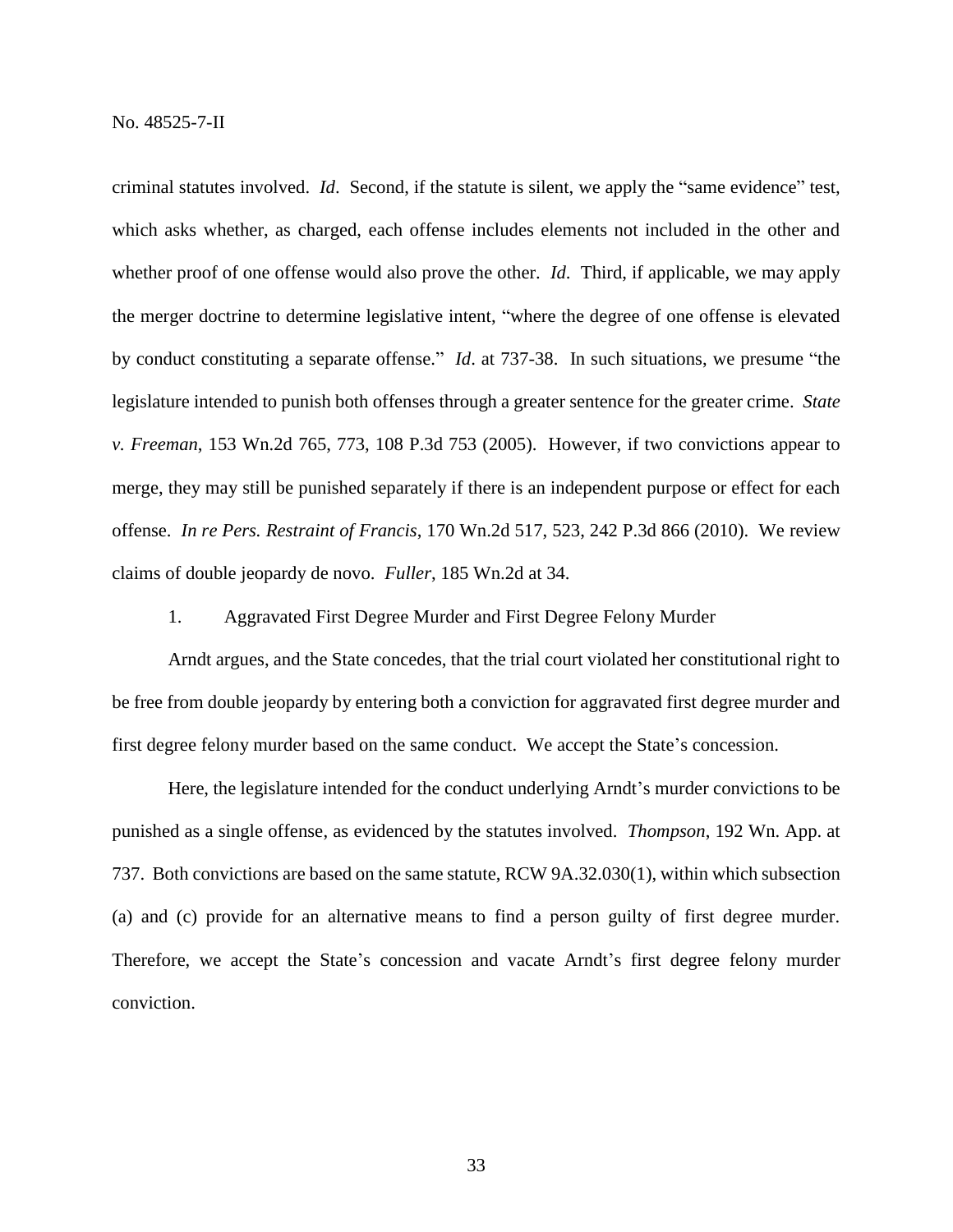criminal statutes involved. *Id*. Second, if the statute is silent, we apply the "same evidence" test, which asks whether, as charged, each offense includes elements not included in the other and whether proof of one offense would also prove the other. *Id*. Third, if applicable, we may apply the merger doctrine to determine legislative intent, "where the degree of one offense is elevated by conduct constituting a separate offense." *Id*. at 737-38. In such situations, we presume "the legislature intended to punish both offenses through a greater sentence for the greater crime. *State v. Freeman*, 153 Wn.2d 765, 773, 108 P.3d 753 (2005). However, if two convictions appear to merge, they may still be punished separately if there is an independent purpose or effect for each offense. *In re Pers. Restraint of Francis*, 170 Wn.2d 517, 523, 242 P.3d 866 (2010). We review claims of double jeopardy de novo. *Fuller*, 185 Wn.2d at 34.

1. Aggravated First Degree Murder and First Degree Felony Murder

Arndt argues, and the State concedes, that the trial court violated her constitutional right to be free from double jeopardy by entering both a conviction for aggravated first degree murder and first degree felony murder based on the same conduct. We accept the State's concession.

Here, the legislature intended for the conduct underlying Arndt's murder convictions to be punished as a single offense, as evidenced by the statutes involved. *Thompson*, 192 Wn. App. at 737. Both convictions are based on the same statute, RCW 9A.32.030(1), within which subsection (a) and (c) provide for an alternative means to find a person guilty of first degree murder. Therefore, we accept the State's concession and vacate Arndt's first degree felony murder conviction.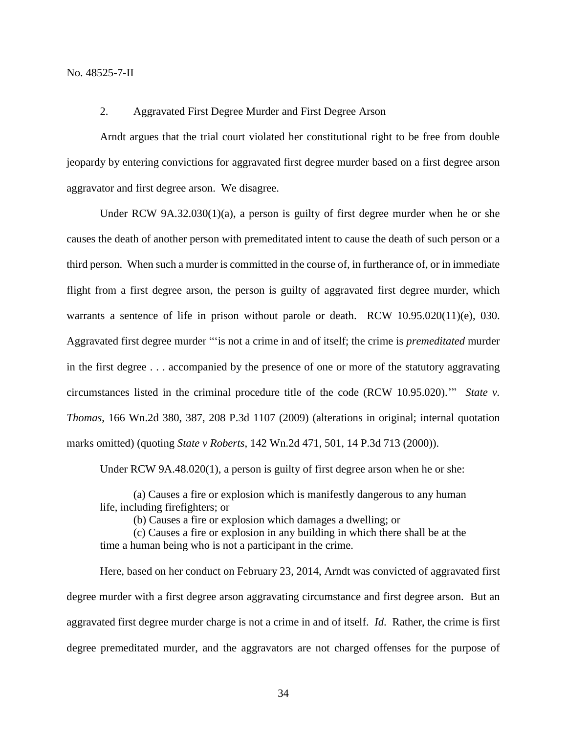2. Aggravated First Degree Murder and First Degree Arson

Arndt argues that the trial court violated her constitutional right to be free from double jeopardy by entering convictions for aggravated first degree murder based on a first degree arson aggravator and first degree arson. We disagree.

Under RCW 9A.32.030(1)(a), a person is guilty of first degree murder when he or she causes the death of another person with premeditated intent to cause the death of such person or a third person. When such a murder is committed in the course of, in furtherance of, or in immediate flight from a first degree arson, the person is guilty of aggravated first degree murder, which warrants a sentence of life in prison without parole or death. RCW 10.95.020(11)(e), 030. Aggravated first degree murder "'is not a crime in and of itself; the crime is *premeditated* murder in the first degree . . . accompanied by the presence of one or more of the statutory aggravating circumstances listed in the criminal procedure title of the code (RCW 10.95.020).'" *State v. Thomas*, 166 Wn.2d 380, 387, 208 P.3d 1107 (2009) (alterations in original; internal quotation marks omitted) (quoting *State v Roberts*, 142 Wn.2d 471, 501, 14 P.3d 713 (2000)).

Under RCW 9A.48.020(1), a person is guilty of first degree arson when he or she:

> (a) Causes a fire or explosion which is manifestly dangerous to any human life, including firefighters; or
> (b) Causes a fire or explosion which damages a dwelling; or
> (c) Causes a fire or explosion in any building in which there shall be at the time a human being who is not a participant in the crime.

Here, based on her conduct on February 23, 2014, Arndt was convicted of aggravated first degree murder with a first degree arson aggravating circumstance and first degree arson. But an aggravated first degree murder charge is not a crime in and of itself. *Id.* Rather, the crime is first degree premeditated murder, and the aggravators are not charged offenses for the purpose of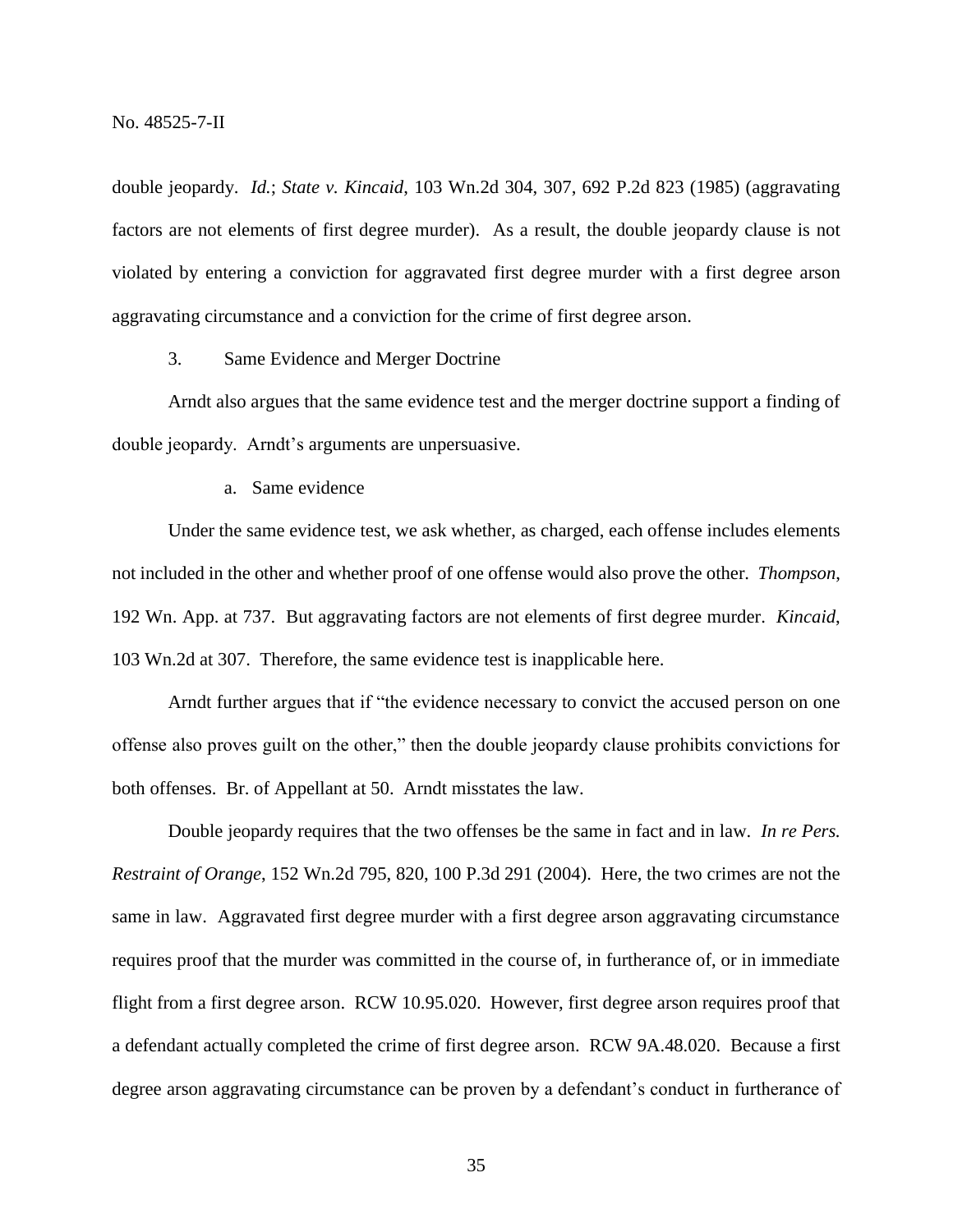double jeopardy. *Id.*; *State v. Kincaid*, 103 Wn.2d 304, 307, 692 P.2d 823 (1985) (aggravating factors are not elements of first degree murder). As a result, the double jeopardy clause is not violated by entering a conviction for aggravated first degree murder with a first degree arson aggravating circumstance and a conviction for the crime of first degree arson.

3. Same Evidence and Merger Doctrine

Arndt also argues that the same evidence test and the merger doctrine support a finding of double jeopardy. Arndt's arguments are unpersuasive.

a. Same evidence

Under the same evidence test, we ask whether, as charged, each offense includes elements not included in the other and whether proof of one offense would also prove the other. *Thompson*, 192 Wn. App. at 737. But aggravating factors are not elements of first degree murder. *Kincaid*, 103 Wn.2d at 307. Therefore, the same evidence test is inapplicable here.

Arndt further argues that if "the evidence necessary to convict the accused person on one offense also proves guilt on the other," then the double jeopardy clause prohibits convictions for both offenses. Br. of Appellant at 50. Arndt misstates the law.

Double jeopardy requires that the two offenses be the same in fact and in law. *In re Pers. Restraint of Orange*, 152 Wn.2d 795, 820, 100 P.3d 291 (2004). Here, the two crimes are not the same in law. Aggravated first degree murder with a first degree arson aggravating circumstance requires proof that the murder was committed in the course of, in furtherance of, or in immediate flight from a first degree arson. RCW 10.95.020. However, first degree arson requires proof that a defendant actually completed the crime of first degree arson. RCW 9A.48.020. Because a first degree arson aggravating circumstance can be proven by a defendant's conduct in furtherance of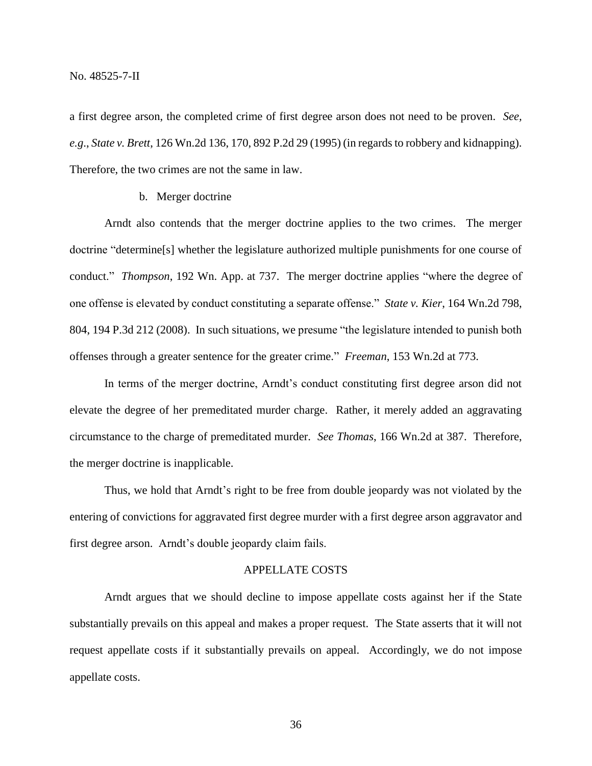a first degree arson, the completed crime of first degree arson does not need to be proven. *See, e.g.*, *State v. Brett*, 126 Wn.2d 136, 170, 892 P.2d 29 (1995) (in regards to robbery and kidnapping). Therefore, the two crimes are not the same in law.

b. Merger doctrine

Arndt also contends that the merger doctrine applies to the two crimes. The merger doctrine "determine[s] whether the legislature authorized multiple punishments for one course of conduct." *Thompson*, 192 Wn. App. at 737. The merger doctrine applies "where the degree of one offense is elevated by conduct constituting a separate offense." *State v. Kier*, 164 Wn.2d 798, 804, 194 P.3d 212 (2008). In such situations, we presume "the legislature intended to punish both offenses through a greater sentence for the greater crime." *Freeman*, 153 Wn.2d at 773.

In terms of the merger doctrine, Arndt's conduct constituting first degree arson did not elevate the degree of her premeditated murder charge. Rather, it merely added an aggravating circumstance to the charge of premeditated murder. *See Thomas*, 166 Wn.2d at 387. Therefore, the merger doctrine is inapplicable.

Thus, we hold that Arndt's right to be free from double jeopardy was not violated by the entering of convictions for aggravated first degree murder with a first degree arson aggravator and first degree arson. Arndt's double jeopardy claim fails.

## APPELLATE COSTS

Arndt argues that we should decline to impose appellate costs against her if the State substantially prevails on this appeal and makes a proper request. The State asserts that it will not request appellate costs if it substantially prevails on appeal. Accordingly, we do not impose appellate costs.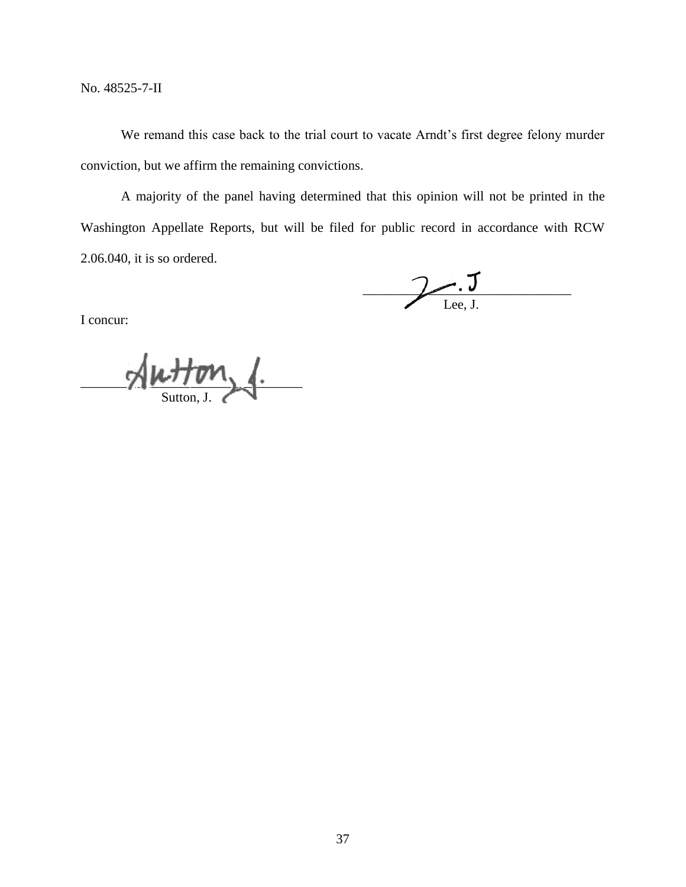No. 48525-7-II

We remand this case back to the trial court to vacate Arndt's first degree felony murder conviction, but we affirm the remaining convictions.

A majority of the panel having determined that this opinion will not be printed in the Washington Appellate Reports, but will be filed for public record in accordance with RCW 2.06.040, it is so ordered.

Lee, J.

I concur:

Sutton, J.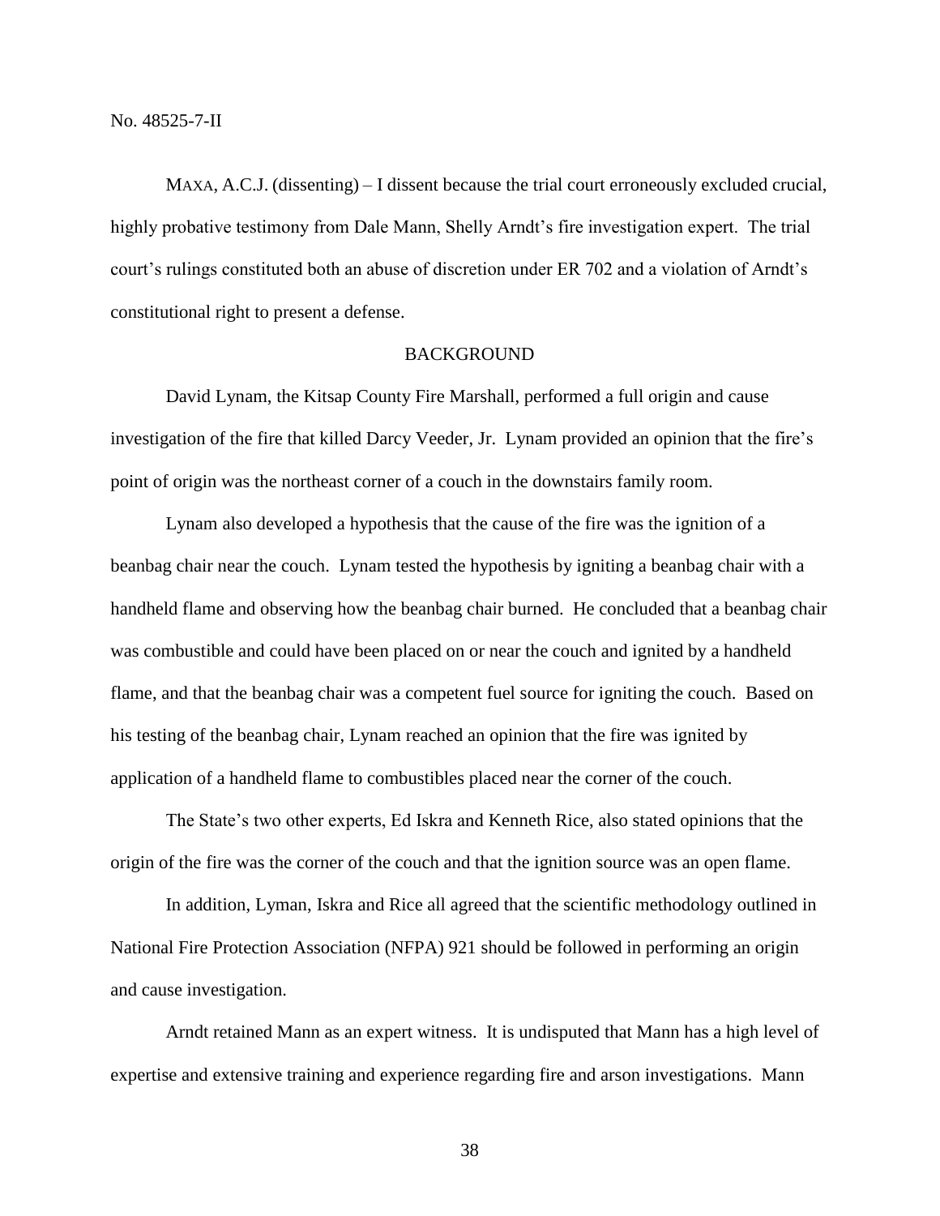No. 48525-7-II

MAXA, A.C.J. (dissenting) – I dissent because the trial court erroneously excluded crucial, highly probative testimony from Dale Mann, Shelly Arndt's fire investigation expert. The trial court's rulings constituted both an abuse of discretion under ER 702 and a violation of Arndt's constitutional right to present a defense.

## BACKGROUND

David Lynam, the Kitsap County Fire Marshall, performed a full origin and cause investigation of the fire that killed Darcy Veeder, Jr. Lynam provided an opinion that the fire's point of origin was the northeast corner of a couch in the downstairs family room.

Lynam also developed a hypothesis that the cause of the fire was the ignition of a beanbag chair near the couch. Lynam tested the hypothesis by igniting a beanbag chair with a handheld flame and observing how the beanbag chair burned. He concluded that a beanbag chair was combustible and could have been placed on or near the couch and ignited by a handheld flame, and that the beanbag chair was a competent fuel source for igniting the couch. Based on his testing of the beanbag chair, Lynam reached an opinion that the fire was ignited by application of a handheld flame to combustibles placed near the corner of the couch.

The State's two other experts, Ed Iskra and Kenneth Rice, also stated opinions that the origin of the fire was the corner of the couch and that the ignition source was an open flame.

In addition, Lyman, Iskra and Rice all agreed that the scientific methodology outlined in National Fire Protection Association (NFPA) 921 should be followed in performing an origin and cause investigation.

Arndt retained Mann as an expert witness. It is undisputed that Mann has a high level of expertise and extensive training and experience regarding fire and arson investigations. Mann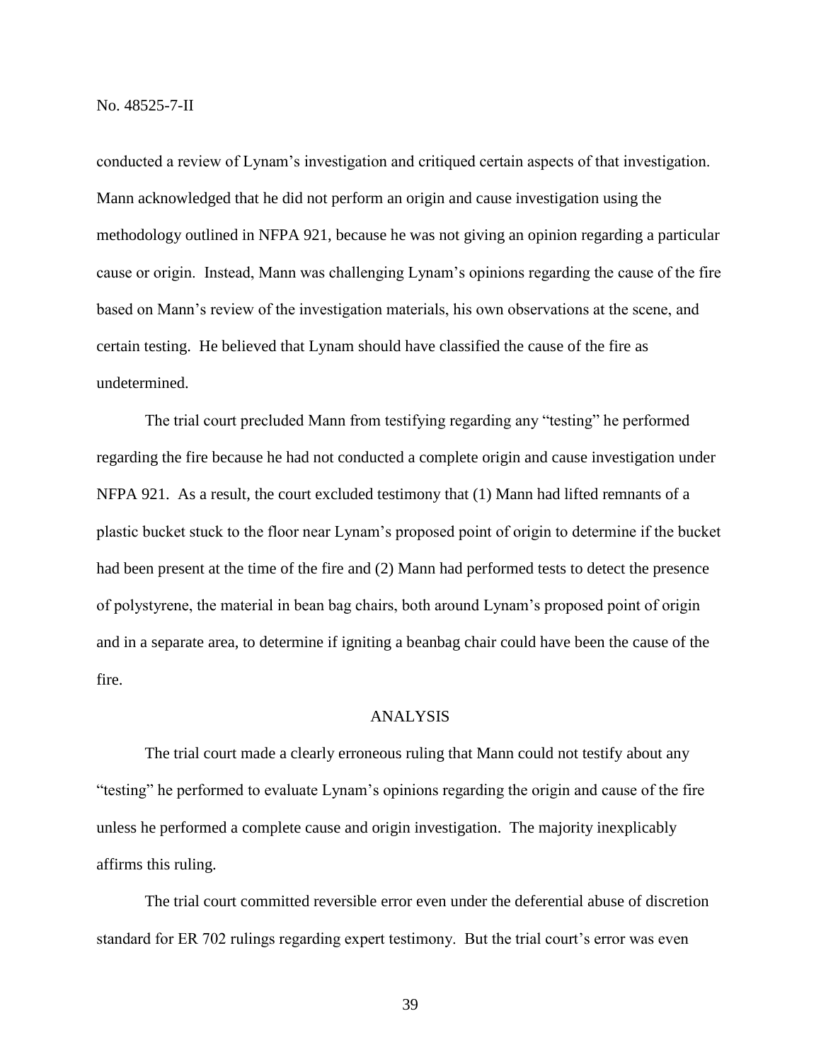conducted a review of Lynam's investigation and critiqued certain aspects of that investigation. Mann acknowledged that he did not perform an origin and cause investigation using the methodology outlined in NFPA 921, because he was not giving an opinion regarding a particular cause or origin. Instead, Mann was challenging Lynam's opinions regarding the cause of the fire based on Mann's review of the investigation materials, his own observations at the scene, and certain testing. He believed that Lynam should have classified the cause of the fire as undetermined.

The trial court precluded Mann from testifying regarding any "testing" he performed regarding the fire because he had not conducted a complete origin and cause investigation under NFPA 921. As a result, the court excluded testimony that (1) Mann had lifted remnants of a plastic bucket stuck to the floor near Lynam's proposed point of origin to determine if the bucket had been present at the time of the fire and (2) Mann had performed tests to detect the presence of polystyrene, the material in bean bag chairs, both around Lynam's proposed point of origin and in a separate area, to determine if igniting a beanbag chair could have been the cause of the fire.

## ANALYSIS

The trial court made a clearly erroneous ruling that Mann could not testify about any "testing" he performed to evaluate Lynam's opinions regarding the origin and cause of the fire unless he performed a complete cause and origin investigation. The majority inexplicably affirms this ruling.

The trial court committed reversible error even under the deferential abuse of discretion standard for ER 702 rulings regarding expert testimony. But the trial court's error was even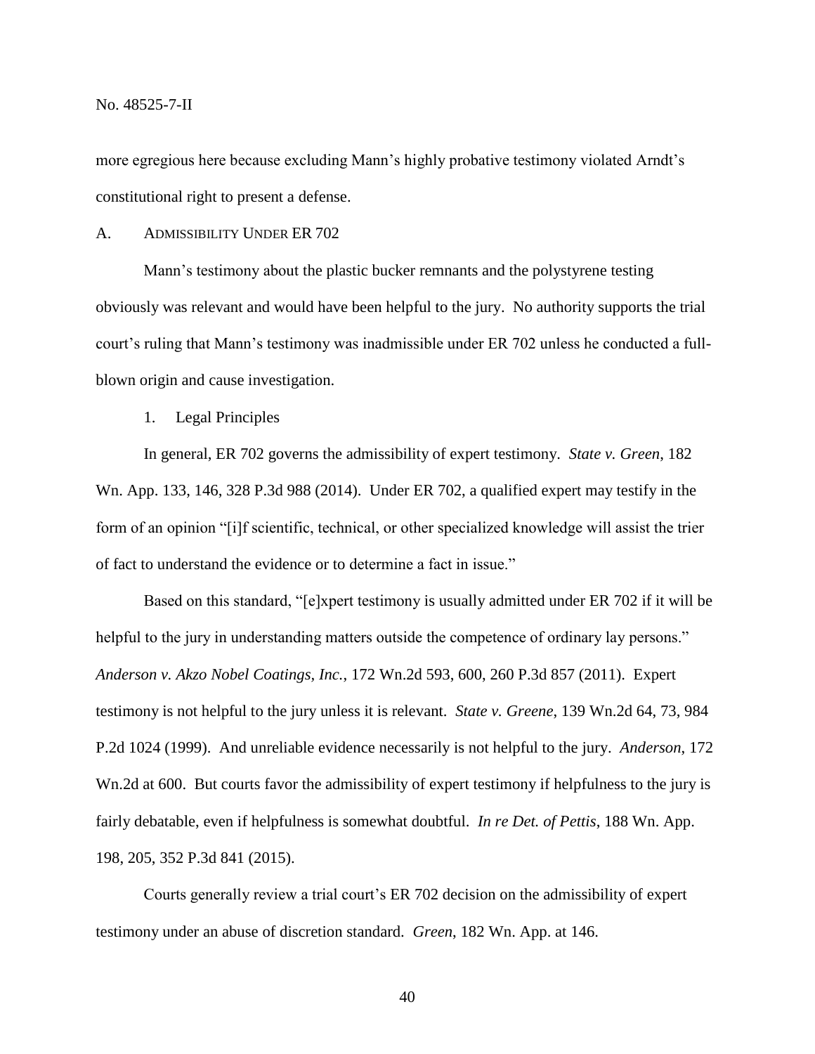more egregious here because excluding Mann's highly probative testimony violated Arndt's constitutional right to present a defense.

### A. ADMISSIBILITY UNDER ER 702

Mann's testimony about the plastic bucker remnants and the polystyrene testing obviously was relevant and would have been helpful to the jury. No authority supports the trial court's ruling that Mann's testimony was inadmissible under ER 702 unless he conducted a full-blown origin and cause investigation.

#### 1. Legal Principles

In general, ER 702 governs the admissibility of expert testimony. *State v. Green*, 182 Wn. App. 133, 146, 328 P.3d 988 (2014). Under ER 702, a qualified expert may testify in the form of an opinion "[i]f scientific, technical, or other specialized knowledge will assist the trier of fact to understand the evidence or to determine a fact in issue."

Based on this standard, "[e]xpert testimony is usually admitted under ER 702 if it will be helpful to the jury in understanding matters outside the competence of ordinary lay persons." *Anderson v. Akzo Nobel Coatings, Inc.*, 172 Wn.2d 593, 600, 260 P.3d 857 (2011). Expert testimony is not helpful to the jury unless it is relevant. *State v. Greene*, 139 Wn.2d 64, 73, 984 P.2d 1024 (1999). And unreliable evidence necessarily is not helpful to the jury. *Anderson*, 172 Wn.2d at 600. But courts favor the admissibility of expert testimony if helpfulness to the jury is fairly debatable, even if helpfulness is somewhat doubtful. *In re Det. of Pettis*, 188 Wn. App. 198, 205, 352 P.3d 841 (2015).

Courts generally review a trial court's ER 702 decision on the admissibility of expert testimony under an abuse of discretion standard. *Green*, 182 Wn. App. at 146.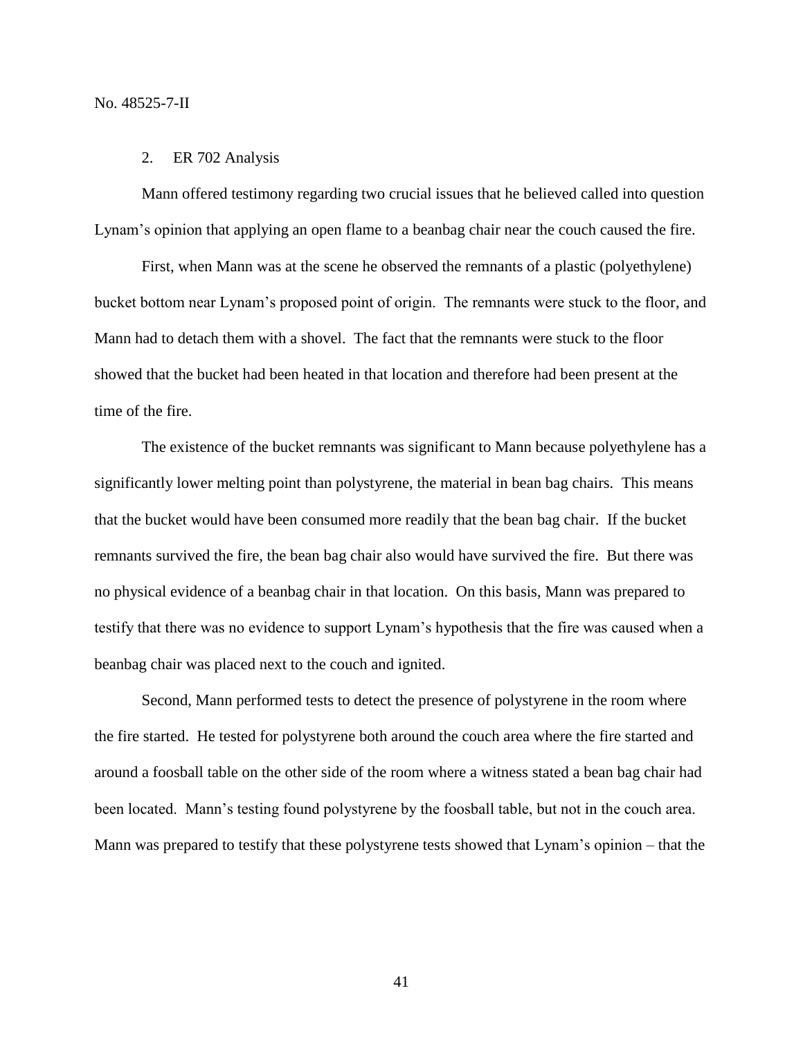2. ER 702 Analysis

Mann offered testimony regarding two crucial issues that he believed called into question Lynam's opinion that applying an open flame to a beanbag chair near the couch caused the fire.

First, when Mann was at the scene he observed the remnants of a plastic (polyethylene) bucket bottom near Lynam's proposed point of origin. The remnants were stuck to the floor, and Mann had to detach them with a shovel. The fact that the remnants were stuck to the floor showed that the bucket had been heated in that location and therefore had been present at the time of the fire.

The existence of the bucket remnants was significant to Mann because polyethylene has a significantly lower melting point than polystyrene, the material in bean bag chairs. This means that the bucket would have been consumed more readily that the bean bag chair. If the bucket remnants survived the fire, the bean bag chair also would have survived the fire. But there was no physical evidence of a beanbag chair in that location. On this basis, Mann was prepared to testify that there was no evidence to support Lynam's hypothesis that the fire was caused when a beanbag chair was placed next to the couch and ignited.

Second, Mann performed tests to detect the presence of polystyrene in the room where the fire started. He tested for polystyrene both around the couch area where the fire started and around a foosball table on the other side of the room where a witness stated a bean bag chair had been located. Mann's testing found polystyrene by the foosball table, but not in the couch area. Mann was prepared to testify that these polystyrene tests showed that Lynam's opinion – that the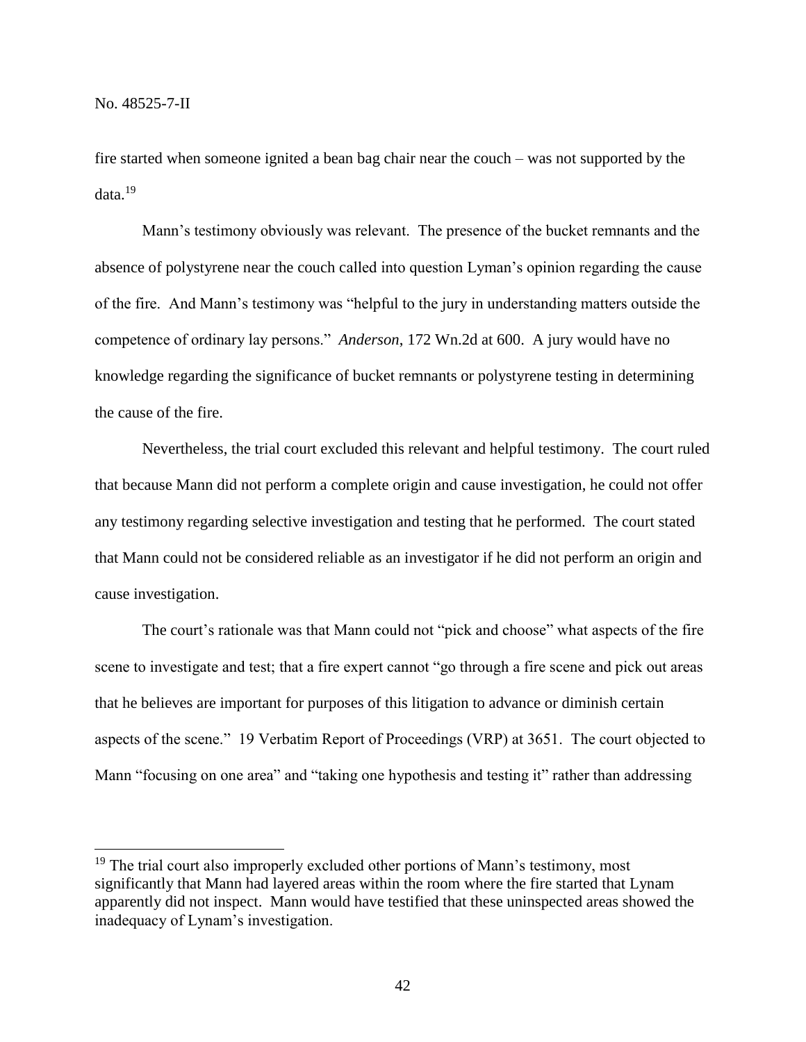fire started when someone ignited a bean bag chair near the couch – was not supported by the data.[19]

Mann's testimony obviously was relevant. The presence of the bucket remnants and the absence of polystyrene near the couch called into question Lyman's opinion regarding the cause of the fire. And Mann's testimony was "helpful to the jury in understanding matters outside the competence of ordinary lay persons." *Anderson*, 172 Wn.2d at 600. A jury would have no knowledge regarding the significance of bucket remnants or polystyrene testing in determining the cause of the fire.

Nevertheless, the trial court excluded this relevant and helpful testimony. The court ruled that because Mann did not perform a complete origin and cause investigation, he could not offer any testimony regarding selective investigation and testing that he performed. The court stated that Mann could not be considered reliable as an investigator if he did not perform an origin and cause investigation.

The court's rationale was that Mann could not "pick and choose" what aspects of the fire scene to investigate and test; that a fire expert cannot "go through a fire scene and pick out areas that he believes are important for purposes of this litigation to advance or diminish certain aspects of the scene." 19 Verbatim Report of Proceedings (VRP) at 3651. The court objected to Mann "focusing on one area" and "taking one hypothesis and testing it" rather than addressing

---

[19] The trial court also improperly excluded other portions of Mann's testimony, most significantly that Mann had layered areas within the room where the fire started that Lynam apparently did not inspect. Mann would have testified that these uninspected areas showed the inadequacy of Lynam's investigation.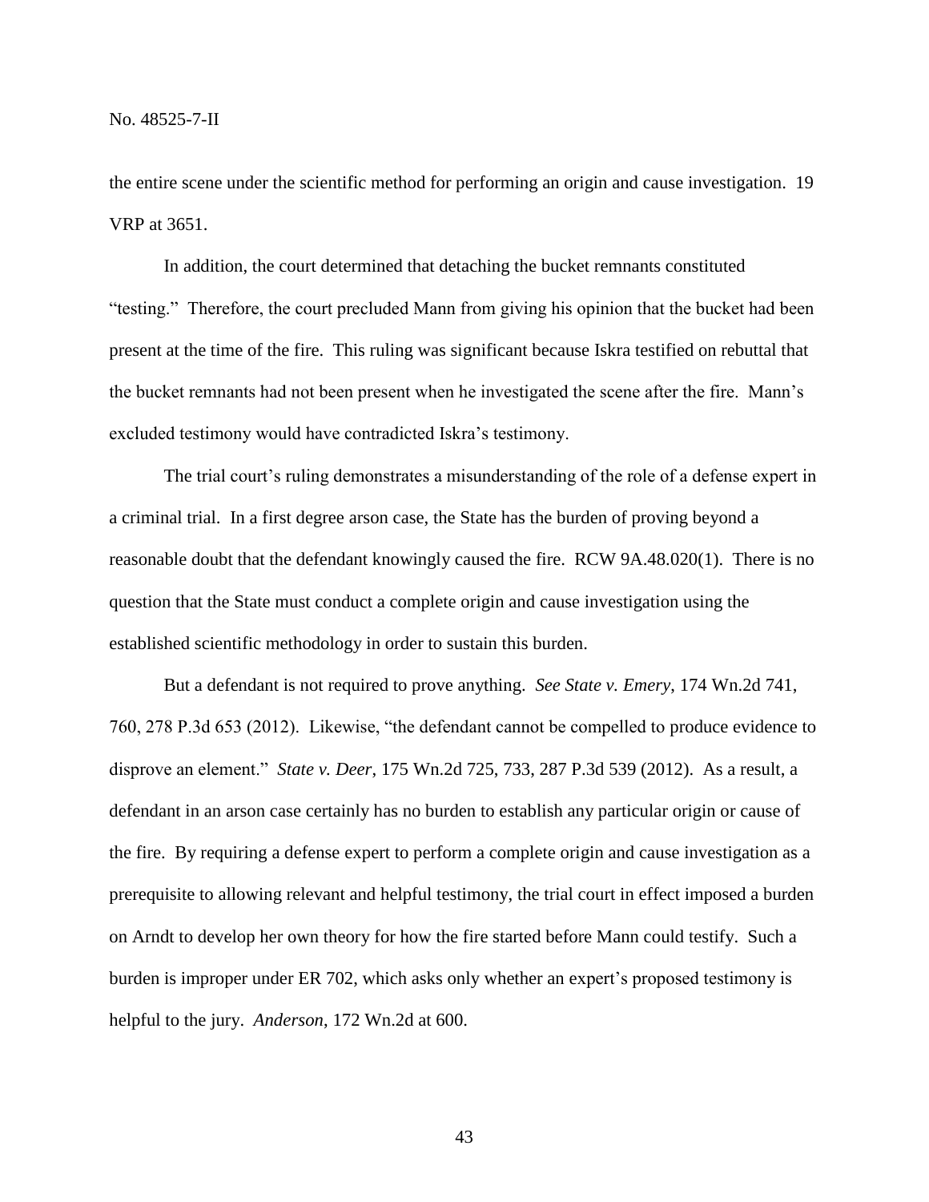the entire scene under the scientific method for performing an origin and cause investigation. 19 VRP at 3651.

In addition, the court determined that detaching the bucket remnants constituted "testing." Therefore, the court precluded Mann from giving his opinion that the bucket had been present at the time of the fire. This ruling was significant because Iskra testified on rebuttal that the bucket remnants had not been present when he investigated the scene after the fire. Mann's excluded testimony would have contradicted Iskra's testimony.

The trial court's ruling demonstrates a misunderstanding of the role of a defense expert in a criminal trial. In a first degree arson case, the State has the burden of proving beyond a reasonable doubt that the defendant knowingly caused the fire. RCW 9A.48.020(1). There is no question that the State must conduct a complete origin and cause investigation using the established scientific methodology in order to sustain this burden.

But a defendant is not required to prove anything. *See State v. Emery*, 174 Wn.2d 741, 760, 278 P.3d 653 (2012). Likewise, "the defendant cannot be compelled to produce evidence to disprove an element." *State v. Deer*, 175 Wn.2d 725, 733, 287 P.3d 539 (2012). As a result, a defendant in an arson case certainly has no burden to establish any particular origin or cause of the fire. By requiring a defense expert to perform a complete origin and cause investigation as a prerequisite to allowing relevant and helpful testimony, the trial court in effect imposed a burden on Arndt to develop her own theory for how the fire started before Mann could testify. Such a burden is improper under ER 702, which asks only whether an expert's proposed testimony is helpful to the jury. *Anderson*, 172 Wn.2d at 600.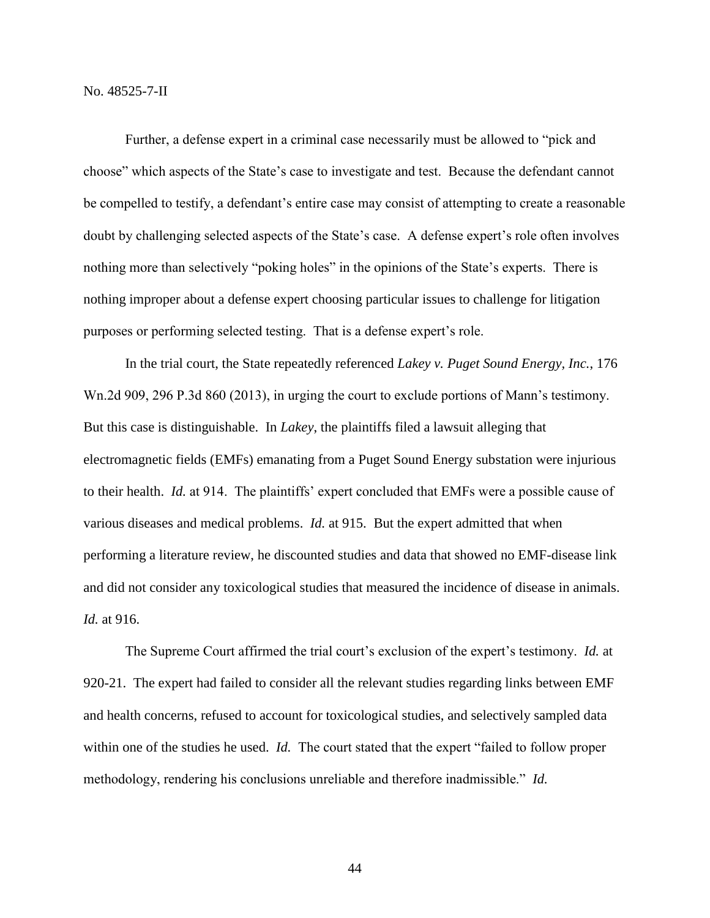Further, a defense expert in a criminal case necessarily must be allowed to "pick and choose" which aspects of the State's case to investigate and test. Because the defendant cannot be compelled to testify, a defendant's entire case may consist of attempting to create a reasonable doubt by challenging selected aspects of the State's case. A defense expert's role often involves nothing more than selectively "poking holes" in the opinions of the State's experts. There is nothing improper about a defense expert choosing particular issues to challenge for litigation purposes or performing selected testing. That is a defense expert's role.

In the trial court, the State repeatedly referenced *Lakey v. Puget Sound Energy, Inc.*, 176 Wn.2d 909, 296 P.3d 860 (2013), in urging the court to exclude portions of Mann's testimony. But this case is distinguishable. In *Lakey*, the plaintiffs filed a lawsuit alleging that electromagnetic fields (EMFs) emanating from a Puget Sound Energy substation were injurious to their health. *Id.* at 914. The plaintiffs' expert concluded that EMFs were a possible cause of various diseases and medical problems. *Id.* at 915. But the expert admitted that when performing a literature review, he discounted studies and data that showed no EMF-disease link and did not consider any toxicological studies that measured the incidence of disease in animals. *Id.* at 916.

The Supreme Court affirmed the trial court's exclusion of the expert's testimony. *Id.* at 920-21. The expert had failed to consider all the relevant studies regarding links between EMF and health concerns, refused to account for toxicological studies, and selectively sampled data within one of the studies he used. *Id.* The court stated that the expert "failed to follow proper methodology, rendering his conclusions unreliable and therefore inadmissible." *Id.*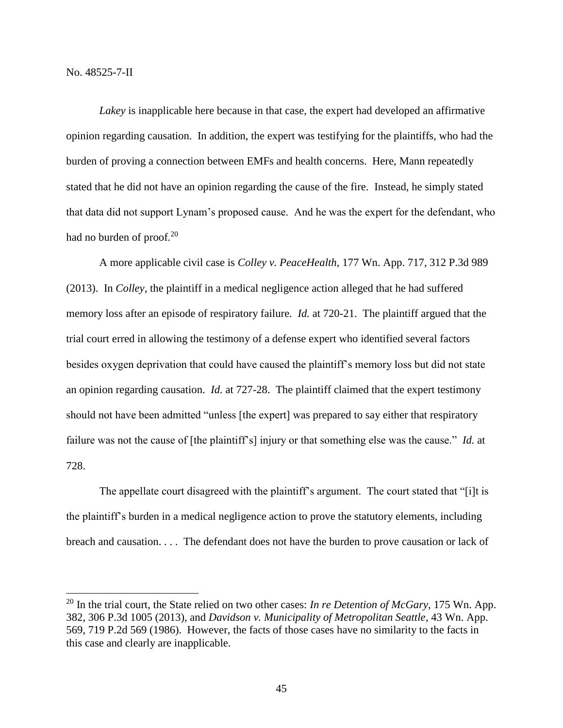*Lakey* is inapplicable here because in that case, the expert had developed an affirmative opinion regarding causation. In addition, the expert was testifying for the plaintiffs, who had the burden of proving a connection between EMFs and health concerns. Here, Mann repeatedly stated that he did not have an opinion regarding the cause of the fire. Instead, he simply stated that data did not support Lynam's proposed cause. And he was the expert for the defendant, who had no burden of proof.[20]

A more applicable civil case is *Colley v. PeaceHealth*, 177 Wn. App. 717, 312 P.3d 989 (2013). In *Colley*, the plaintiff in a medical negligence action alleged that he had suffered memory loss after an episode of respiratory failure. *Id.* at 720-21. The plaintiff argued that the trial court erred in allowing the testimony of a defense expert who identified several factors besides oxygen deprivation that could have caused the plaintiff's memory loss but did not state an opinion regarding causation. *Id.* at 727-28. The plaintiff claimed that the expert testimony should not have been admitted "unless [the expert] was prepared to say either that respiratory failure was not the cause of [the plaintiff's] injury or that something else was the cause." *Id.* at 728.

The appellate court disagreed with the plaintiff's argument. The court stated that "[i]t is the plaintiff's burden in a medical negligence action to prove the statutory elements, including breach and causation. . . . The defendant does not have the burden to prove causation or lack of

---

[20] In the trial court, the State relied on two other cases: *In re Detention of McGary*, 175 Wn. App. 382, 306 P.3d 1005 (2013), and *Davidson v. Municipality of Metropolitan Seattle*, 43 Wn. App. 569, 719 P.2d 569 (1986). However, the facts of those cases have no similarity to the facts in this case and clearly are inapplicable.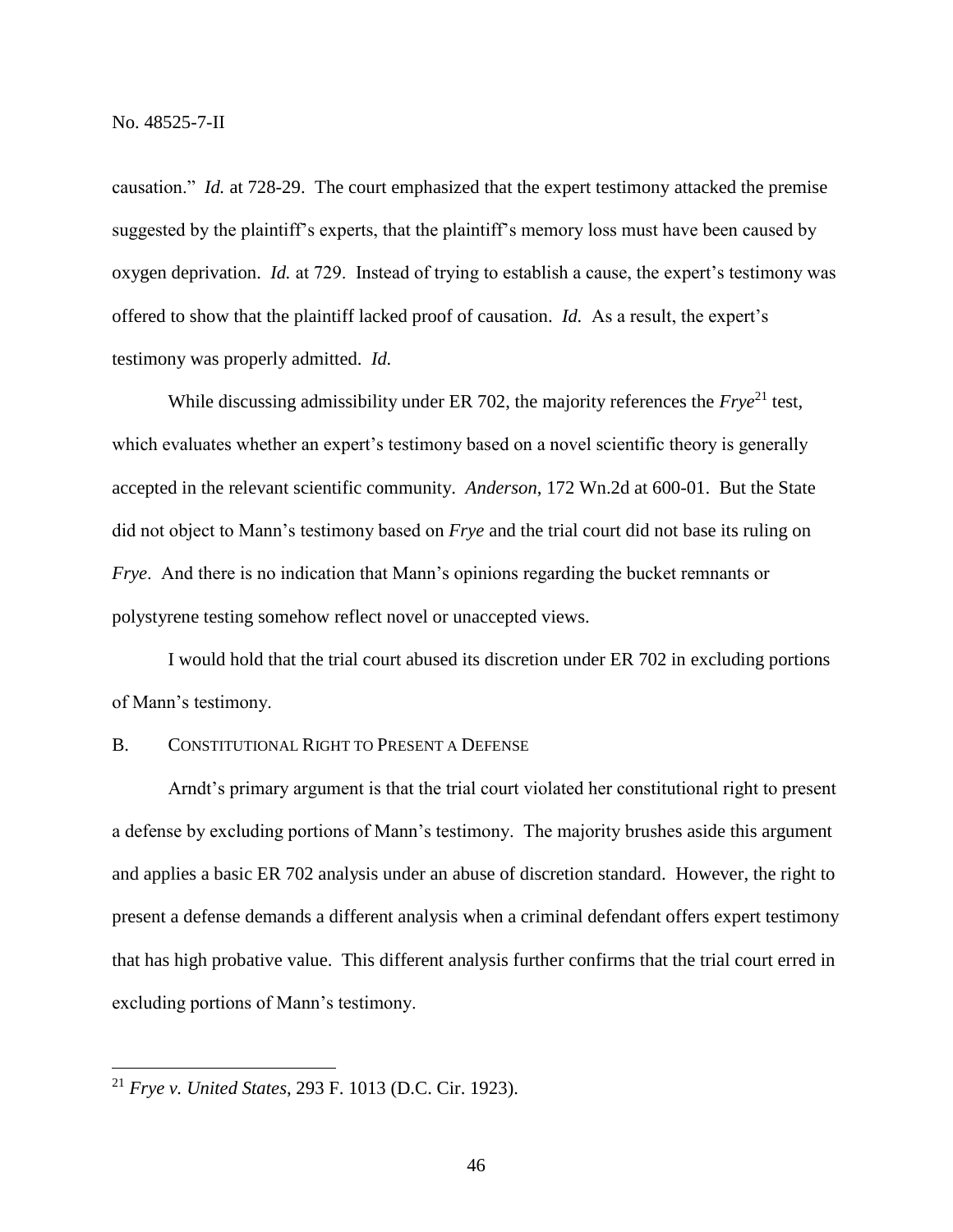causation." *Id.* at 728-29. The court emphasized that the expert testimony attacked the premise suggested by the plaintiff's experts, that the plaintiff's memory loss must have been caused by oxygen deprivation. *Id.* at 729. Instead of trying to establish a cause, the expert's testimony was offered to show that the plaintiff lacked proof of causation. *Id.* As a result, the expert's testimony was properly admitted. *Id.*

While discussing admissibility under ER 702, the majority references the *Frye*[21] test, which evaluates whether an expert's testimony based on a novel scientific theory is generally accepted in the relevant scientific community. *Anderson*, 172 Wn.2d at 600-01. But the State did not object to Mann's testimony based on *Frye* and the trial court did not base its ruling on *Frye*. And there is no indication that Mann's opinions regarding the bucket remnants or polystyrene testing somehow reflect novel or unaccepted views.

I would hold that the trial court abused its discretion under ER 702 in excluding portions of Mann's testimony.

## B. CONSTITUTIONAL RIGHT TO PRESENT A DEFENSE

Arndt's primary argument is that the trial court violated her constitutional right to present a defense by excluding portions of Mann's testimony. The majority brushes aside this argument and applies a basic ER 702 analysis under an abuse of discretion standard. However, the right to present a defense demands a different analysis when a criminal defendant offers expert testimony that has high probative value. This different analysis further confirms that the trial court erred in excluding portions of Mann's testimony.

---

[21] *Frye v. United States*, 293 F. 1013 (D.C. Cir. 1923).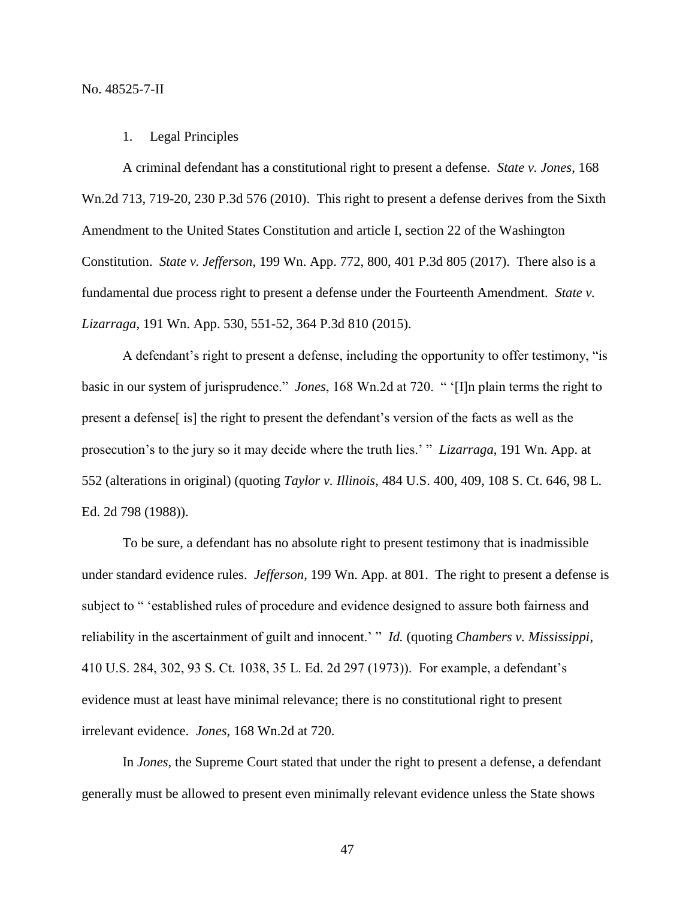1. Legal Principles

A criminal defendant has a constitutional right to present a defense. *State v. Jones*, 168 Wn.2d 713, 719-20, 230 P.3d 576 (2010). This right to present a defense derives from the Sixth Amendment to the United States Constitution and article I, section 22 of the Washington Constitution. *State v. Jefferson*, 199 Wn. App. 772, 800, 401 P.3d 805 (2017). There also is a fundamental due process right to present a defense under the Fourteenth Amendment. *State v. Lizarraga*, 191 Wn. App. 530, 551-52, 364 P.3d 810 (2015).

A defendant's right to present a defense, including the opportunity to offer testimony, "is basic in our system of jurisprudence." *Jones*, 168 Wn.2d at 720. " '[I]n plain terms the right to present a defense[ is] the right to present the defendant's version of the facts as well as the prosecution's to the jury so it may decide where the truth lies.' " *Lizarraga*, 191 Wn. App. at 552 (alterations in original) (quoting *Taylor v. Illinois*, 484 U.S. 400, 409, 108 S. Ct. 646, 98 L. Ed. 2d 798 (1988)).

To be sure, a defendant has no absolute right to present testimony that is inadmissible under standard evidence rules. *Jefferson*, 199 Wn. App. at 801. The right to present a defense is subject to " 'established rules of procedure and evidence designed to assure both fairness and reliability in the ascertainment of guilt and innocent.' " *Id.* (quoting *Chambers v. Mississippi*, 410 U.S. 284, 302, 93 S. Ct. 1038, 35 L. Ed. 2d 297 (1973)). For example, a defendant's evidence must at least have minimal relevance; there is no constitutional right to present irrelevant evidence. *Jones*, 168 Wn.2d at 720.

In *Jones*, the Supreme Court stated that under the right to present a defense, a defendant generally must be allowed to present even minimally relevant evidence unless the State shows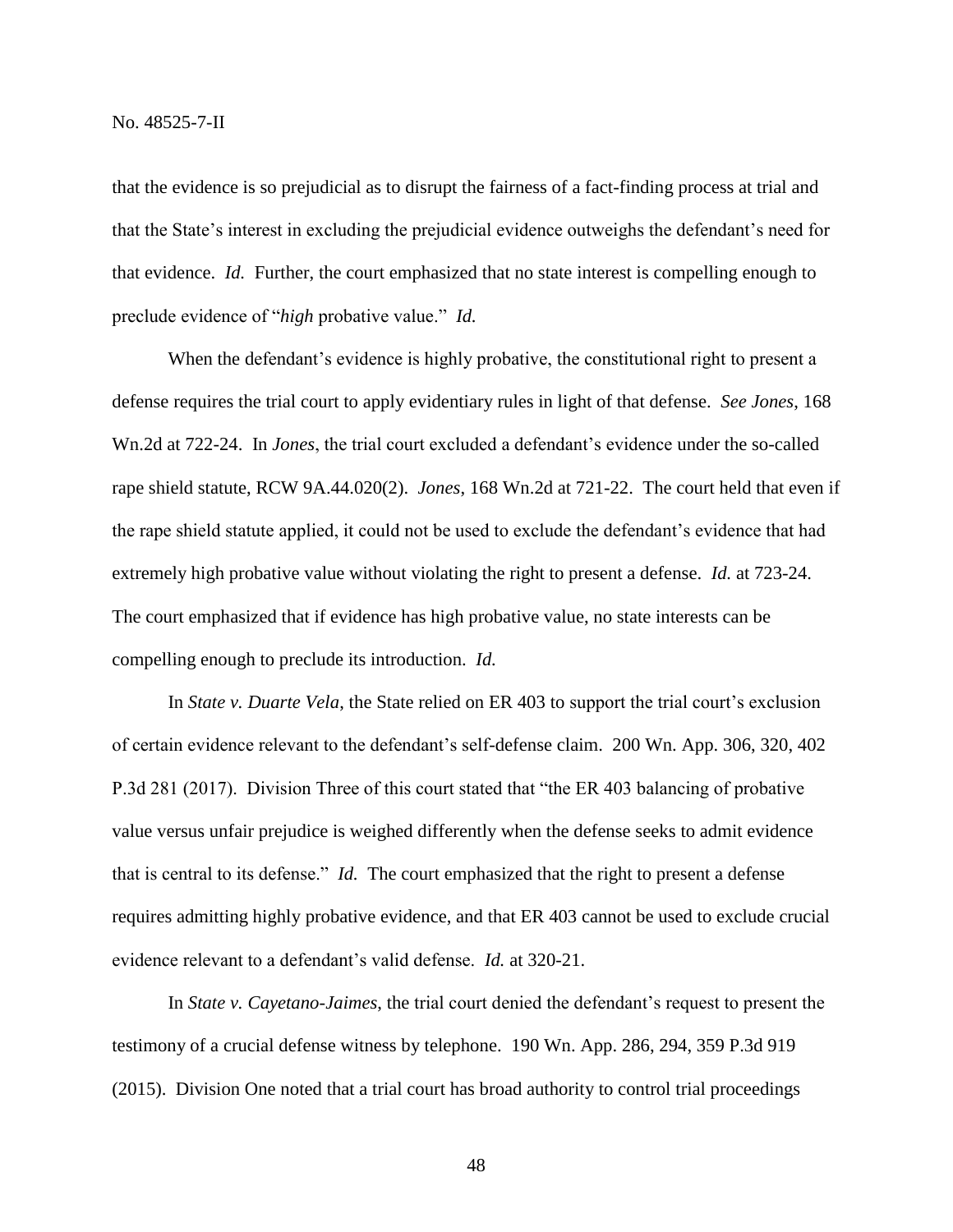that the evidence is so prejudicial as to disrupt the fairness of a fact-finding process at trial and that the State's interest in excluding the prejudicial evidence outweighs the defendant's need for that evidence. *Id.* Further, the court emphasized that no state interest is compelling enough to preclude evidence of "*high* probative value." *Id.*

When the defendant's evidence is highly probative, the constitutional right to present a defense requires the trial court to apply evidentiary rules in light of that defense. *See Jones*, 168 Wn.2d at 722-24. In *Jones*, the trial court excluded a defendant's evidence under the so-called rape shield statute, RCW 9A.44.020(2). *Jones*, 168 Wn.2d at 721-22. The court held that even if the rape shield statute applied, it could not be used to exclude the defendant's evidence that had extremely high probative value without violating the right to present a defense. *Id.* at 723-24. The court emphasized that if evidence has high probative value, no state interests can be compelling enough to preclude its introduction. *Id.*

In *State v. Duarte Vela*, the State relied on ER 403 to support the trial court's exclusion of certain evidence relevant to the defendant's self-defense claim. 200 Wn. App. 306, 320, 402 P.3d 281 (2017). Division Three of this court stated that "the ER 403 balancing of probative value versus unfair prejudice is weighed differently when the defense seeks to admit evidence that is central to its defense." *Id.* The court emphasized that the right to present a defense requires admitting highly probative evidence, and that ER 403 cannot be used to exclude crucial evidence relevant to a defendant's valid defense. *Id.* at 320-21.

In *State v. Cayetano-Jaimes*, the trial court denied the defendant's request to present the testimony of a crucial defense witness by telephone. 190 Wn. App. 286, 294, 359 P.3d 919 (2015). Division One noted that a trial court has broad authority to control trial proceedings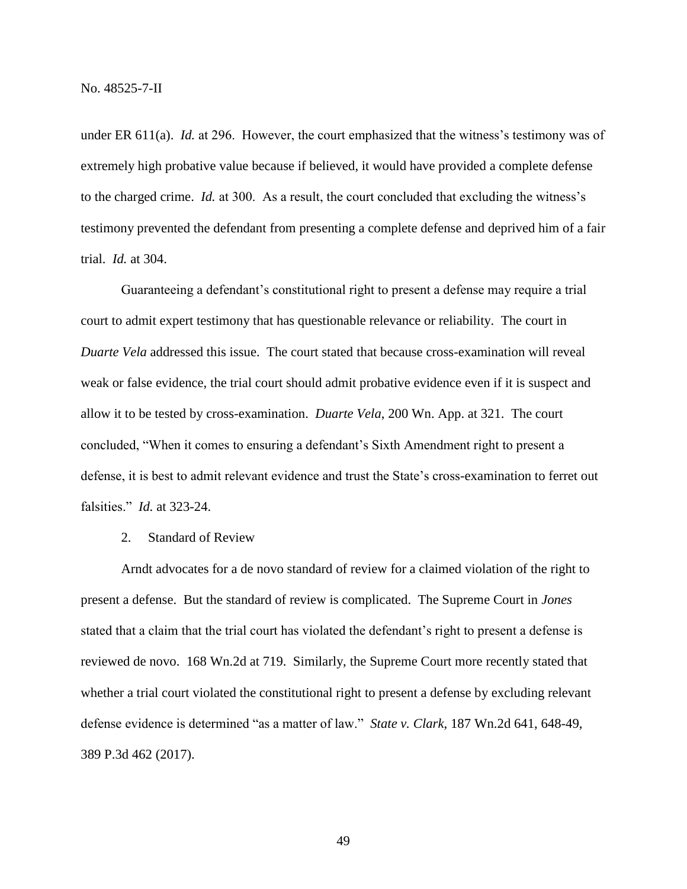under ER 611(a). *Id.* at 296. However, the court emphasized that the witness's testimony was of extremely high probative value because if believed, it would have provided a complete defense to the charged crime. *Id.* at 300. As a result, the court concluded that excluding the witness's testimony prevented the defendant from presenting a complete defense and deprived him of a fair trial. *Id.* at 304.

Guaranteeing a defendant's constitutional right to present a defense may require a trial court to admit expert testimony that has questionable relevance or reliability. The court in *Duarte Vela* addressed this issue. The court stated that because cross-examination will reveal weak or false evidence, the trial court should admit probative evidence even if it is suspect and allow it to be tested by cross-examination. *Duarte Vela*, 200 Wn. App. at 321. The court concluded, "When it comes to ensuring a defendant's Sixth Amendment right to present a defense, it is best to admit relevant evidence and trust the State's cross-examination to ferret out falsities." *Id.* at 323-24.

2. Standard of Review

Arndt advocates for a de novo standard of review for a claimed violation of the right to present a defense. But the standard of review is complicated. The Supreme Court in *Jones* stated that a claim that the trial court has violated the defendant's right to present a defense is reviewed de novo. 168 Wn.2d at 719. Similarly, the Supreme Court more recently stated that whether a trial court violated the constitutional right to present a defense by excluding relevant defense evidence is determined "as a matter of law." *State v. Clark*, 187 Wn.2d 641, 648-49, 389 P.3d 462 (2017).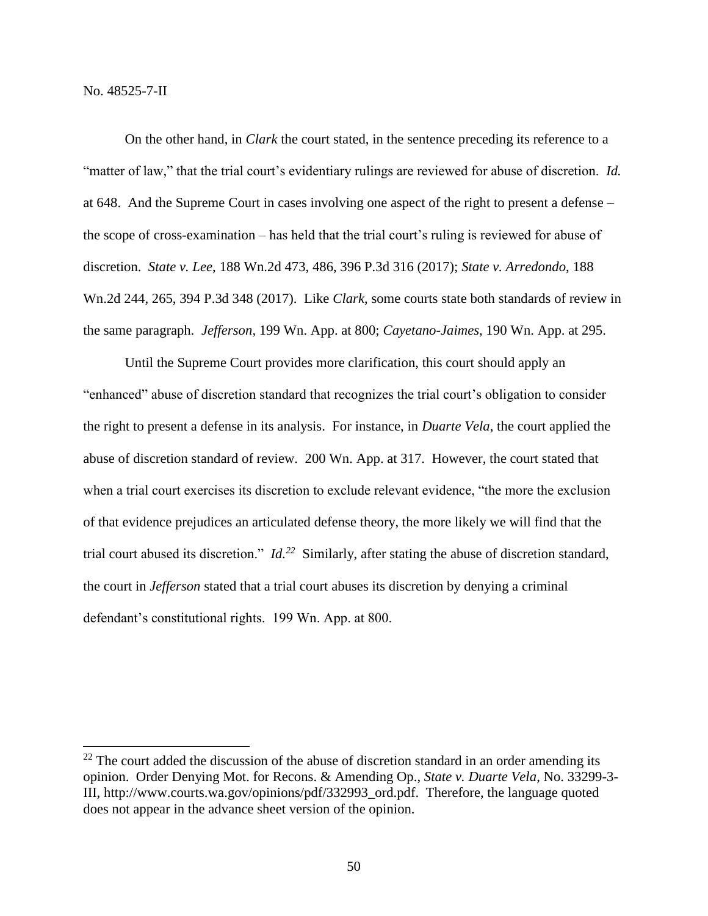On the other hand, in *Clark* the court stated, in the sentence preceding its reference to a "matter of law," that the trial court's evidentiary rulings are reviewed for abuse of discretion. *Id.* at 648. And the Supreme Court in cases involving one aspect of the right to present a defense – the scope of cross-examination – has held that the trial court's ruling is reviewed for abuse of discretion. *State v. Lee*, 188 Wn.2d 473, 486, 396 P.3d 316 (2017); *State v. Arredondo*, 188 Wn.2d 244, 265, 394 P.3d 348 (2017). Like *Clark*, some courts state both standards of review in the same paragraph. *Jefferson*, 199 Wn. App. at 800; *Cayetano-Jaimes*, 190 Wn. App. at 295.

Until the Supreme Court provides more clarification, this court should apply an "enhanced" abuse of discretion standard that recognizes the trial court's obligation to consider the right to present a defense in its analysis. For instance, in *Duarte Vela*, the court applied the abuse of discretion standard of review. 200 Wn. App. at 317. However, the court stated that when a trial court exercises its discretion to exclude relevant evidence, "the more the exclusion of that evidence prejudices an articulated defense theory, the more likely we will find that the trial court abused its discretion." *Id.*[22] Similarly, after stating the abuse of discretion standard, the court in *Jefferson* stated that a trial court abuses its discretion by denying a criminal defendant's constitutional rights. 199 Wn. App. at 800.

---

[22] The court added the discussion of the abuse of discretion standard in an order amending its opinion. Order Denying Mot. for Recons. & Amending Op., *State v. Duarte Vela*, No. 33299-3-III, http://www.courts.wa.gov/opinions/pdf/332993_ord.pdf. Therefore, the language quoted does not appear in the advance sheet version of the opinion.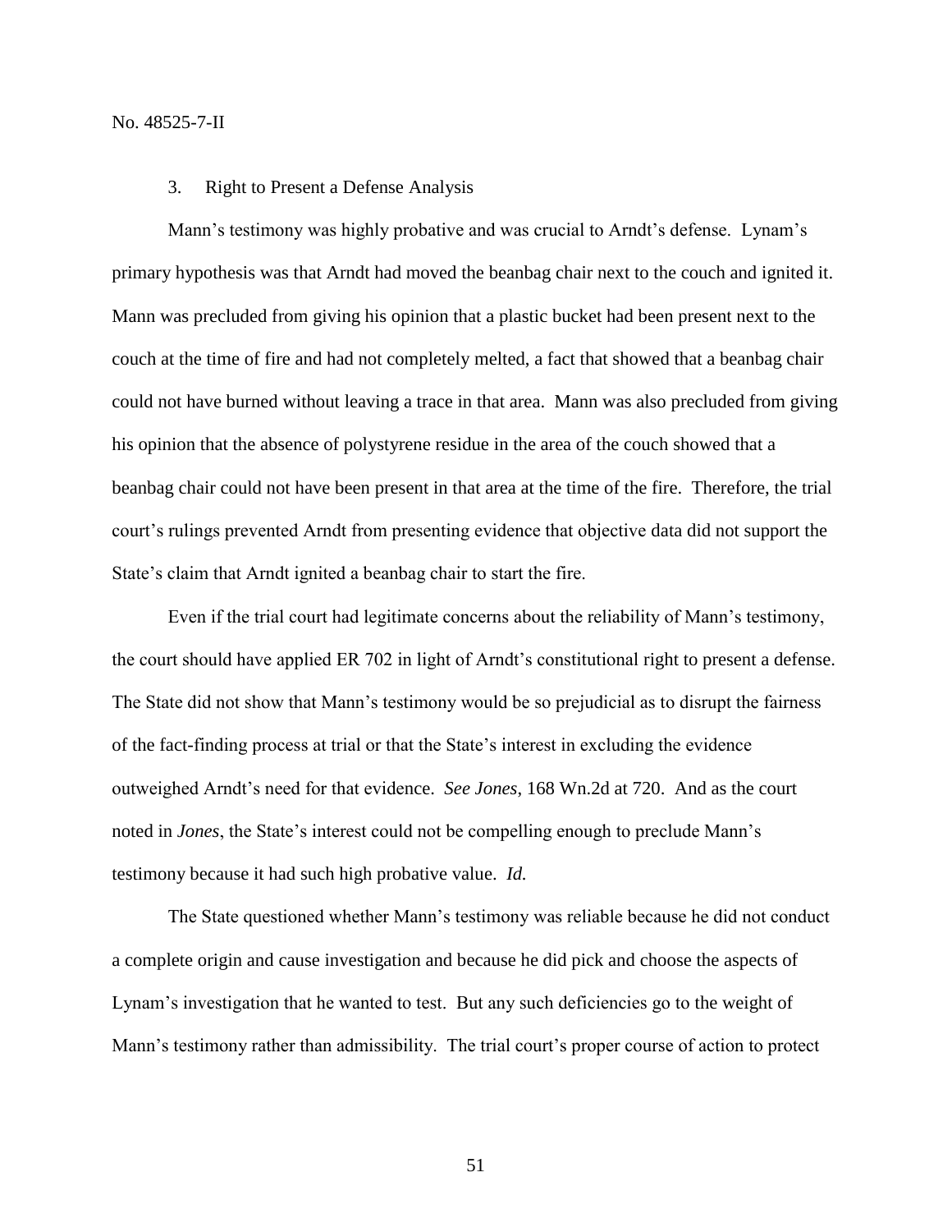3. Right to Present a Defense Analysis

Mann's testimony was highly probative and was crucial to Arndt's defense. Lynam's primary hypothesis was that Arndt had moved the beanbag chair next to the couch and ignited it. Mann was precluded from giving his opinion that a plastic bucket had been present next to the couch at the time of fire and had not completely melted, a fact that showed that a beanbag chair could not have burned without leaving a trace in that area. Mann was also precluded from giving his opinion that the absence of polystyrene residue in the area of the couch showed that a beanbag chair could not have been present in that area at the time of the fire. Therefore, the trial court's rulings prevented Arndt from presenting evidence that objective data did not support the State's claim that Arndt ignited a beanbag chair to start the fire.

Even if the trial court had legitimate concerns about the reliability of Mann's testimony, the court should have applied ER 702 in light of Arndt's constitutional right to present a defense. The State did not show that Mann's testimony would be so prejudicial as to disrupt the fairness of the fact-finding process at trial or that the State's interest in excluding the evidence outweighed Arndt's need for that evidence. *See Jones*, 168 Wn.2d at 720. And as the court noted in *Jones*, the State's interest could not be compelling enough to preclude Mann's testimony because it had such high probative value. *Id.*

The State questioned whether Mann's testimony was reliable because he did not conduct a complete origin and cause investigation and because he did pick and choose the aspects of Lynam's investigation that he wanted to test. But any such deficiencies go to the weight of Mann's testimony rather than admissibility. The trial court's proper course of action to protect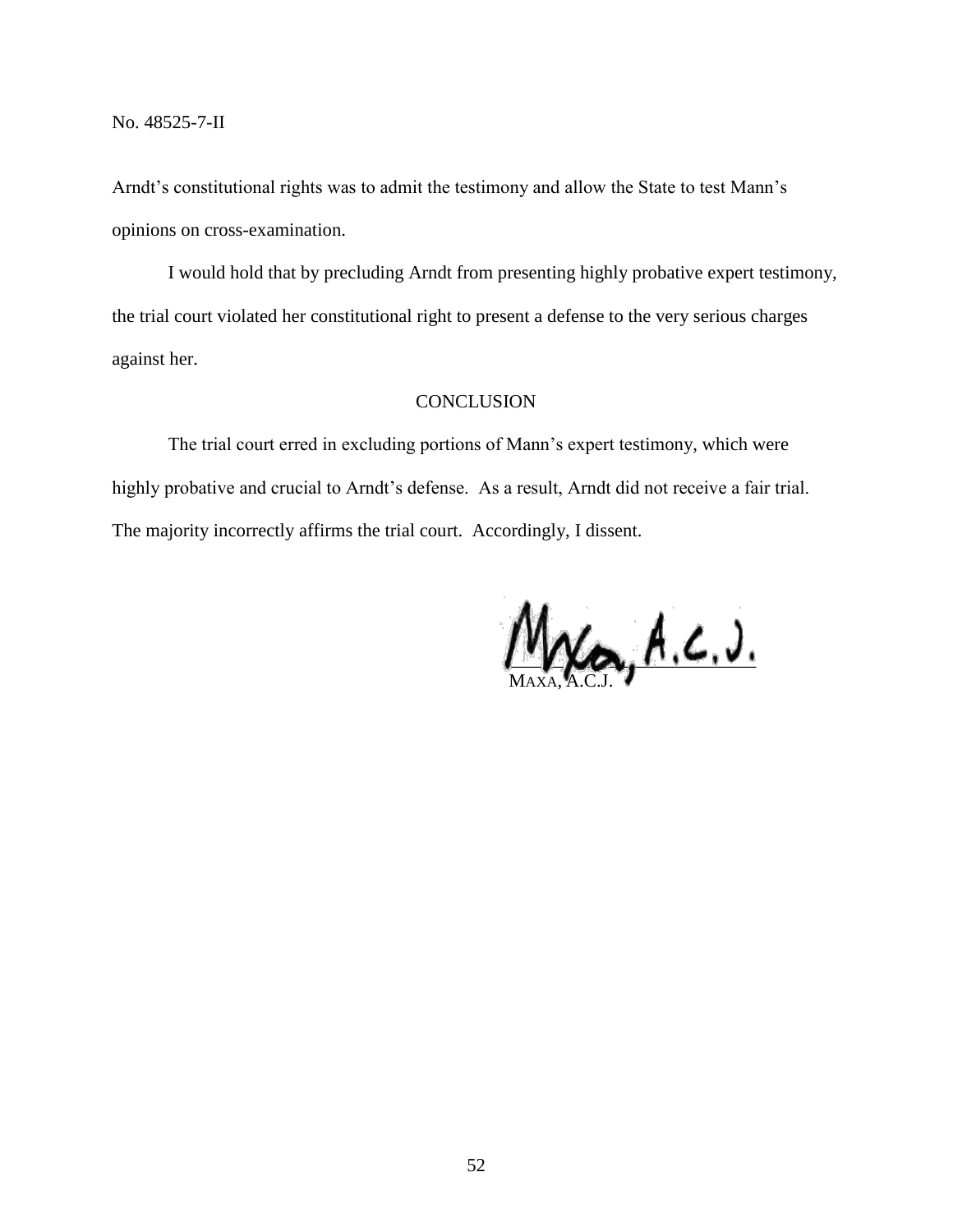Arndt's constitutional rights was to admit the testimony and allow the State to test Mann's opinions on cross-examination.

I would hold that by precluding Arndt from presenting highly probative expert testimony, the trial court violated her constitutional right to present a defense to the very serious charges against her.

## CONCLUSION

The trial court erred in excluding portions of Mann's expert testimony, which were highly probative and crucial to Arndt's defense. As a result, Arndt did not receive a fair trial. The majority incorrectly affirms the trial court. Accordingly, I dissent.

Maxa, A.C.J.

MAXA, A.C.J.